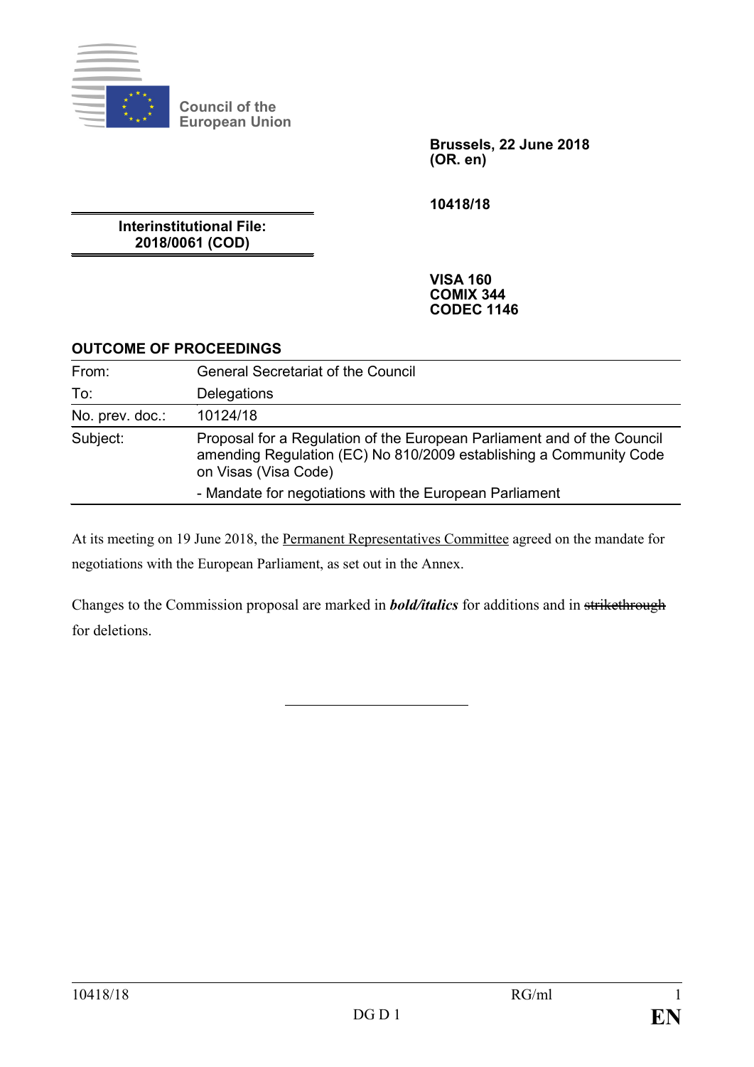Council of the European Union

**Brussels, 22 June 2018**
**(OR. en)**

**10418/18**

**Interinstitutional File:**
**2018/0061 (COD)**

**VISA 160**
**COMIX 344**
**CODEC 1146**

**OUTCOME OF PROCEEDINGS**

| | |
|---|---|
| From: | General Secretariat of the Council |
| To: | Delegations |
| No. prev. doc.: | 10124/18 |
| Subject: | Proposal for a Regulation of the European Parliament and of the Council amending Regulation (EC) No 810/2009 establishing a Community Code on Visas (Visa Code)<br>- Mandate for negotiations with the European Parliament |

At its meeting on 19 June 2018, the Permanent Representatives Committee agreed on the mandate for negotiations with the European Parliament, as set out in the Annex.

Changes to the Commission proposal are marked in ***bold/italics*** for additions and in ~~strikethrough~~ for deletions.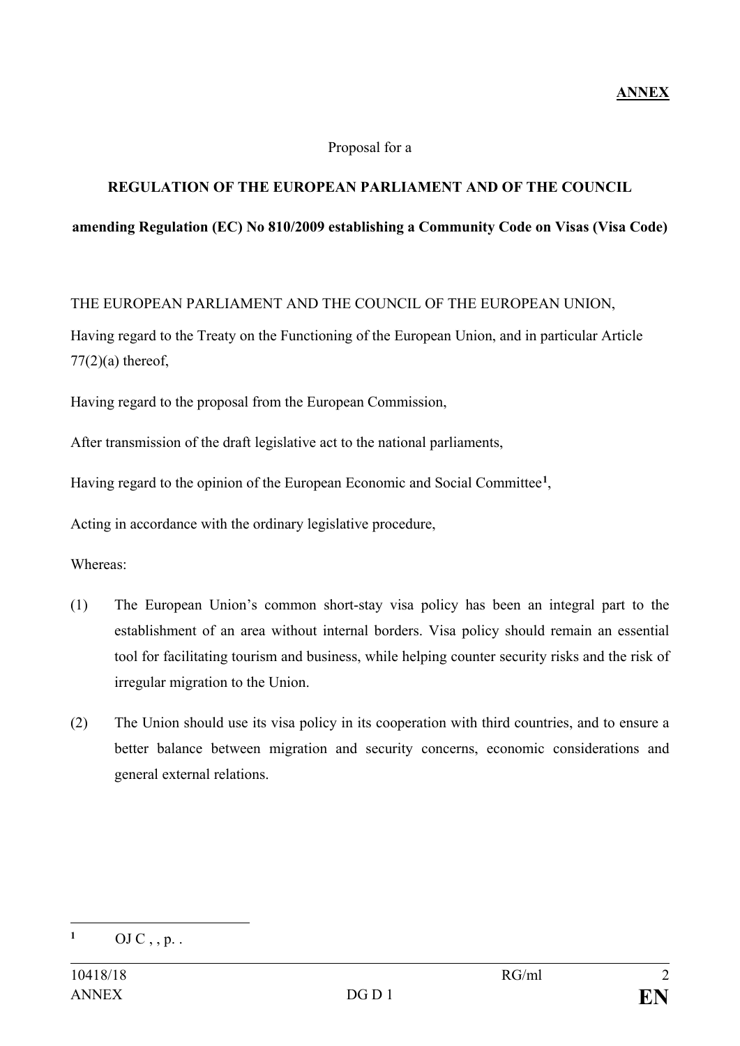**ANNEX**

Proposal for a

**REGULATION OF THE EUROPEAN PARLIAMENT AND OF THE COUNCIL**

**amending Regulation (EC) No 810/2009 establishing a Community Code on Visas (Visa Code)**

THE EUROPEAN PARLIAMENT AND THE COUNCIL OF THE EUROPEAN UNION,

Having regard to the Treaty on the Functioning of the European Union, and in particular Article 77(2)(a) thereof,

Having regard to the proposal from the European Commission,

After transmission of the draft legislative act to the national parliaments,

Having regard to the opinion of the European Economic and Social Committee[1],

Acting in accordance with the ordinary legislative procedure,

Whereas:

(1) The European Union's common short-stay visa policy has been an integral part to the establishment of an area without internal borders. Visa policy should remain an essential tool for facilitating tourism and business, while helping counter security risks and the risk of irregular migration to the Union.

(2) The Union should use its visa policy in its cooperation with third countries, and to ensure a better balance between migration and security concerns, economic considerations and general external relations.

---

[1] OJ C , , p. .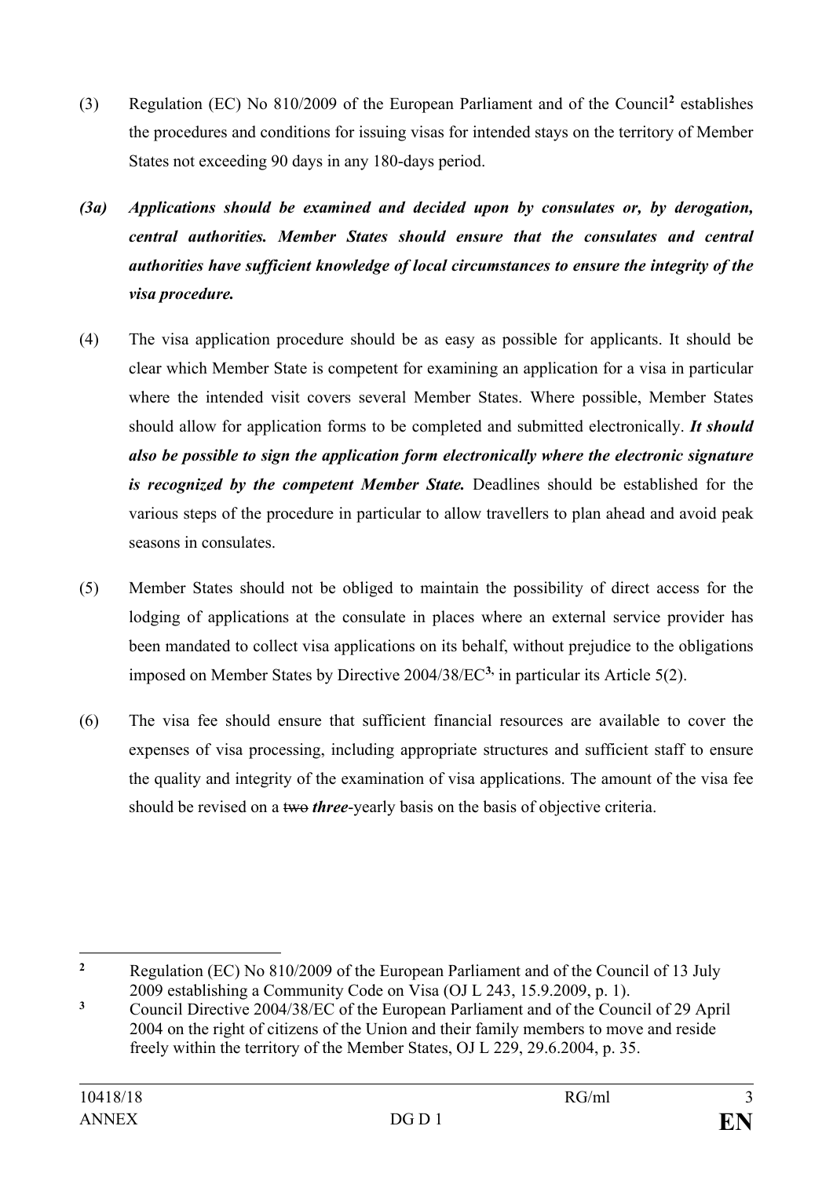(3) Regulation (EC) No 810/2009 of the European Parliament and of the Council[2] establishes the procedures and conditions for issuing visas for intended stays on the territory of Member States not exceeding 90 days in any 180-days period.

***(3a) Applications should be examined and decided upon by consulates or, by derogation, central authorities. Member States should ensure that the consulates and central authorities have sufficient knowledge of local circumstances to ensure the integrity of the visa procedure.***

(4) The visa application procedure should be as easy as possible for applicants. It should be clear which Member State is competent for examining an application for a visa in particular where the intended visit covers several Member States. Where possible, Member States should allow for application forms to be completed and submitted electronically. ***It should also be possible to sign the application form electronically where the electronic signature is recognized by the competent Member State.*** Deadlines should be established for the various steps of the procedure in particular to allow travellers to plan ahead and avoid peak seasons in consulates.

(5) Member States should not be obliged to maintain the possibility of direct access for the lodging of applications at the consulate in places where an external service provider has been mandated to collect visa applications on its behalf, without prejudice to the obligations imposed on Member States by Directive 2004/38/EC[3], in particular its Article 5(2).

(6) The visa fee should ensure that sufficient financial resources are available to cover the expenses of visa processing, including appropriate structures and sufficient staff to ensure the quality and integrity of the examination of visa applications. The amount of the visa fee should be revised on a ~~two~~ ***three***-yearly basis on the basis of objective criteria.

---

[2] Regulation (EC) No 810/2009 of the European Parliament and of the Council of 13 July 2009 establishing a Community Code on Visa (OJ L 243, 15.9.2009, p. 1).

[3] Council Directive 2004/38/EC of the European Parliament and of the Council of 29 April 2004 on the right of citizens of the Union and their family members to move and reside freely within the territory of the Member States, OJ L 229, 29.6.2004, p. 35.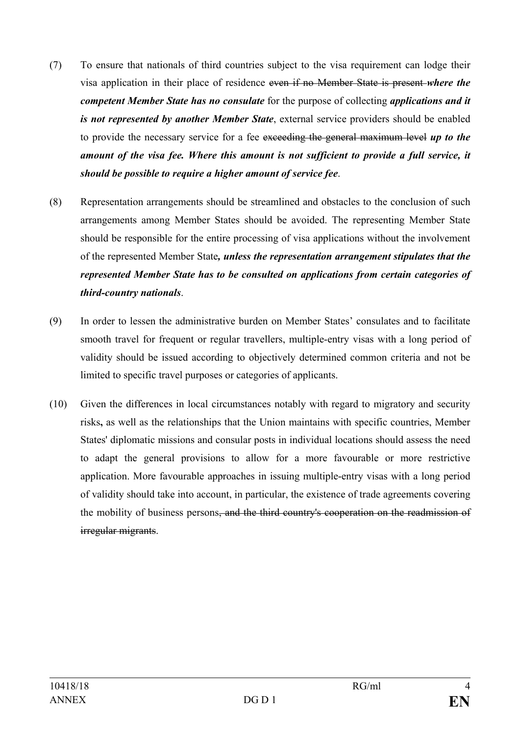(7) To ensure that nationals of third countries subject to the visa requirement can lodge their visa application in their place of residence ~~even if no Member State is present~~ ***where the competent Member State has no consulate*** for the purpose of collecting ***applications and it is not represented by another Member State***, external service providers should be enabled to provide the necessary service for a fee ~~exceeding the general maximum level~~ ***up to the amount of the visa fee. Where this amount is not sufficient to provide a full service, it should be possible to require a higher amount of service fee***.

(8) Representation arrangements should be streamlined and obstacles to the conclusion of such arrangements among Member States should be avoided. The representing Member State should be responsible for the entire processing of visa applications without the involvement of the represented Member State***, unless the representation arrangement stipulates that the represented Member State has to be consulted on applications from certain categories of third-country nationals***.

(9) In order to lessen the administrative burden on Member States' consulates and to facilitate smooth travel for frequent or regular travellers, multiple-entry visas with a long period of validity should be issued according to objectively determined common criteria and not be limited to specific travel purposes or categories of applicants.

(10) Given the differences in local circumstances notably with regard to migratory and security risks**,** as well as the relationships that the Union maintains with specific countries, Member States' diplomatic missions and consular posts in individual locations should assess the need to adapt the general provisions to allow for a more favourable or more restrictive application. More favourable approaches in issuing multiple-entry visas with a long period of validity should take into account, in particular, the existence of trade agreements covering the mobility of business persons~~, and the third country's cooperation on the readmission of irregular migrants~~.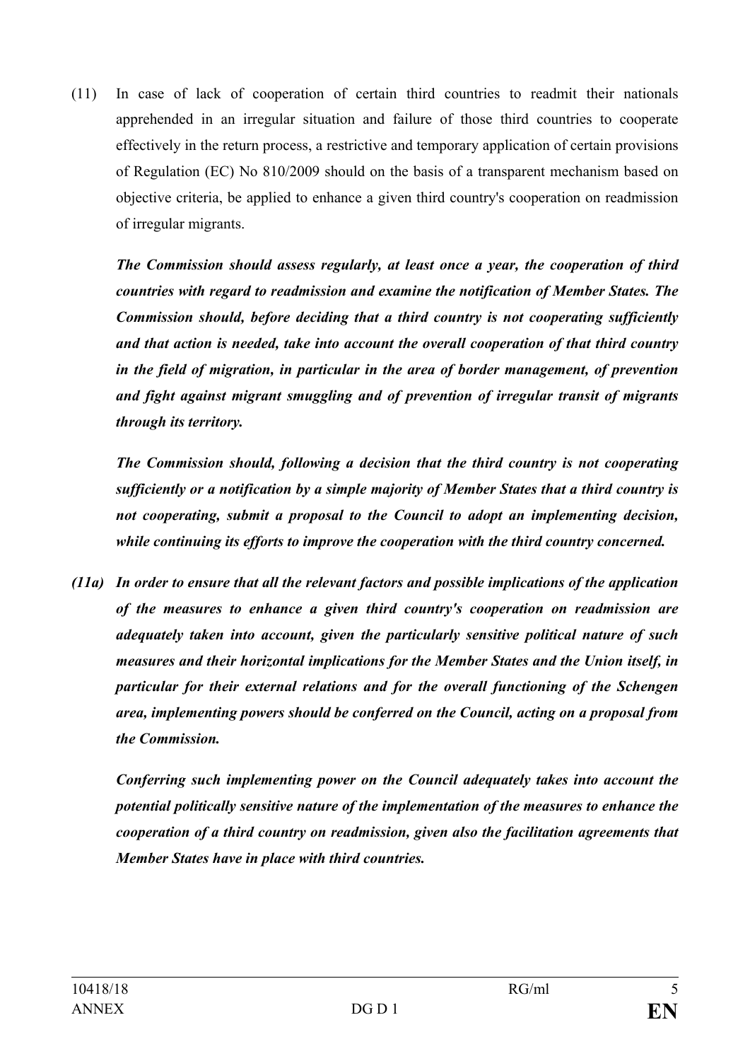(11) In case of lack of cooperation of certain third countries to readmit their nationals apprehended in an irregular situation and failure of those third countries to cooperate effectively in the return process, a restrictive and temporary application of certain provisions of Regulation (EC) No 810/2009 should on the basis of a transparent mechanism based on objective criteria, be applied to enhance a given third country's cooperation on readmission of irregular migrants.

***The Commission should assess regularly, at least once a year, the cooperation of third countries with regard to readmission and examine the notification of Member States. The Commission should, before deciding that a third country is not cooperating sufficiently and that action is needed, take into account the overall cooperation of that third country in the field of migration, in particular in the area of border management, of prevention and fight against migrant smuggling and of prevention of irregular transit of migrants through its territory.***

***The Commission should, following a decision that the third country is not cooperating sufficiently or a notification by a simple majority of Member States that a third country is not cooperating, submit a proposal to the Council to adopt an implementing decision, while continuing its efforts to improve the cooperation with the third country concerned.***

***(11a) In order to ensure that all the relevant factors and possible implications of the application of the measures to enhance a given third country's cooperation on readmission are adequately taken into account, given the particularly sensitive political nature of such measures and their horizontal implications for the Member States and the Union itself, in particular for their external relations and for the overall functioning of the Schengen area, implementing powers should be conferred on the Council, acting on a proposal from the Commission.***

***Conferring such implementing power on the Council adequately takes into account the potential politically sensitive nature of the implementation of the measures to enhance the cooperation of a third country on readmission, given also the facilitation agreements that Member States have in place with third countries.***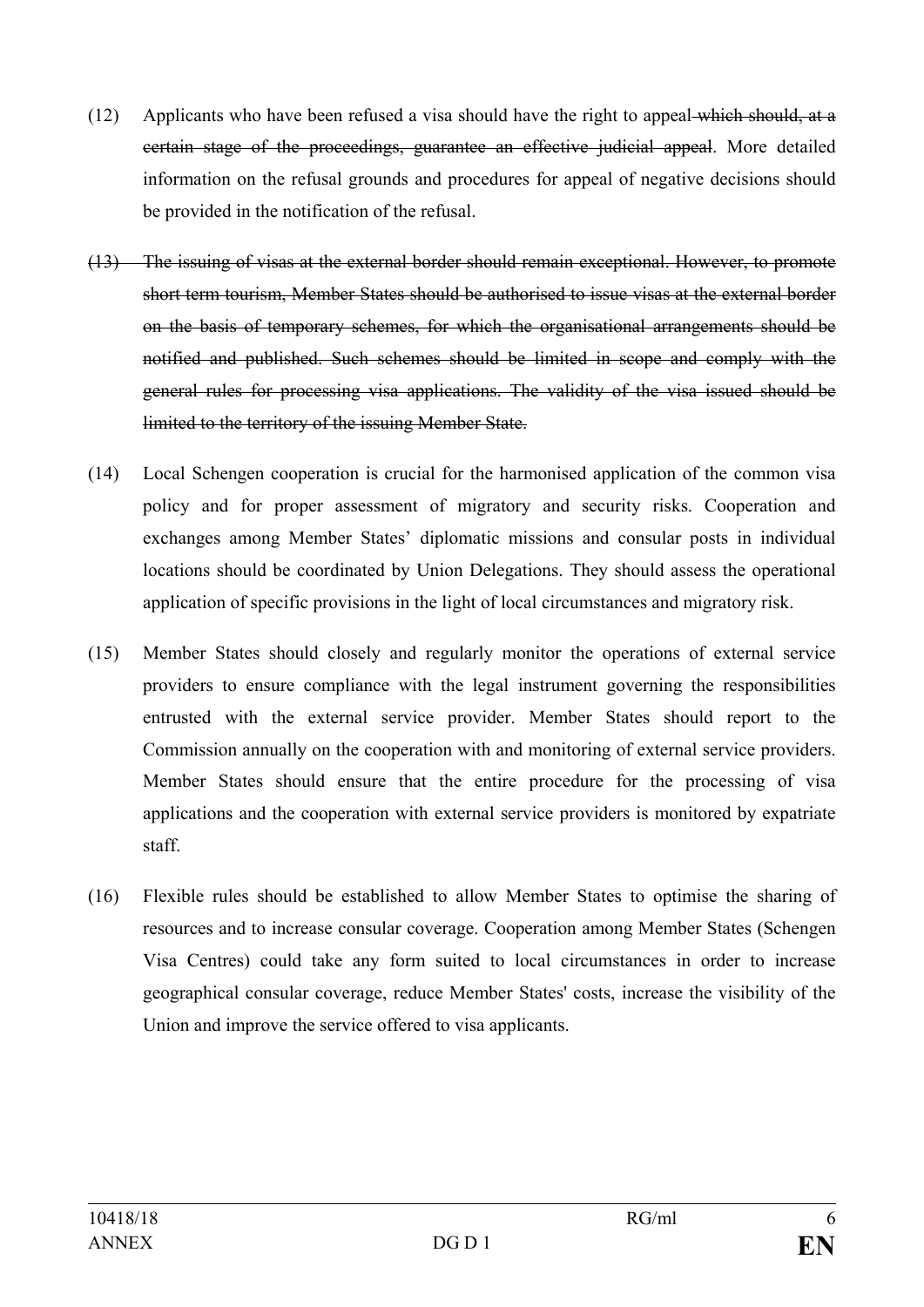(12) Applicants who have been refused a visa should have the right to appeal ~~which should, at a certain stage of the proceedings, guarantee an effective judicial appeal~~. More detailed information on the refusal grounds and procedures for appeal of negative decisions should be provided in the notification of the refusal.

~~(13) The issuing of visas at the external border should remain exceptional. However, to promote short term tourism, Member States should be authorised to issue visas at the external border on the basis of temporary schemes, for which the organisational arrangements should be notified and published. Such schemes should be limited in scope and comply with the general rules for processing visa applications. The validity of the visa issued should be limited to the territory of the issuing Member State.~~

(14) Local Schengen cooperation is crucial for the harmonised application of the common visa policy and for proper assessment of migratory and security risks. Cooperation and exchanges among Member States' diplomatic missions and consular posts in individual locations should be coordinated by Union Delegations. They should assess the operational application of specific provisions in the light of local circumstances and migratory risk.

(15) Member States should closely and regularly monitor the operations of external service providers to ensure compliance with the legal instrument governing the responsibilities entrusted with the external service provider. Member States should report to the Commission annually on the cooperation with and monitoring of external service providers. Member States should ensure that the entire procedure for the processing of visa applications and the cooperation with external service providers is monitored by expatriate staff.

(16) Flexible rules should be established to allow Member States to optimise the sharing of resources and to increase consular coverage. Cooperation among Member States (Schengen Visa Centres) could take any form suited to local circumstances in order to increase geographical consular coverage, reduce Member States' costs, increase the visibility of the Union and improve the service offered to visa applicants.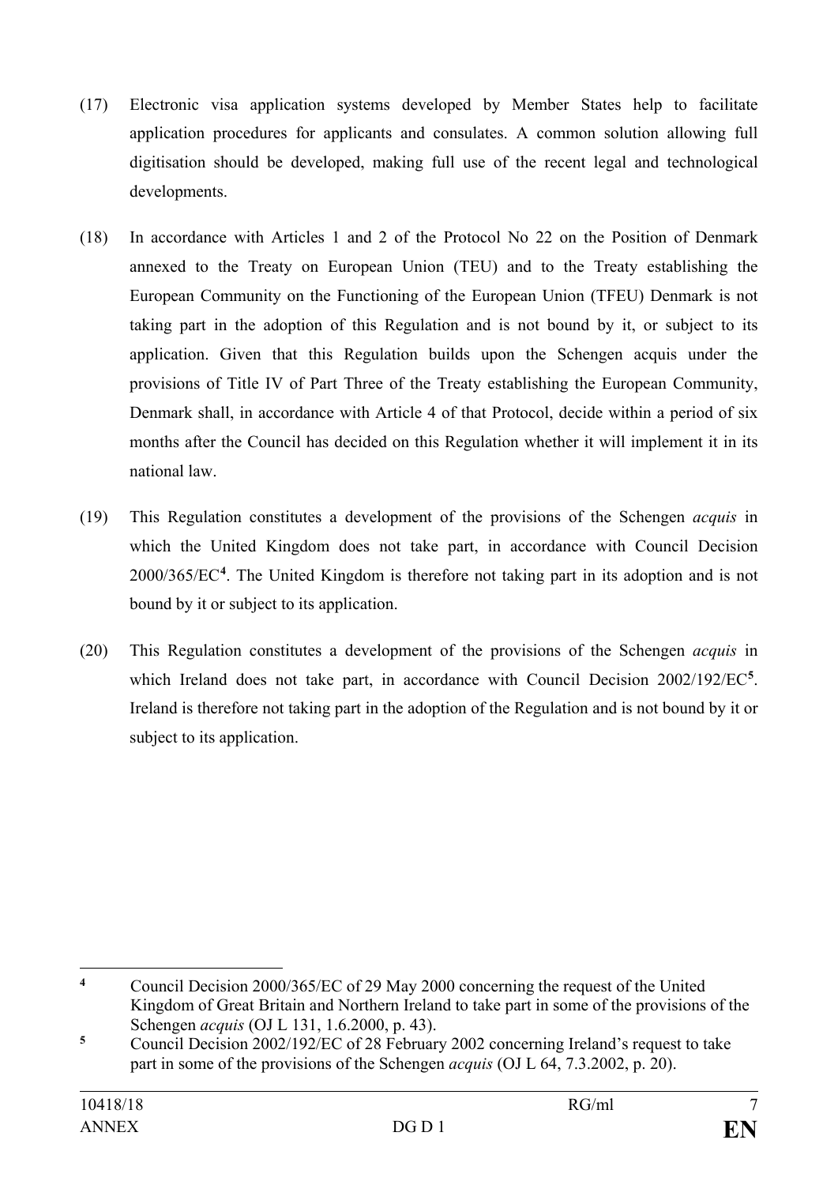(17) Electronic visa application systems developed by Member States help to facilitate application procedures for applicants and consulates. A common solution allowing full digitisation should be developed, making full use of the recent legal and technological developments.

(18) In accordance with Articles 1 and 2 of the Protocol No 22 on the Position of Denmark annexed to the Treaty on European Union (TEU) and to the Treaty establishing the European Community on the Functioning of the European Union (TFEU) Denmark is not taking part in the adoption of this Regulation and is not bound by it, or subject to its application. Given that this Regulation builds upon the Schengen acquis under the provisions of Title IV of Part Three of the Treaty establishing the European Community, Denmark shall, in accordance with Article 4 of that Protocol, decide within a period of six months after the Council has decided on this Regulation whether it will implement it in its national law.

(19) This Regulation constitutes a development of the provisions of the Schengen *acquis* in which the United Kingdom does not take part, in accordance with Council Decision 2000/365/EC[4]. The United Kingdom is therefore not taking part in its adoption and is not bound by it or subject to its application.

(20) This Regulation constitutes a development of the provisions of the Schengen *acquis* in which Ireland does not take part, in accordance with Council Decision 2002/192/EC[5]. Ireland is therefore not taking part in the adoption of the Regulation and is not bound by it or subject to its application.

---

[4] Council Decision 2000/365/EC of 29 May 2000 concerning the request of the United Kingdom of Great Britain and Northern Ireland to take part in some of the provisions of the Schengen *acquis* (OJ L 131, 1.6.2000, p. 43).

[5] Council Decision 2002/192/EC of 28 February 2002 concerning Ireland's request to take part in some of the provisions of the Schengen *acquis* (OJ L 64, 7.3.2002, p. 20).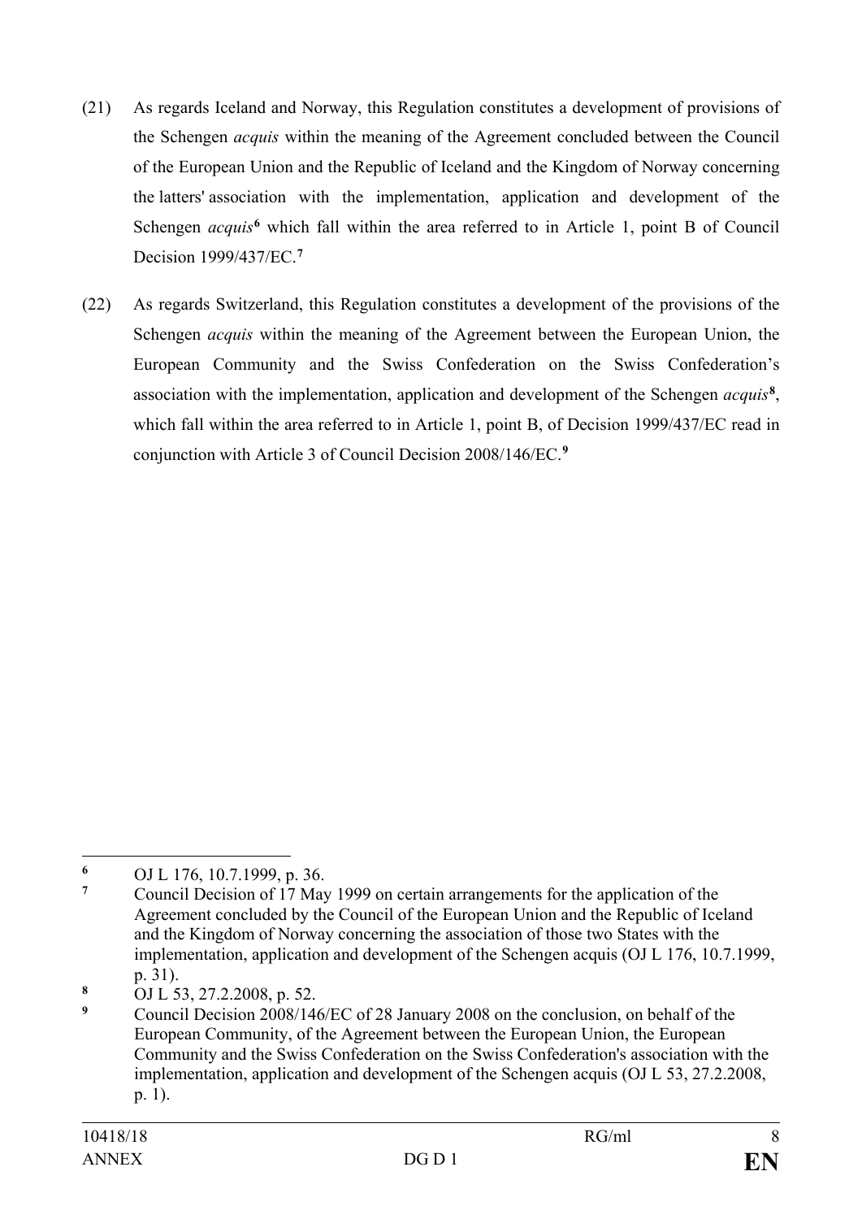(21) As regards Iceland and Norway, this Regulation constitutes a development of provisions of the Schengen *acquis* within the meaning of the Agreement concluded between the Council of the European Union and the Republic of Iceland and the Kingdom of Norway concerning the latters' association with the implementation, application and development of the Schengen *acquis*[6] which fall within the area referred to in Article 1, point B of Council Decision 1999/437/EC.[7]

(22) As regards Switzerland, this Regulation constitutes a development of the provisions of the Schengen *acquis* within the meaning of the Agreement between the European Union, the European Community and the Swiss Confederation on the Swiss Confederation's association with the implementation, application and development of the Schengen *acquis*[8], which fall within the area referred to in Article 1, point B, of Decision 1999/437/EC read in conjunction with Article 3 of Council Decision 2008/146/EC.[9]

---

[6] OJ L 176, 10.7.1999, p. 36.

[7] Council Decision of 17 May 1999 on certain arrangements for the application of the Agreement concluded by the Council of the European Union and the Republic of Iceland and the Kingdom of Norway concerning the association of those two States with the implementation, application and development of the Schengen acquis (OJ L 176, 10.7.1999, p. 31).

[8] OJ L 53, 27.2.2008, p. 52.

[9] Council Decision 2008/146/EC of 28 January 2008 on the conclusion, on behalf of the European Community, of the Agreement between the European Union, the European Community and the Swiss Confederation on the Swiss Confederation's association with the implementation, application and development of the Schengen acquis (OJ L 53, 27.2.2008, p. 1).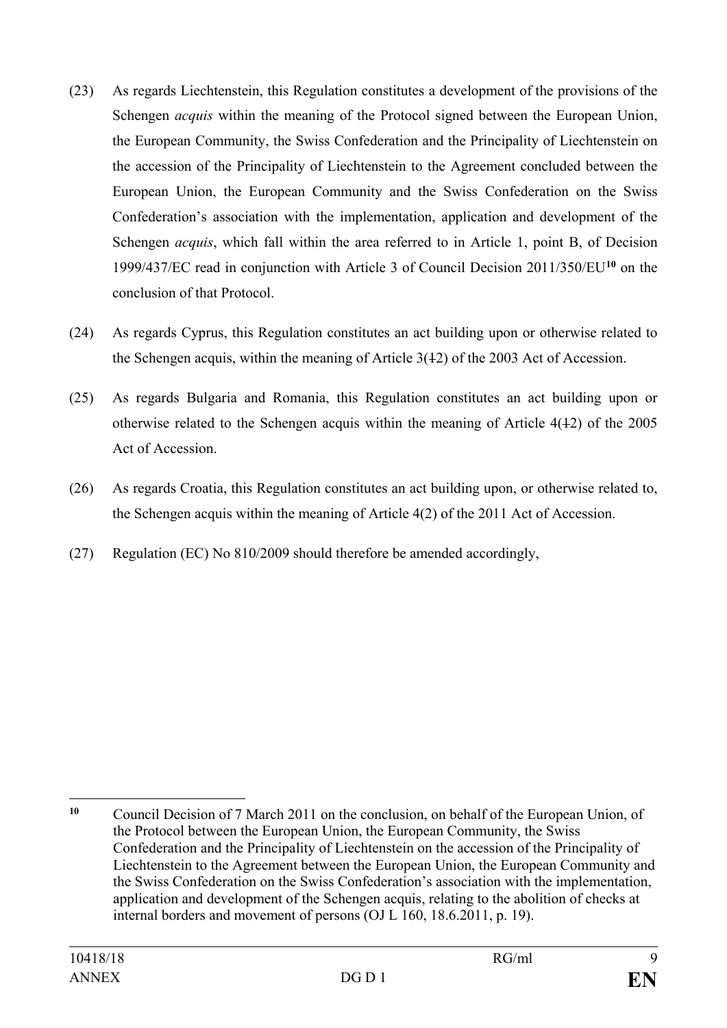(23) As regards Liechtenstein, this Regulation constitutes a development of the provisions of the Schengen *acquis* within the meaning of the Protocol signed between the European Union, the European Community, the Swiss Confederation and the Principality of Liechtenstein on the accession of the Principality of Liechtenstein to the Agreement concluded between the European Union, the European Community and the Swiss Confederation on the Swiss Confederation's association with the implementation, application and development of the Schengen *acquis*, which fall within the area referred to in Article 1, point B, of Decision 1999/437/EC read in conjunction with Article 3 of Council Decision 2011/350/EU[10] on the conclusion of that Protocol.

(24) As regards Cyprus, this Regulation constitutes an act building upon or otherwise related to the Schengen acquis, within the meaning of Article 3(~~1~~2) of the 2003 Act of Accession.

(25) As regards Bulgaria and Romania, this Regulation constitutes an act building upon or otherwise related to the Schengen acquis within the meaning of Article 4(~~1~~2) of the 2005 Act of Accession.

(26) As regards Croatia, this Regulation constitutes an act building upon, or otherwise related to, the Schengen acquis within the meaning of Article 4(2) of the 2011 Act of Accession.

(27) Regulation (EC) No 810/2009 should therefore be amended accordingly,

---

[10] Council Decision of 7 March 2011 on the conclusion, on behalf of the European Union, of the Protocol between the European Union, the European Community, the Swiss Confederation and the Principality of Liechtenstein on the accession of the Principality of Liechtenstein to the Agreement between the European Union, the European Community and the Swiss Confederation on the Swiss Confederation's association with the implementation, application and development of the Schengen acquis, relating to the abolition of checks at internal borders and movement of persons (OJ L 160, 18.6.2011, p. 19).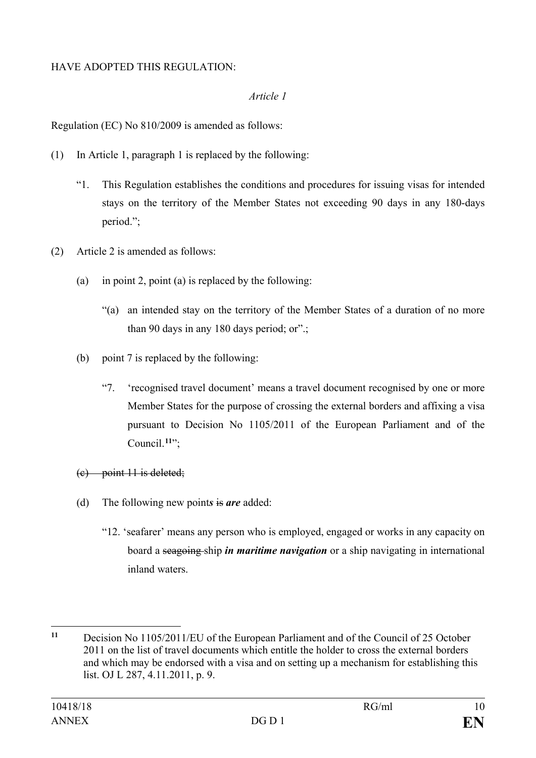HAVE ADOPTED THIS REGULATION:

*Article 1*

Regulation (EC) No 810/2009 is amended as follows:

(1) In Article 1, paragraph 1 is replaced by the following:

"1. This Regulation establishes the conditions and procedures for issuing visas for intended stays on the territory of the Member States not exceeding 90 days in any 180-days period.";

(2) Article 2 is amended as follows:

(a) in point 2, point (a) is replaced by the following:

"(a) an intended stay on the territory of the Member States of a duration of no more than 90 days in any 180 days period; or".;

(b) point 7 is replaced by the following:

"7. 'recognised travel document' means a travel document recognised by one or more Member States for the purpose of crossing the external borders and affixing a visa pursuant to Decision No 1105/2011 of the European Parliament and of the Council.[11]";

~~(c) point 11 is deleted;~~

(d) The following new point***s*** ~~is~~ ***are*** added:

"12. 'seafarer' means any person who is employed, engaged or works in any capacity on board a ~~seagoing~~ ship ***in maritime navigation*** or a ship navigating in international inland waters.

---

[11] Decision No 1105/2011/EU of the European Parliament and of the Council of 25 October 2011 on the list of travel documents which entitle the holder to cross the external borders and which may be endorsed with a visa and on setting up a mechanism for establishing this list. OJ L 287, 4.11.2011, p. 9.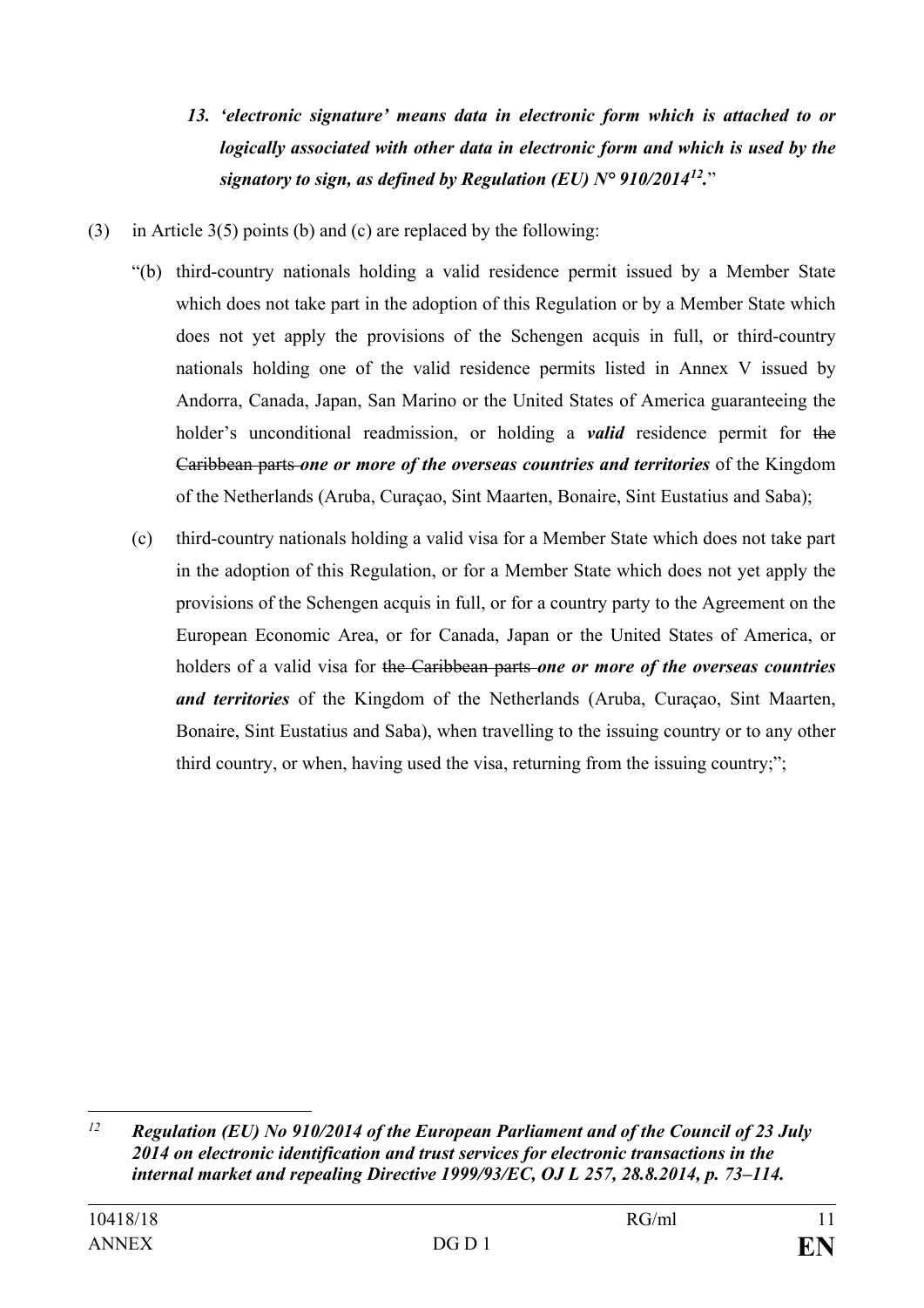*13. **'electronic signature' means data in electronic form which is attached to or logically associated with other data in electronic form and which is used by the signatory to sign, as defined by Regulation (EU) N° 910/2014[12].***"

(3) in Article 3(5) points (b) and (c) are replaced by the following:

"(b) third-country nationals holding a valid residence permit issued by a Member State which does not take part in the adoption of this Regulation or by a Member State which does not yet apply the provisions of the Schengen acquis in full, or third-country nationals holding one of the valid residence permits listed in Annex V issued by Andorra, Canada, Japan, San Marino or the United States of America guaranteeing the holder's unconditional readmission, or holding a ***valid*** residence permit for ~~the Caribbean parts~~ ***one or more of the overseas countries and territories*** of the Kingdom of the Netherlands (Aruba, Curaçao, Sint Maarten, Bonaire, Sint Eustatius and Saba);

(c) third-country nationals holding a valid visa for a Member State which does not take part in the adoption of this Regulation, or for a Member State which does not yet apply the provisions of the Schengen acquis in full, or for a country party to the Agreement on the European Economic Area, or for Canada, Japan or the United States of America, or holders of a valid visa for ~~the Caribbean parts~~ ***one or more of the overseas countries and territories*** of the Kingdom of the Netherlands (Aruba, Curaçao, Sint Maarten, Bonaire, Sint Eustatius and Saba), when travelling to the issuing country or to any other third country, or when, having used the visa, returning from the issuing country;";

---

[12] ***Regulation (EU) No 910/2014 of the European Parliament and of the Council of 23 July 2014 on electronic identification and trust services for electronic transactions in the internal market and repealing Directive 1999/93/EC, OJ L 257, 28.8.2014, p. 73–114.***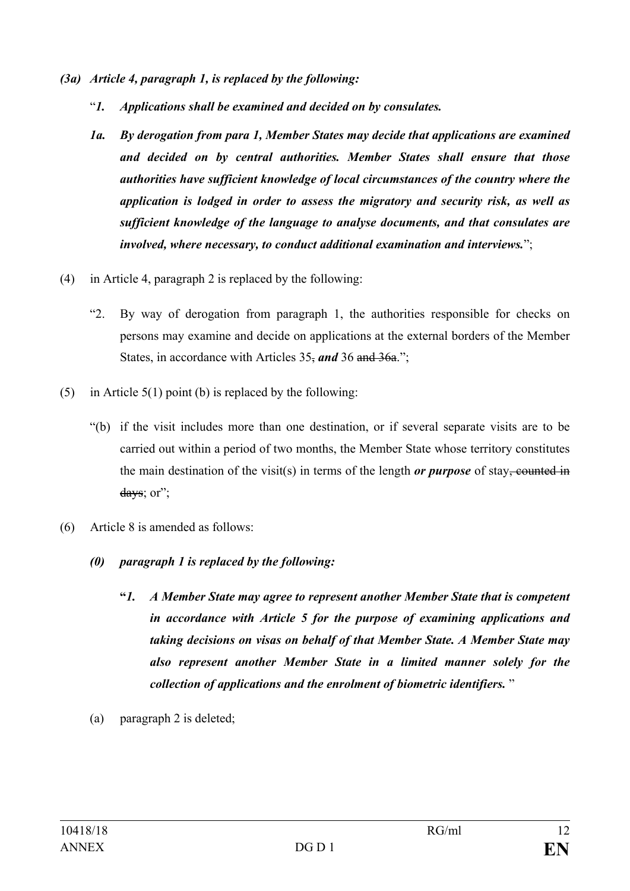*(3a) Article 4, paragraph 1, is replaced by the following:*

"*1. Applications shall be examined and decided on by consulates.*

*1a. By derogation from para 1, Member States may decide that applications are examined and decided on by central authorities. Member States shall ensure that those authorities have sufficient knowledge of local circumstances of the country where the application is lodged in order to assess the migratory and security risk, as well as sufficient knowledge of the language to analyse documents, and that consulates are involved, where necessary, to conduct additional examination and interviews.*";

(4) in Article 4, paragraph 2 is replaced by the following:

"2. By way of derogation from paragraph 1, the authorities responsible for checks on persons may examine and decide on applications at the external borders of the Member States, in accordance with Articles 35~~,~~ ***and*** 36 ~~and 36a~~.";

(5) in Article 5(1) point (b) is replaced by the following:

"(b) if the visit includes more than one destination, or if several separate visits are to be carried out within a period of two months, the Member State whose territory constitutes the main destination of the visit(s) in terms of the length ***or purpose*** of stay~~, counted in days~~; or";

(6) Article 8 is amended as follows:

*(0) paragraph 1 is replaced by the following:*

"*1. A Member State may agree to represent another Member State that is competent in accordance with Article 5 for the purpose of examining applications and taking decisions on visas on behalf of that Member State. A Member State may also represent another Member State in a limited manner solely for the collection of applications and the enrolment of biometric identifiers.* "

(a) paragraph 2 is deleted;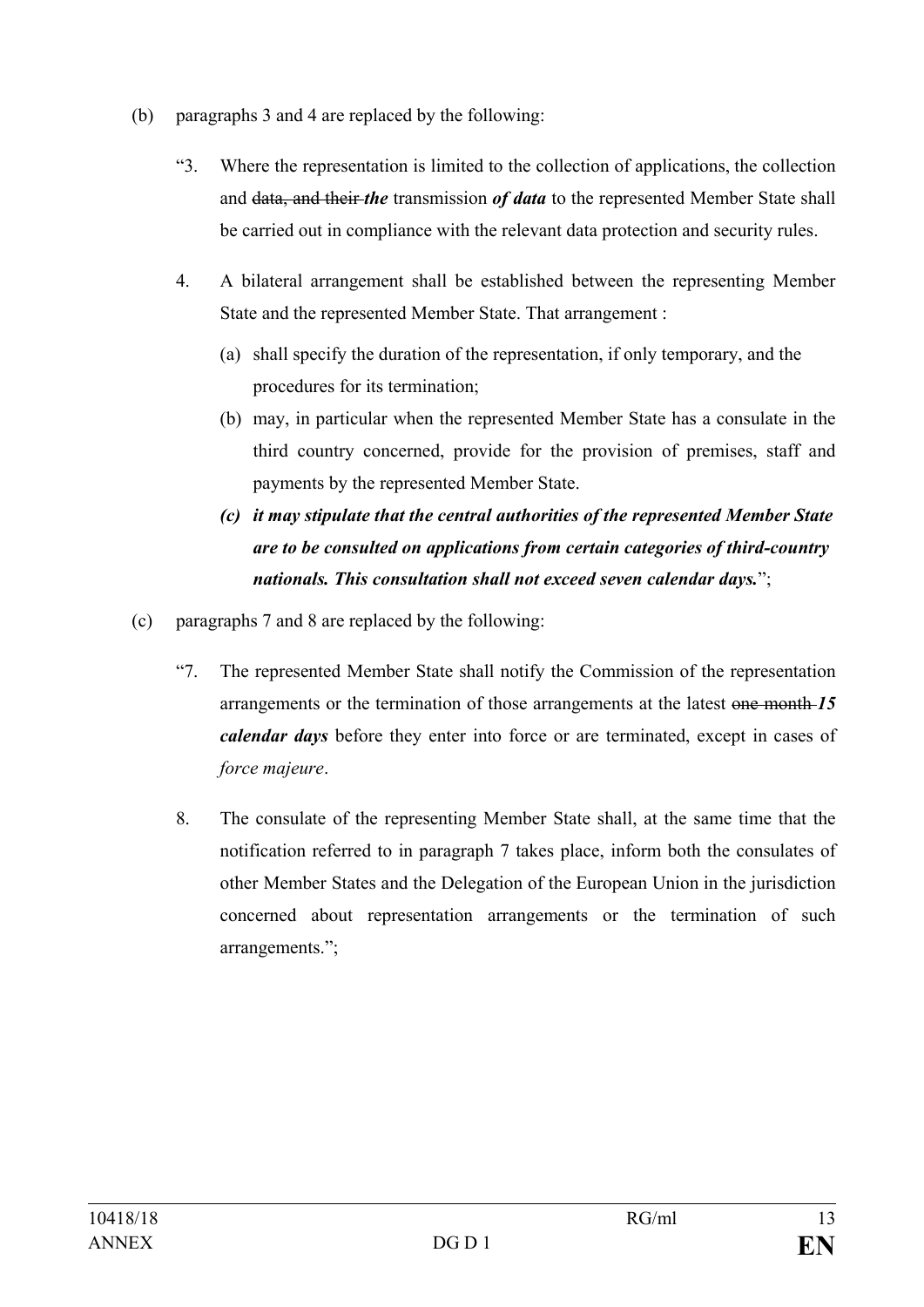(b) paragraphs 3 and 4 are replaced by the following:

"3. Where the representation is limited to the collection of applications, the collection and ~~data, and their~~ ***the*** transmission ***of data*** to the represented Member State shall be carried out in compliance with the relevant data protection and security rules.

4. A bilateral arrangement shall be established between the representing Member State and the represented Member State. That arrangement :

   (a) shall specify the duration of the representation, if only temporary, and the procedures for its termination;

   (b) may, in particular when the represented Member State has a consulate in the third country concerned, provide for the provision of premises, staff and payments by the represented Member State.

   ***(c) it may stipulate that the central authorities of the represented Member State are to be consulted on applications from certain categories of third-country nationals. This consultation shall not exceed seven calendar days.***";

(c) paragraphs 7 and 8 are replaced by the following:

"7. The represented Member State shall notify the Commission of the representation arrangements or the termination of those arrangements at the latest ~~one month~~ ***15 calendar days*** before they enter into force or are terminated, except in cases of *force majeure*.

8. The consulate of the representing Member State shall, at the same time that the notification referred to in paragraph 7 takes place, inform both the consulates of other Member States and the Delegation of the European Union in the jurisdiction concerned about representation arrangements or the termination of such arrangements.";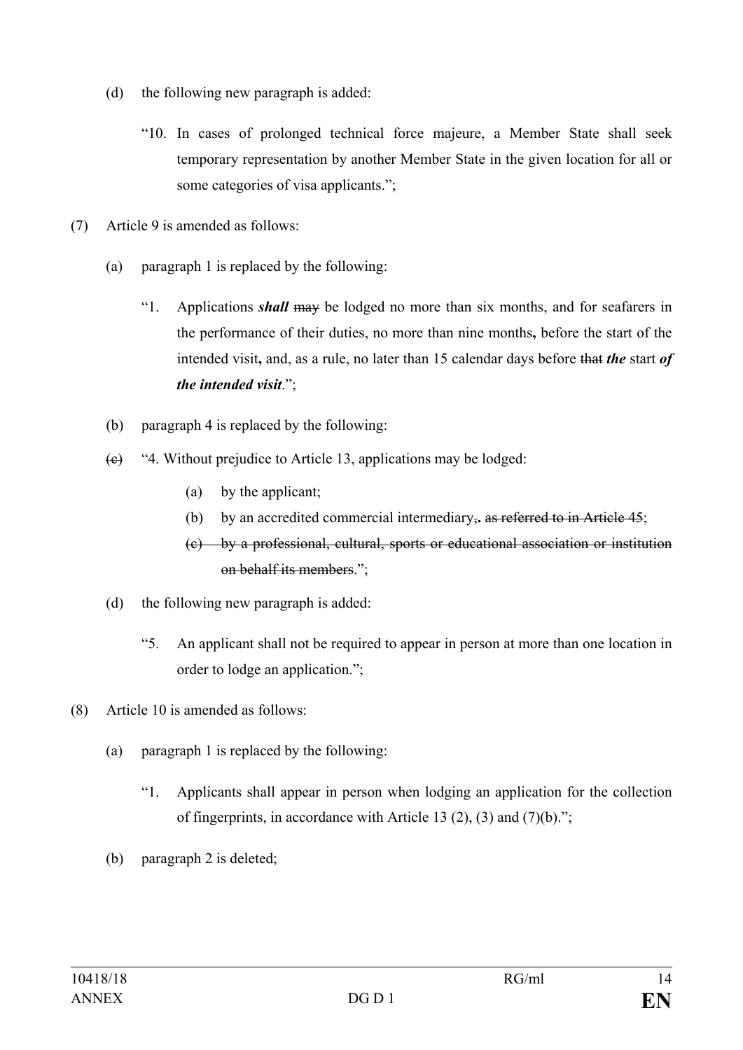(d) the following new paragraph is added:

> "10. In cases of prolonged technical force majeure, a Member State shall seek temporary representation by another Member State in the given location for all or some categories of visa applicants.";

(7) Article 9 is amended as follows:

(a) paragraph 1 is replaced by the following:

> "1. Applications ***shall*** ~~may~~ be lodged no more than six months, and for seafarers in the performance of their duties, no more than nine months**,** before the start of the intended visit**,** and, as a rule, no later than 15 calendar days before ~~that~~ ***the*** start ***of the intended visit***.";

(b) paragraph 4 is replaced by the following:

~~(c)~~ "4. Without prejudice to Article 13, applications may be lodged:

> (a) by the applicant;
>
> (b) by an accredited commercial intermediary~~,~~**.** ~~as referred to in Article 45~~;
>
> ~~(c) by a professional, cultural, sports or educational association or institution on behalf its members~~.";

(d) the following new paragraph is added:

> "5. An applicant shall not be required to appear in person at more than one location in order to lodge an application.";

(8) Article 10 is amended as follows:

(a) paragraph 1 is replaced by the following:

> "1. Applicants shall appear in person when lodging an application for the collection of fingerprints, in accordance with Article 13 (2), (3) and (7)(b).";

(b) paragraph 2 is deleted;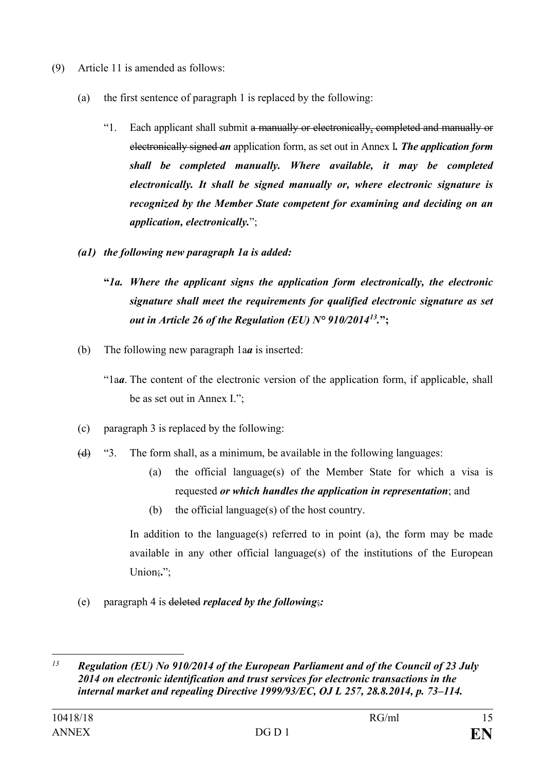(9) Article 11 is amended as follows:

(a) the first sentence of paragraph 1 is replaced by the following:

"1. Each applicant shall submit ~~a manually or electronically, completed and manually or electronically signed~~ ***an*** application form, as set out in Annex I***. The application form shall be completed manually. Where available, it may be completed electronically. It shall be signed manually or, where electronic signature is recognized by the Member State competent for examining and deciding on an application, electronically.***";

***(a1) the following new paragraph 1a is added:***

**"*1a. Where the applicant signs the application form electronically, the electronic signature shall meet the requirements for qualified electronic signature as set out in Article 26 of the Regulation (EU) N° 910/2014*[13]*.*";**

(b) The following new paragraph 1a***a*** is inserted:

"1a***a***. The content of the electronic version of the application form, if applicable, shall be as set out in Annex I.";

(c) paragraph 3 is replaced by the following:

~~(d)~~ "3. The form shall, as a minimum, be available in the following languages:

(a) the official language(s) of the Member State for which a visa is requested ***or which handles the application in representation***; and

(b) the official language(s) of the host country.

In addition to the language(s) referred to in point (a), the form may be made available in any other official language(s) of the institutions of the European Union~~;~~**.**";

(e) paragraph 4 is ~~deleted~~ ***replaced by the following***~~;~~***:***

---

[13] ***Regulation (EU) No 910/2014 of the European Parliament and of the Council of 23 July 2014 on electronic identification and trust services for electronic transactions in the internal market and repealing Directive 1999/93/EC, OJ L 257, 28.8.2014, p. 73–114.***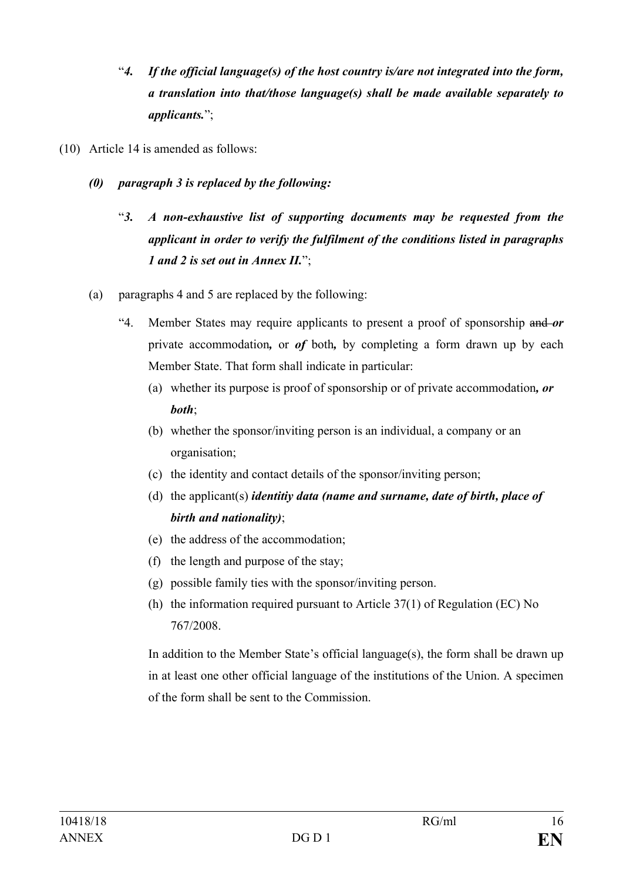"***4. If the official language(s) of the host country is/are not integrated into the form, a translation into that/those language(s) shall be made available separately to applicants.***";

(10) Article 14 is amended as follows:

***(0) paragraph 3 is replaced by the following:***

"***3. A non-exhaustive list of supporting documents may be requested from the applicant in order to verify the fulfilment of the conditions listed in paragraphs 1 and 2 is set out in Annex II.***";

(a) paragraphs 4 and 5 are replaced by the following:

"4. Member States may require applicants to present a proof of sponsorship ~~and~~ ***or*** private accommodation***,*** or ***of*** both***,*** by completing a form drawn up by each Member State. That form shall indicate in particular:

(a) whether its purpose is proof of sponsorship or of private accommodation***, or both***;

(b) whether the sponsor/inviting person is an individual, a company or an organisation;

(c) the identity and contact details of the sponsor/inviting person;

(d) the applicant(s) ***identitiy data (name and surname, date of birth, place of birth and nationality)***;

(e) the address of the accommodation;

(f) the length and purpose of the stay;

(g) possible family ties with the sponsor/inviting person.

(h) the information required pursuant to Article 37(1) of Regulation (EC) No 767/2008.

In addition to the Member State's official language(s), the form shall be drawn up in at least one other official language of the institutions of the Union. A specimen of the form shall be sent to the Commission.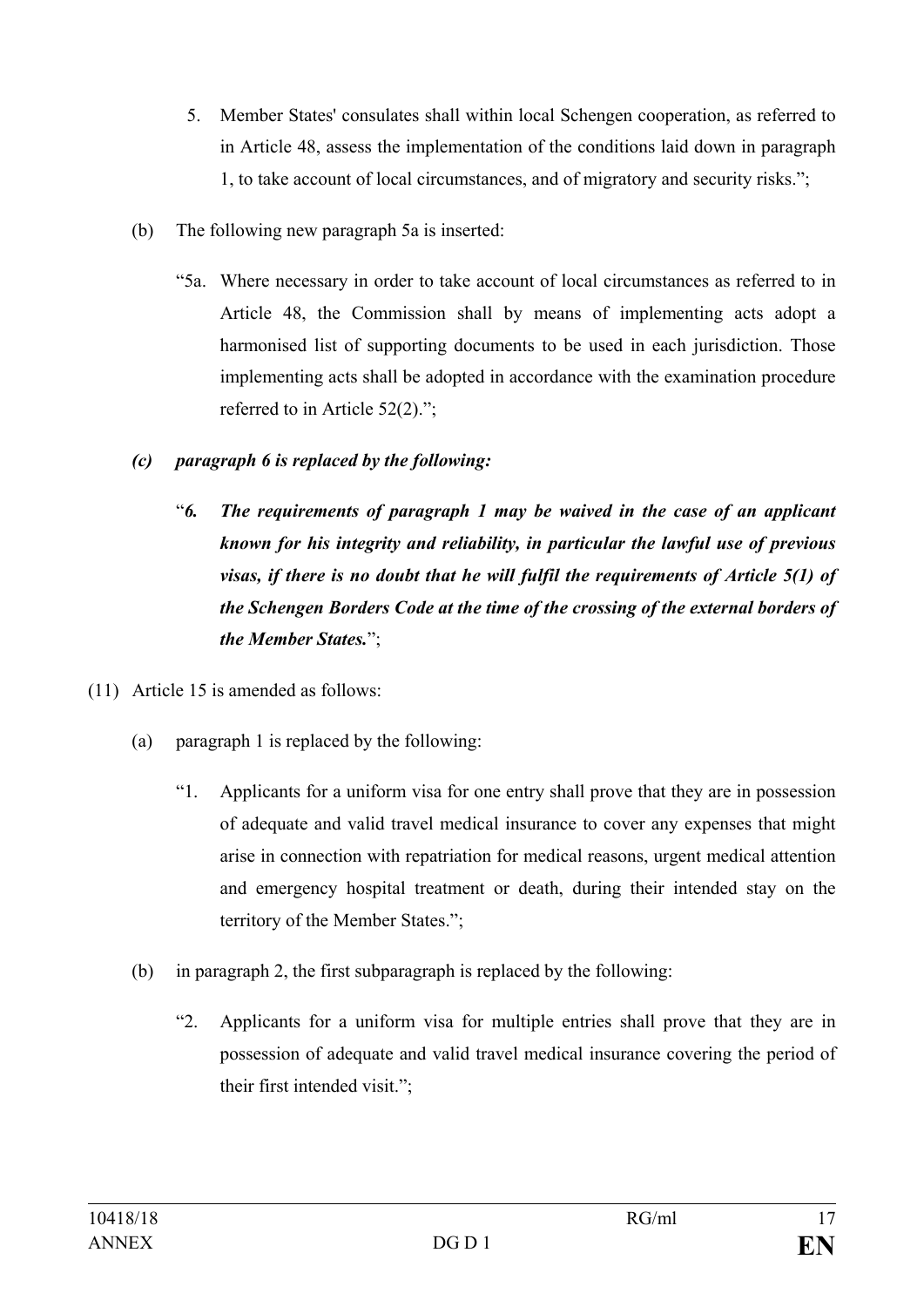5. Member States' consulates shall within local Schengen cooperation, as referred to in Article 48, assess the implementation of the conditions laid down in paragraph 1, to take account of local circumstances, and of migratory and security risks.";

(b) The following new paragraph 5a is inserted:

"5a. Where necessary in order to take account of local circumstances as referred to in Article 48, the Commission shall by means of implementing acts adopt a harmonised list of supporting documents to be used in each jurisdiction. Those implementing acts shall be adopted in accordance with the examination procedure referred to in Article 52(2).";

***(c) paragraph 6 is replaced by the following:***

"***6. The requirements of paragraph 1 may be waived in the case of an applicant known for his integrity and reliability, in particular the lawful use of previous visas, if there is no doubt that he will fulfil the requirements of Article 5(1) of the Schengen Borders Code at the time of the crossing of the external borders of the Member States.***";

(11) Article 15 is amended as follows:

(a) paragraph 1 is replaced by the following:

"1. Applicants for a uniform visa for one entry shall prove that they are in possession of adequate and valid travel medical insurance to cover any expenses that might arise in connection with repatriation for medical reasons, urgent medical attention and emergency hospital treatment or death, during their intended stay on the territory of the Member States.";

(b) in paragraph 2, the first subparagraph is replaced by the following:

"2. Applicants for a uniform visa for multiple entries shall prove that they are in possession of adequate and valid travel medical insurance covering the period of their first intended visit.";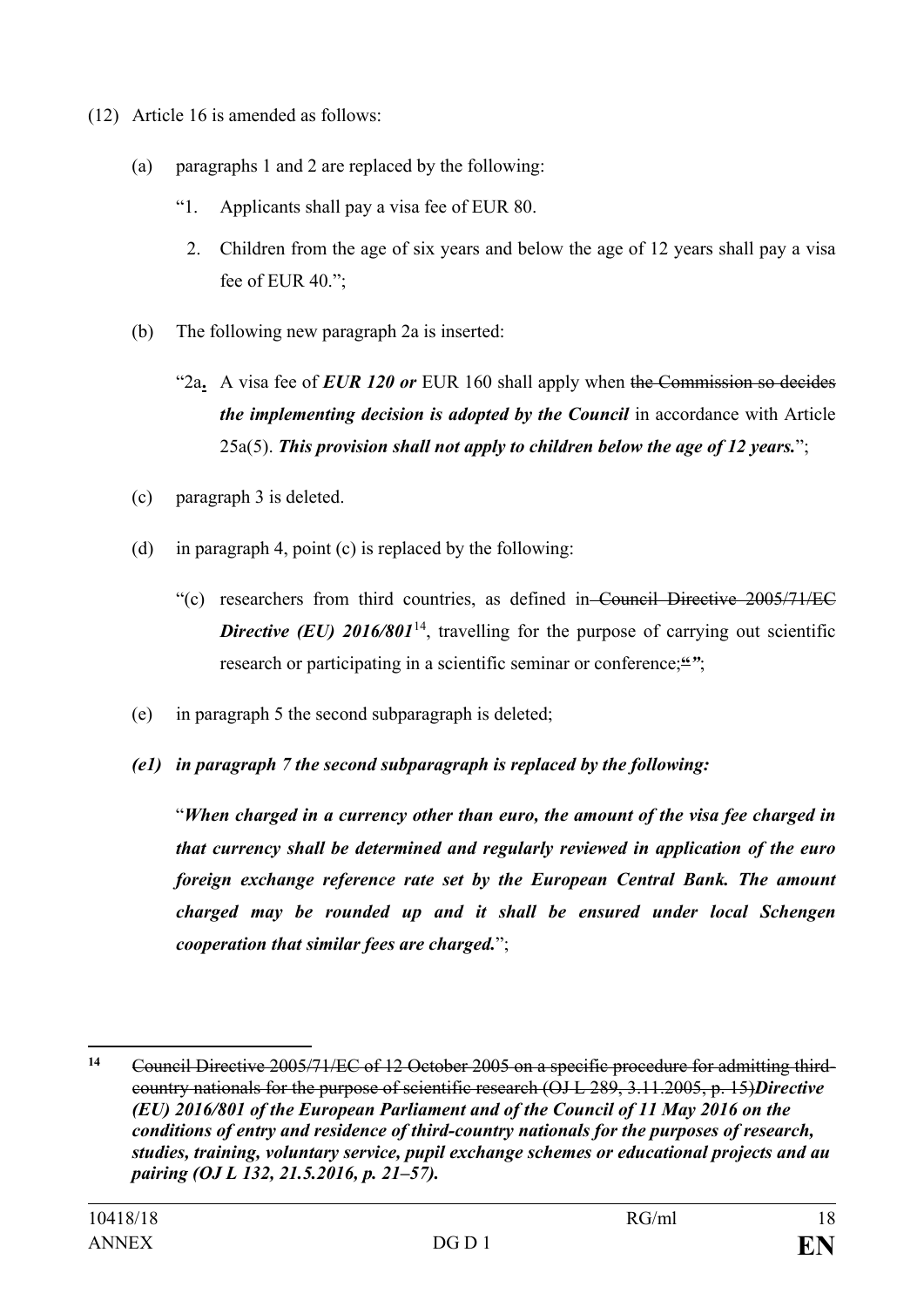(12) Article 16 is amended as follows:

(a) paragraphs 1 and 2 are replaced by the following:

"1. Applicants shall pay a visa fee of EUR 80.

2. Children from the age of six years and below the age of 12 years shall pay a visa fee of EUR 40.";

(b) The following new paragraph 2a is inserted:

"2a**.** A visa fee of ***EUR 120 or*** EUR 160 shall apply when ~~the Commission so decides~~ ***the implementing decision is adopted by the Council*** in accordance with Article 25a(5). ***This provision shall not apply to children below the age of 12 years.***";

(c) paragraph 3 is deleted.

(d) in paragraph 4, point (c) is replaced by the following:

"(c) researchers from third countries, as defined in ~~Council Directive 2005/71/EC~~ ***Directive (EU) 2016/801***[14], travelling for the purpose of carrying out scientific research or participating in a scientific seminar or conference;~~"~~***"***;

(e) in paragraph 5 the second subparagraph is deleted;

***(e1) in paragraph 7 the second subparagraph is replaced by the following:***

"***When charged in a currency other than euro, the amount of the visa fee charged in that currency shall be determined and regularly reviewed in application of the euro foreign exchange reference rate set by the European Central Bank. The amount charged may be rounded up and it shall be ensured under local Schengen cooperation that similar fees are charged.***";

---

[14] ~~Council Directive 2005/71/EC of 12 October 2005 on a specific procedure for admitting third-country nationals for the purpose of scientific research (OJ L 289, 3.11.2005, p. 15)~~***Directive (EU) 2016/801 of the European Parliament and of the Council of 11 May 2016 on the conditions of entry and residence of third-country nationals for the purposes of research, studies, training, voluntary service, pupil exchange schemes or educational projects and au pairing (OJ L 132, 21.5.2016, p. 21–57).***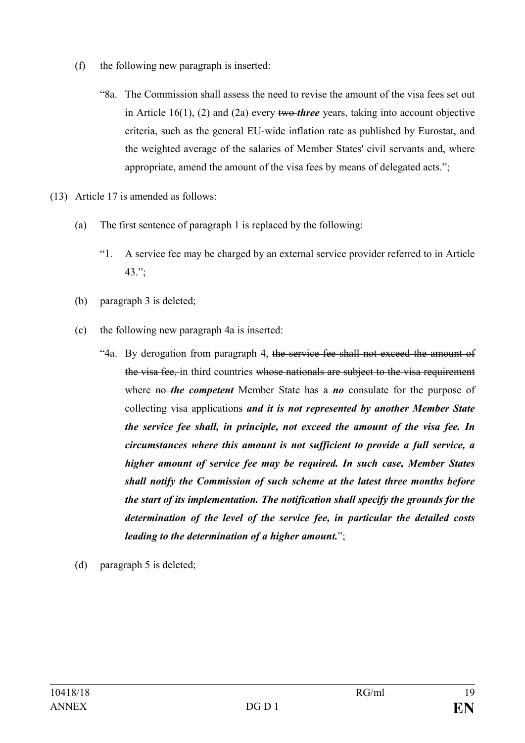(f) the following new paragraph is inserted:

> "8a. The Commission shall assess the need to revise the amount of the visa fees set out in Article 16(1), (2) and (2a) every ~~two~~ ***three*** years, taking into account objective criteria, such as the general EU-wide inflation rate as published by Eurostat, and the weighted average of the salaries of Member States' civil servants and, where appropriate, amend the amount of the visa fees by means of delegated acts.";

(13) Article 17 is amended as follows:

(a) The first sentence of paragraph 1 is replaced by the following:

> "1. A service fee may be charged by an external service provider referred to in Article 43.";

(b) paragraph 3 is deleted;

(c) the following new paragraph 4a is inserted:

> "4a. By derogation from paragraph 4, ~~the service fee shall not exceed the amount of the visa fee,~~ in third countries ~~whose nationals are subject to the visa requirement~~ where ~~no~~ ***the competent*** Member State has ~~a~~ ***no*** consulate for the purpose of collecting visa applications ***and it is not represented by another Member State the service fee shall, in principle, not exceed the amount of the visa fee. In circumstances where this amount is not sufficient to provide a full service, a higher amount of service fee may be required. In such case, Member States shall notify the Commission of such scheme at the latest three months before the start of its implementation. The notification shall specify the grounds for the determination of the level of the service fee, in particular the detailed costs leading to the determination of a higher amount.***";

(d) paragraph 5 is deleted;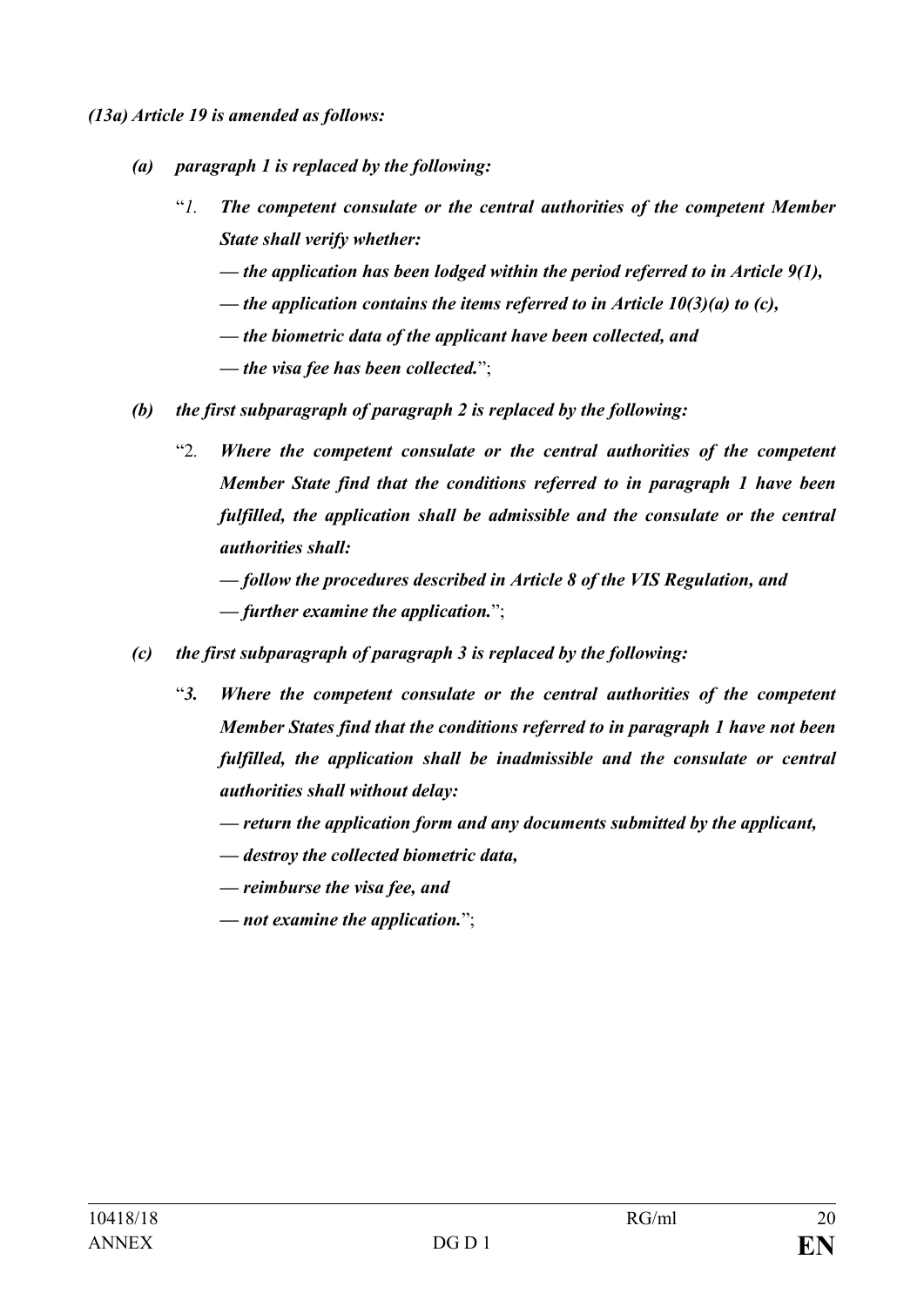***(13a) Article 19 is amended as follows:***

- ***(a) paragraph 1 is replaced by the following:***

  "*1.* ***The competent consulate or the central authorities of the competent Member State shall verify whether:***

  ***— the application has been lodged within the period referred to in Article 9(1),***

  ***— the application contains the items referred to in Article 10(3)(a) to (c),***

  ***— the biometric data of the applicant have been collected, and***

  ***— the visa fee has been collected.***";

- ***(b) the first subparagraph of paragraph 2 is replaced by the following:***

  "2. ***Where the competent consulate or the central authorities of the competent Member State find that the conditions referred to in paragraph 1 have been fulfilled, the application shall be admissible and the consulate or the central authorities shall:***

  ***— follow the procedures described in Article 8 of the VIS Regulation, and***

  ***— further examine the application.***";

- ***(c) the first subparagraph of paragraph 3 is replaced by the following:***

  "***3. Where the competent consulate or the central authorities of the competent Member States find that the conditions referred to in paragraph 1 have not been fulfilled, the application shall be inadmissible and the consulate or central authorities shall without delay:***

  ***— return the application form and any documents submitted by the applicant,***

  ***— destroy the collected biometric data,***

  ***— reimburse the visa fee, and***

  ***— not examine the application.***";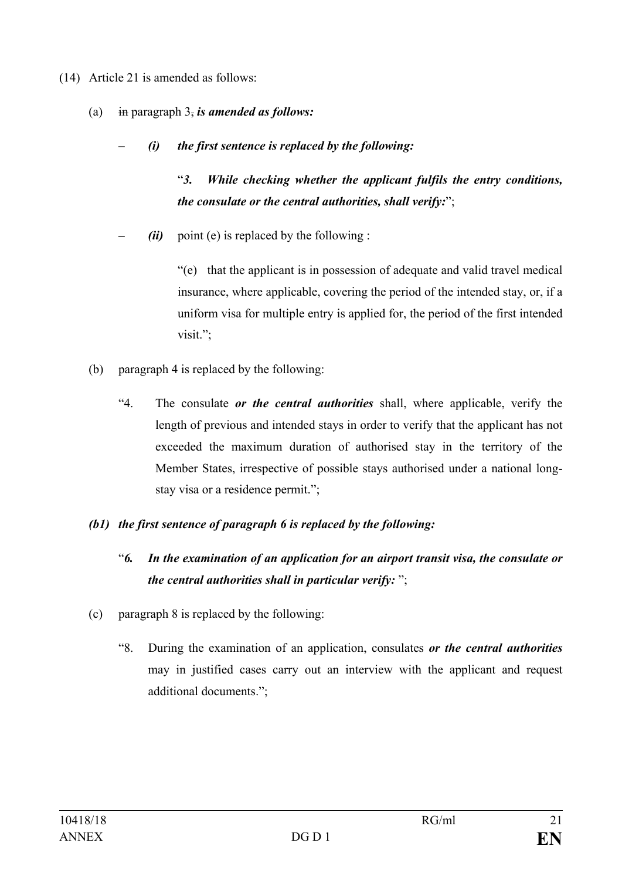(14) Article 21 is amended as follows:

(a) ~~in~~ paragraph 3~~,~~ ***is amended as follows:***

– ***(i) the first sentence is replaced by the following:***

"***3. While checking whether the applicant fulfils the entry conditions, the consulate or the central authorities, shall verify:***";

– ***(ii)*** point (e) is replaced by the following :

"(e) that the applicant is in possession of adequate and valid travel medical insurance, where applicable, covering the period of the intended stay, or, if a uniform visa for multiple entry is applied for, the period of the first intended visit.";

(b) paragraph 4 is replaced by the following:

"4. The consulate ***or the central authorities*** shall, where applicable, verify the length of previous and intended stays in order to verify that the applicant has not exceeded the maximum duration of authorised stay in the territory of the Member States, irrespective of possible stays authorised under a national long-stay visa or a residence permit.";

***(b1) the first sentence of paragraph 6 is replaced by the following:***

"***6. In the examination of an application for an airport transit visa, the consulate or the central authorities shall in particular verify:*** ";

(c) paragraph 8 is replaced by the following:

"8. During the examination of an application, consulates ***or the central authorities*** may in justified cases carry out an interview with the applicant and request additional documents.";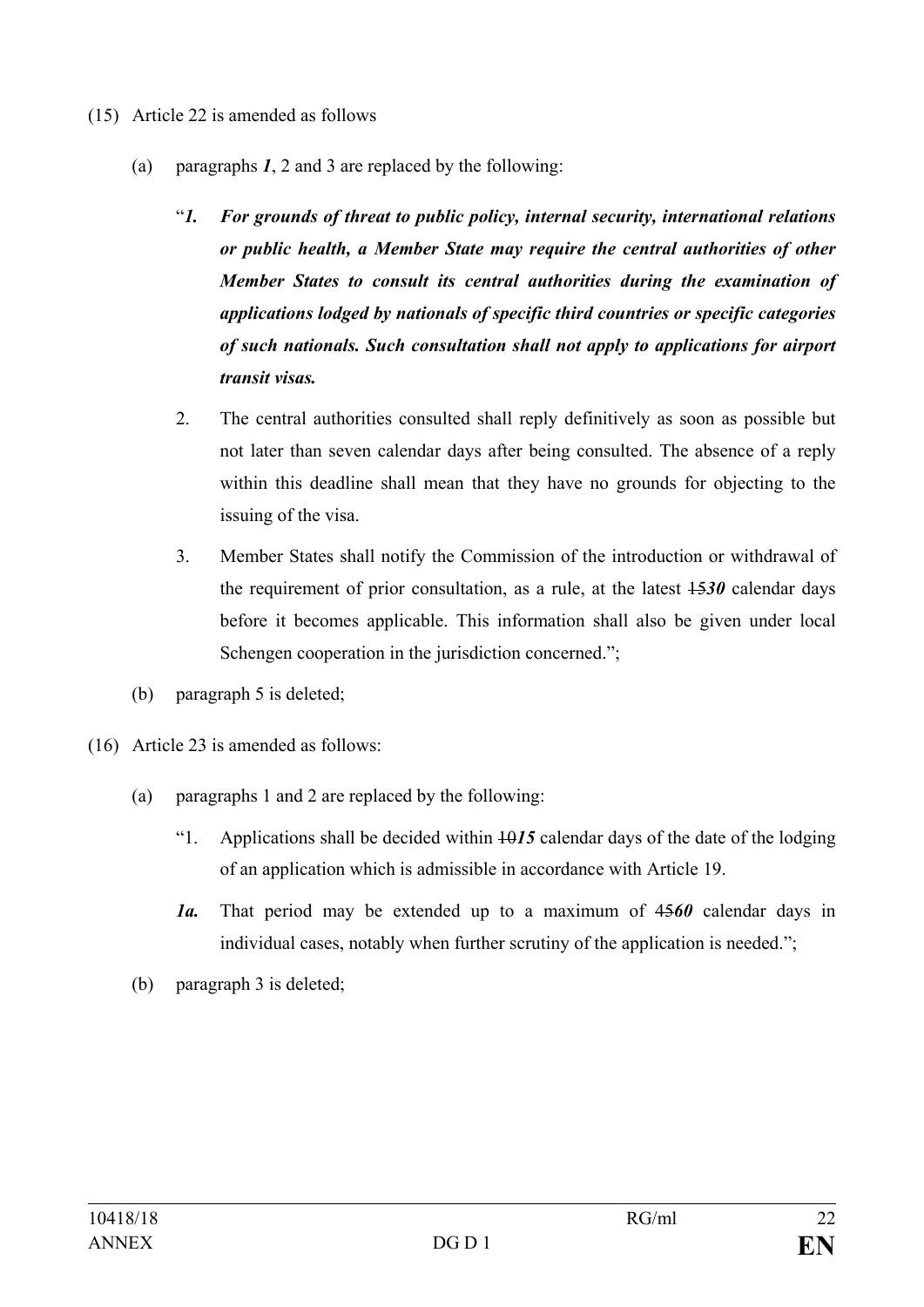(15) Article 22 is amended as follows

(a) paragraphs ***1***, 2 and 3 are replaced by the following:

"***1. For grounds of threat to public policy, internal security, international relations or public health, a Member State may require the central authorities of other Member States to consult its central authorities during the examination of applications lodged by nationals of specific third countries or specific categories of such nationals. Such consultation shall not apply to applications for airport transit visas.***

2. The central authorities consulted shall reply definitively as soon as possible but not later than seven calendar days after being consulted. The absence of a reply within this deadline shall mean that they have no grounds for objecting to the issuing of the visa.

3. Member States shall notify the Commission of the introduction or withdrawal of the requirement of prior consultation, as a rule, at the latest ~~15~~***30*** calendar days before it becomes applicable. This information shall also be given under local Schengen cooperation in the jurisdiction concerned.";

(b) paragraph 5 is deleted;

(16) Article 23 is amended as follows:

(a) paragraphs 1 and 2 are replaced by the following:

"1. Applications shall be decided within ~~10~~***15*** calendar days of the date of the lodging of an application which is admissible in accordance with Article 19.

***1a.*** That period may be extended up to a maximum of ~~45~~***60*** calendar days in individual cases, notably when further scrutiny of the application is needed.";

(b) paragraph 3 is deleted;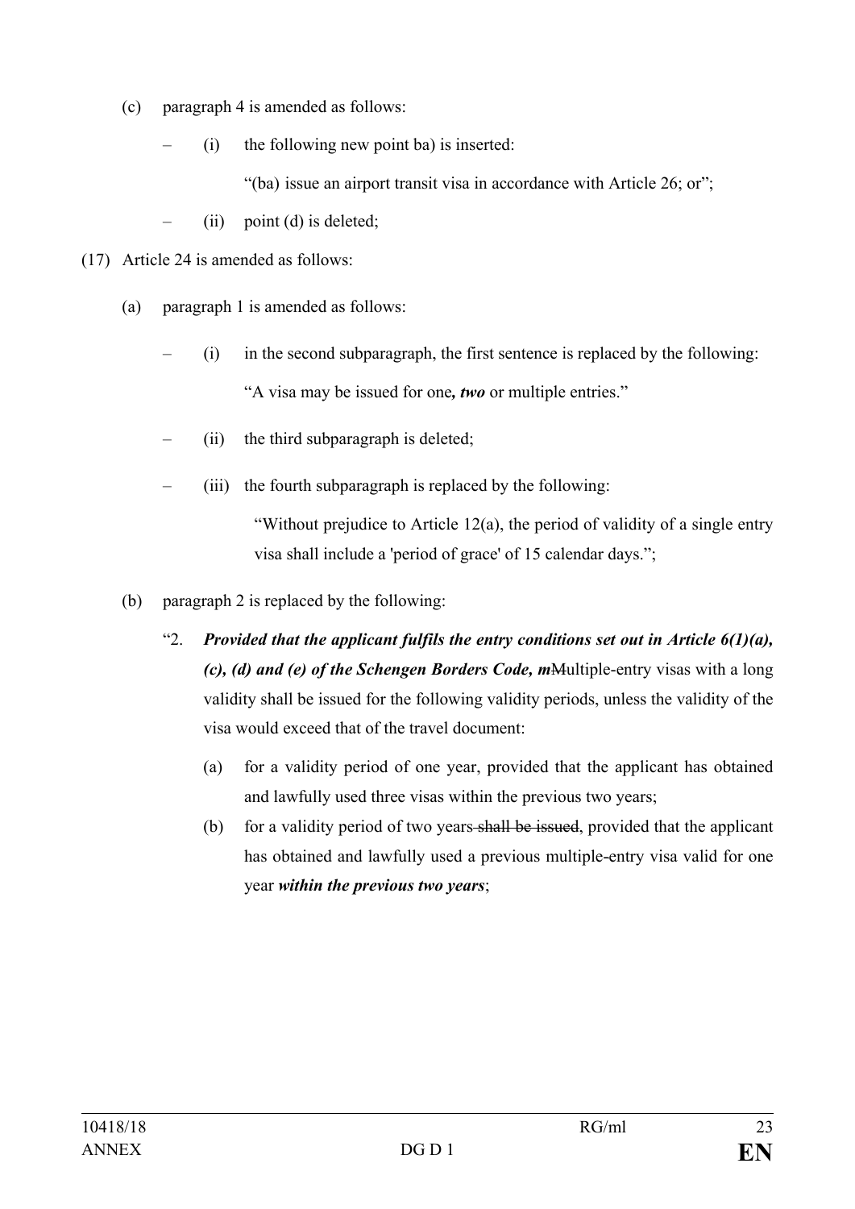(c) paragraph 4 is amended as follows:

– (i) the following new point ba) is inserted:

"(ba) issue an airport transit visa in accordance with Article 26; or";

– (ii) point (d) is deleted;

(17) Article 24 is amended as follows:

(a) paragraph 1 is amended as follows:

– (i) in the second subparagraph, the first sentence is replaced by the following:

"A visa may be issued for one***, two*** or multiple entries."

– (ii) the third subparagraph is deleted;

– (iii) the fourth subparagraph is replaced by the following:

"Without prejudice to Article 12(a), the period of validity of a single entry visa shall include a 'period of grace' of 15 calendar days.";

(b) paragraph 2 is replaced by the following:

"2. ***Provided that the applicant fulfils the entry conditions set out in Article 6(1)(a), (c), (d) and (e) of the Schengen Borders Code, m*** ~~M~~ultiple-entry visas with a long validity shall be issued for the following validity periods, unless the validity of the visa would exceed that of the travel document:

(a) for a validity period of one year, provided that the applicant has obtained and lawfully used three visas within the previous two years;

(b) for a validity period of two years ~~shall be issued~~, provided that the applicant has obtained and lawfully used a previous multiple-entry visa valid for one year ***within the previous two years***;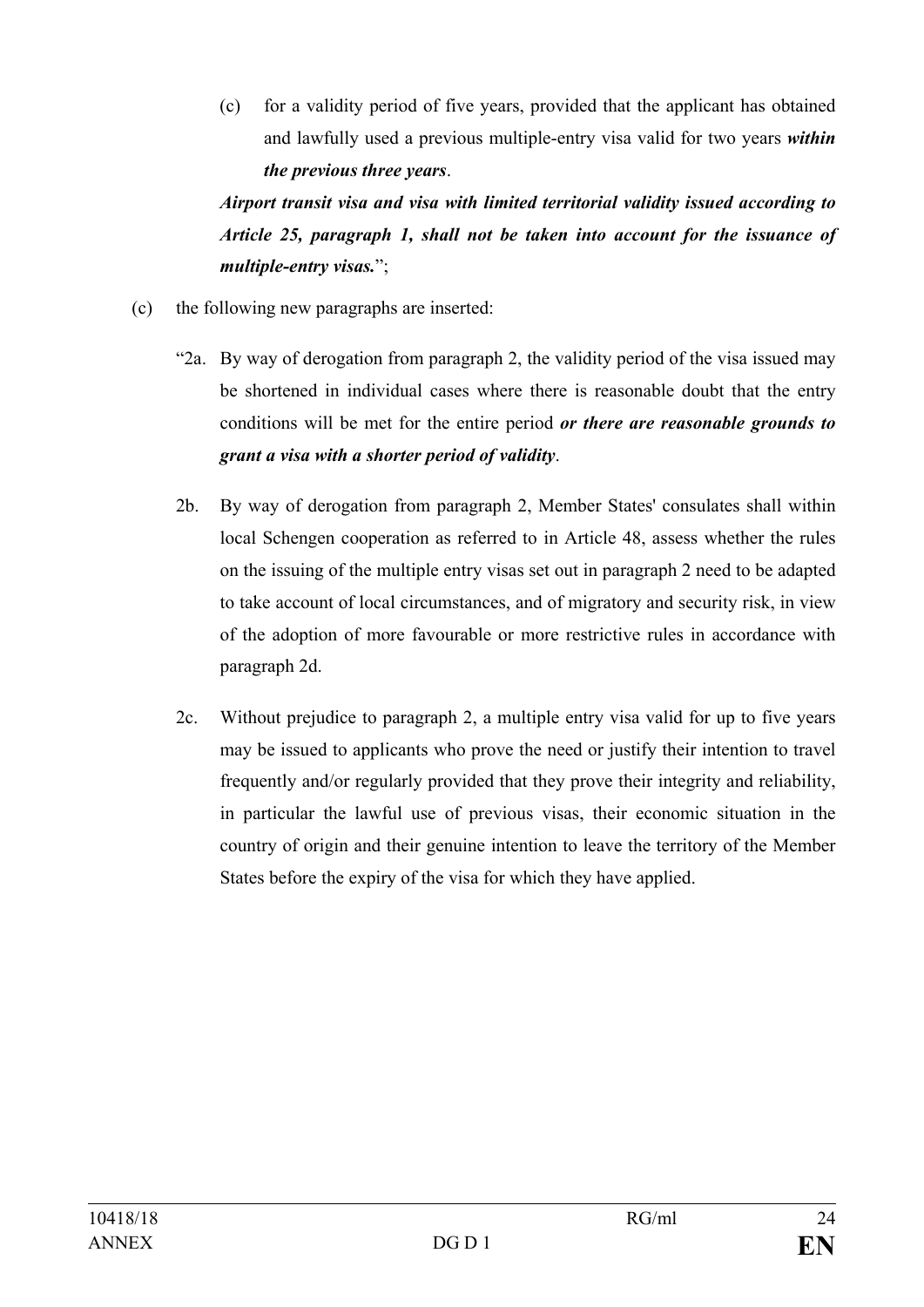(c) for a validity period of five years, provided that the applicant has obtained and lawfully used a previous multiple-entry visa valid for two years ***within the previous three years***.

***Airport transit visa and visa with limited territorial validity issued according to Article 25, paragraph 1, shall not be taken into account for the issuance of multiple-entry visas.***";

(c) the following new paragraphs are inserted:

"2a. By way of derogation from paragraph 2, the validity period of the visa issued may be shortened in individual cases where there is reasonable doubt that the entry conditions will be met for the entire period ***or there are reasonable grounds to grant a visa with a shorter period of validity***.

2b. By way of derogation from paragraph 2, Member States' consulates shall within local Schengen cooperation as referred to in Article 48, assess whether the rules on the issuing of the multiple entry visas set out in paragraph 2 need to be adapted to take account of local circumstances, and of migratory and security risk, in view of the adoption of more favourable or more restrictive rules in accordance with paragraph 2d.

2c. Without prejudice to paragraph 2, a multiple entry visa valid for up to five years may be issued to applicants who prove the need or justify their intention to travel frequently and/or regularly provided that they prove their integrity and reliability, in particular the lawful use of previous visas, their economic situation in the country of origin and their genuine intention to leave the territory of the Member States before the expiry of the visa for which they have applied.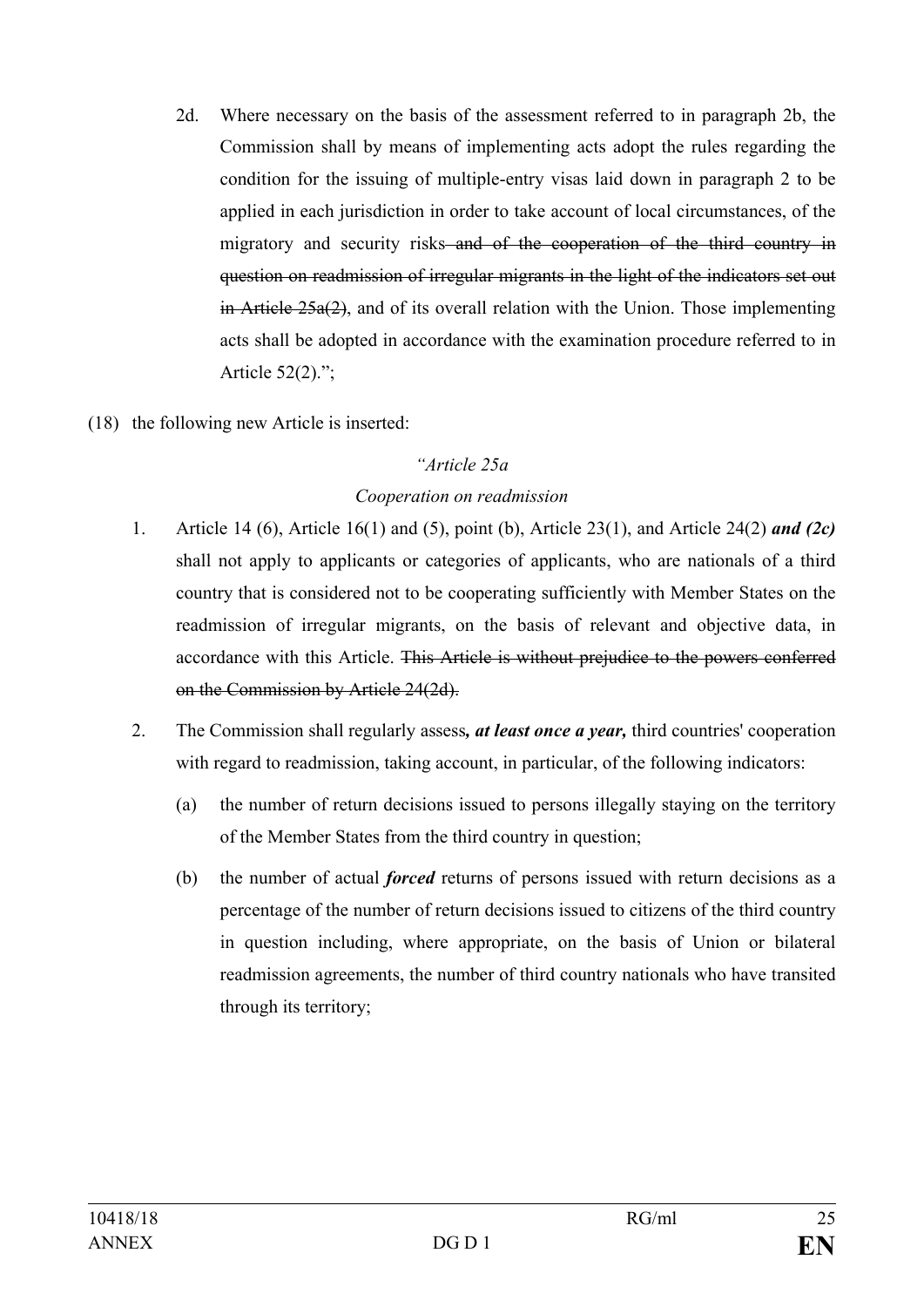2d. Where necessary on the basis of the assessment referred to in paragraph 2b, the Commission shall by means of implementing acts adopt the rules regarding the condition for the issuing of multiple-entry visas laid down in paragraph 2 to be applied in each jurisdiction in order to take account of local circumstances, of the migratory and security risks ~~and of the cooperation of the third country in question on readmission of irregular migrants in the light of the indicators set out in Article 25a(2)~~, and of its overall relation with the Union. Those implementing acts shall be adopted in accordance with the examination procedure referred to in Article 52(2).";

(18) the following new Article is inserted:

*"Article 25a*

*Cooperation on readmission*

1. Article 14 (6), Article 16(1) and (5), point (b), Article 23(1), and Article 24(2) ***and (2c)*** shall not apply to applicants or categories of applicants, who are nationals of a third country that is considered not to be cooperating sufficiently with Member States on the readmission of irregular migrants, on the basis of relevant and objective data, in accordance with this Article. ~~This Article is without prejudice to the powers conferred on the Commission by Article 24(2d).~~

2. The Commission shall regularly assess***, at least once a year,*** third countries' cooperation with regard to readmission, taking account, in particular, of the following indicators:

   (a) the number of return decisions issued to persons illegally staying on the territory of the Member States from the third country in question;

   (b) the number of actual ***forced*** returns of persons issued with return decisions as a percentage of the number of return decisions issued to citizens of the third country in question including, where appropriate, on the basis of Union or bilateral readmission agreements, the number of third country nationals who have transited through its territory;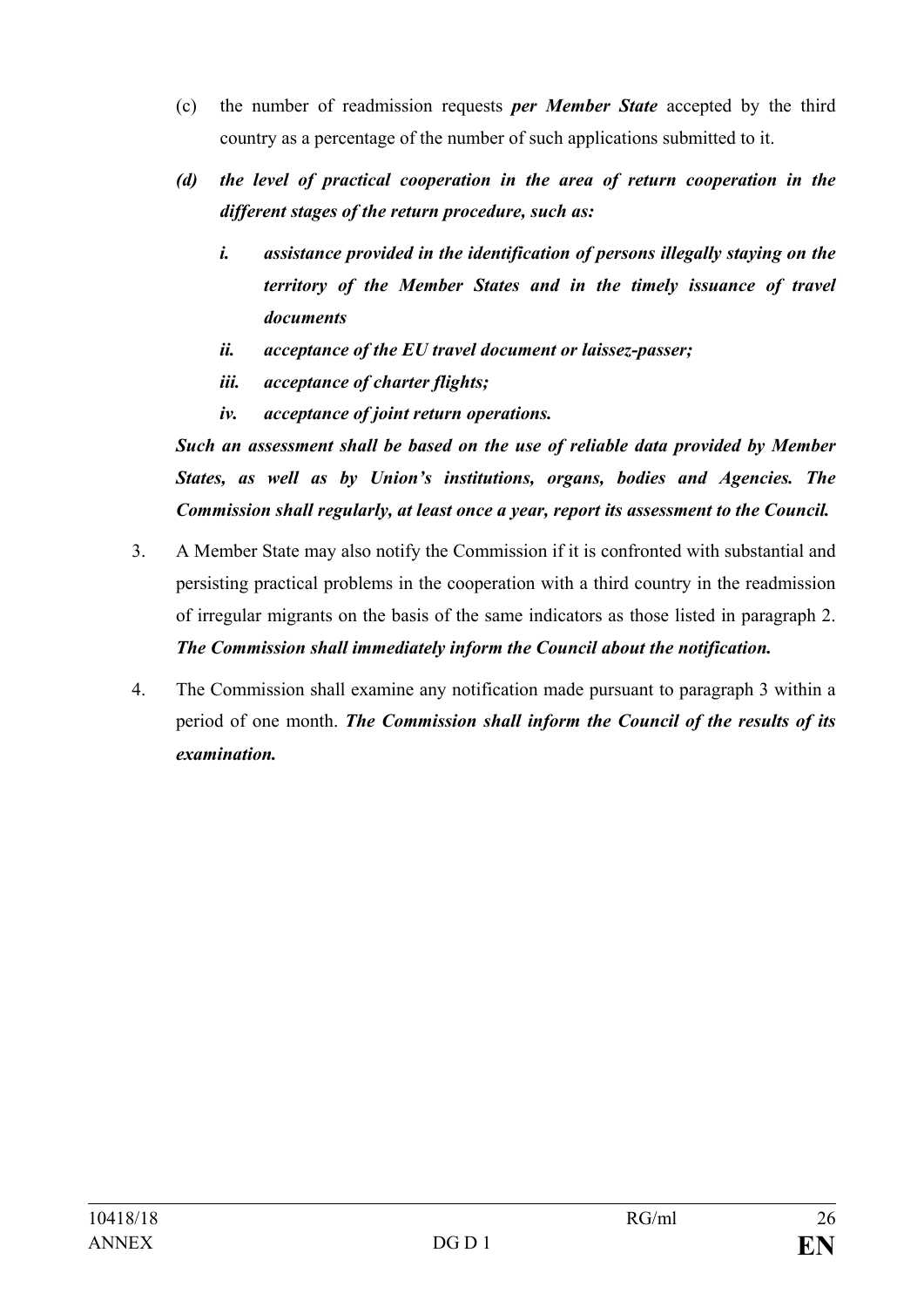(c) the number of readmission requests ***per Member State*** accepted by the third country as a percentage of the number of such applications submitted to it.

***(d) the level of practical cooperation in the area of return cooperation in the different stages of the return procedure, such as:***

***i. assistance provided in the identification of persons illegally staying on the territory of the Member States and in the timely issuance of travel documents***

***ii. acceptance of the EU travel document or laissez-passer;***

***iii. acceptance of charter flights;***

***iv. acceptance of joint return operations.***

***Such an assessment shall be based on the use of reliable data provided by Member States, as well as by Union's institutions, organs, bodies and Agencies. The Commission shall regularly, at least once a year, report its assessment to the Council.***

3. A Member State may also notify the Commission if it is confronted with substantial and persisting practical problems in the cooperation with a third country in the readmission of irregular migrants on the basis of the same indicators as those listed in paragraph 2. ***The Commission shall immediately inform the Council about the notification.***

4. The Commission shall examine any notification made pursuant to paragraph 3 within a period of one month. ***The Commission shall inform the Council of the results of its examination.***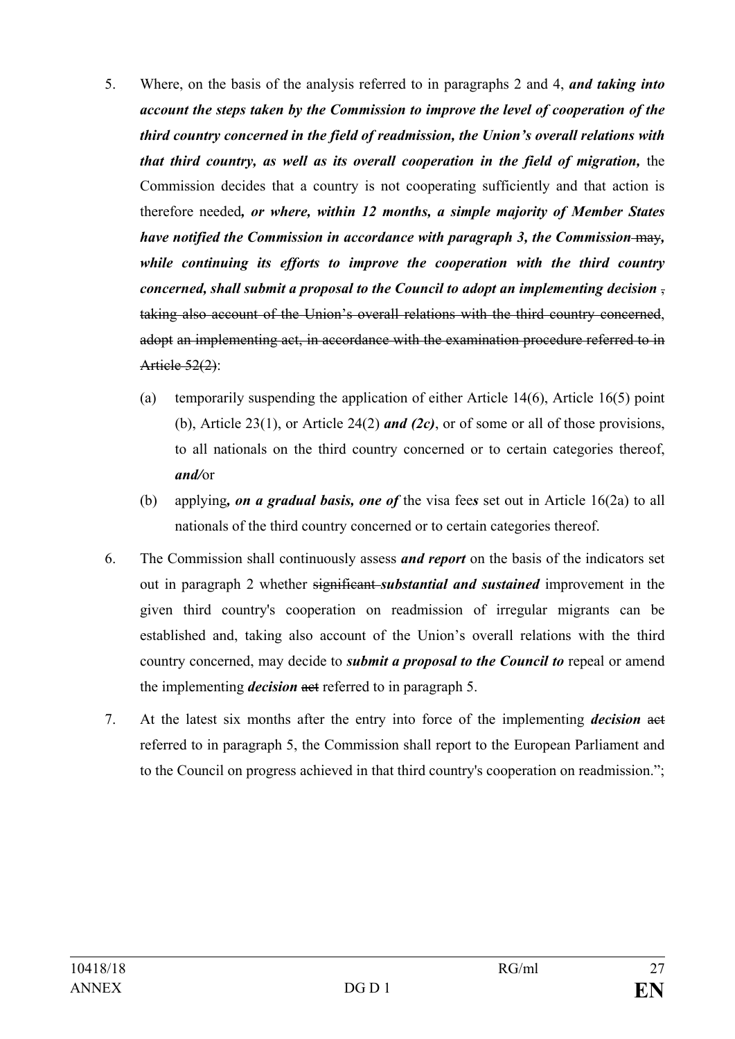5. Where, on the basis of the analysis referred to in paragraphs 2 and 4, ***and taking into account the steps taken by the Commission to improve the level of cooperation of the third country concerned in the field of readmission, the Union's overall relations with that third country, as well as its overall cooperation in the field of migration,*** the Commission decides that a country is not cooperating sufficiently and that action is therefore needed***, or where, within 12 months, a simple majority of Member States have notified the Commission in accordance with paragraph 3, the Commission*** ~~may~~***, while continuing its efforts to improve the cooperation with the third country concerned, shall submit a proposal to the Council to adopt an implementing decision*** ~~, taking also account of the Union's overall relations with the third country concerned, adopt an implementing act, in accordance with the examination procedure referred to in Article 52(2)~~:

   (a) temporarily suspending the application of either Article 14(6), Article 16(5) point (b), Article 23(1), or Article 24(2) ***and (2c)***, or of some or all of those provisions, to all nationals on the third country concerned or to certain categories thereof, ***and/***or

   (b) applying***, on a gradual basis, one of*** the visa fee***s*** set out in Article 16(2a) to all nationals of the third country concerned or to certain categories thereof.

6. The Commission shall continuously assess ***and report*** on the basis of the indicators set out in paragraph 2 whether ~~significant~~ ***substantial and sustained*** improvement in the given third country's cooperation on readmission of irregular migrants can be established and, taking also account of the Union's overall relations with the third country concerned, may decide to ***submit a proposal to the Council to*** repeal or amend the implementing ***decision*** ~~act~~ referred to in paragraph 5.

7. At the latest six months after the entry into force of the implementing ***decision*** ~~act~~ referred to in paragraph 5, the Commission shall report to the European Parliament and to the Council on progress achieved in that third country's cooperation on readmission.";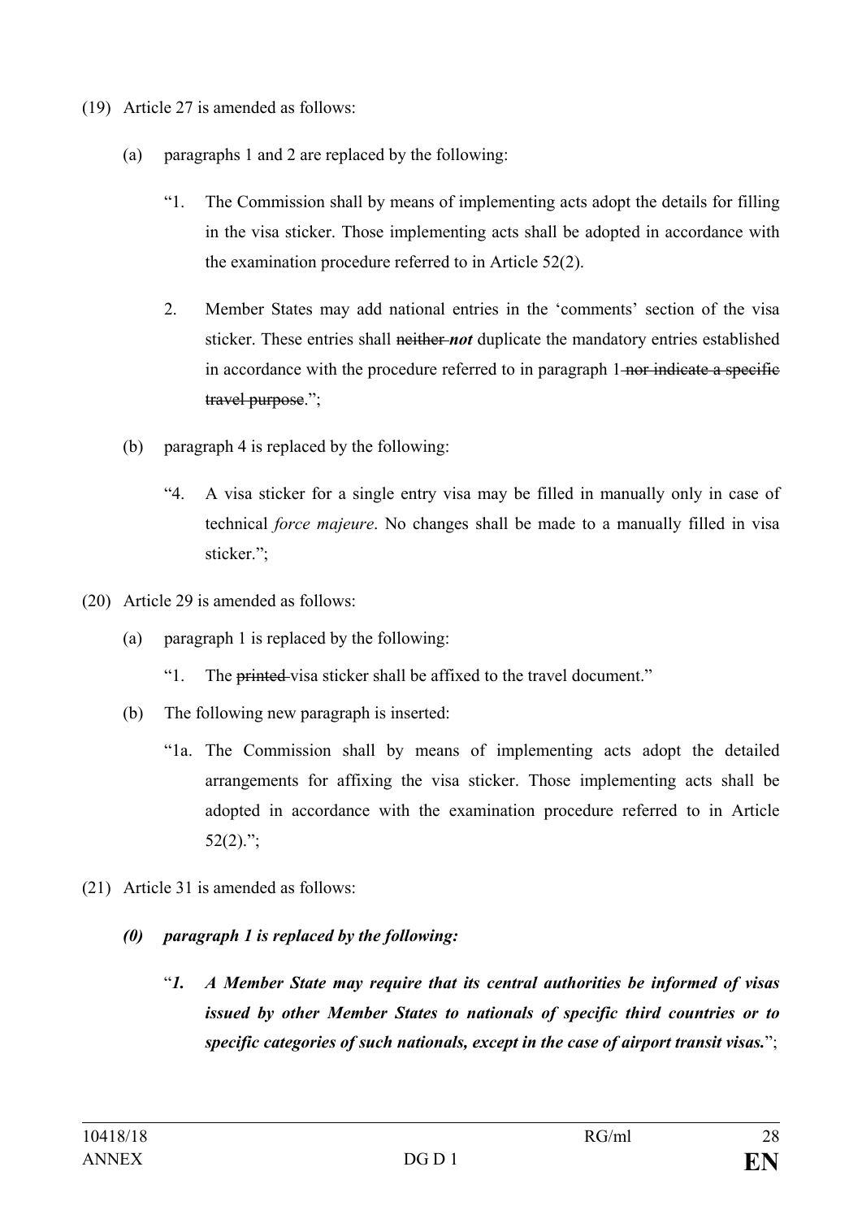(19) Article 27 is amended as follows:

(a) paragraphs 1 and 2 are replaced by the following:

"1. The Commission shall by means of implementing acts adopt the details for filling in the visa sticker. Those implementing acts shall be adopted in accordance with the examination procedure referred to in Article 52(2).

2. Member States may add national entries in the 'comments' section of the visa sticker. These entries shall ~~neither~~ ***not*** duplicate the mandatory entries established in accordance with the procedure referred to in paragraph 1 ~~nor indicate a specific travel purpose~~.";

(b) paragraph 4 is replaced by the following:

"4. A visa sticker for a single entry visa may be filled in manually only in case of technical *force majeure*. No changes shall be made to a manually filled in visa sticker.";

(20) Article 29 is amended as follows:

(a) paragraph 1 is replaced by the following:

"1. The ~~printed~~ visa sticker shall be affixed to the travel document."

(b) The following new paragraph is inserted:

"1a. The Commission shall by means of implementing acts adopt the detailed arrangements for affixing the visa sticker. Those implementing acts shall be adopted in accordance with the examination procedure referred to in Article 52(2).";

(21) Article 31 is amended as follows:

***(0) paragraph 1 is replaced by the following:***

"***1. A Member State may require that its central authorities be informed of visas issued by other Member States to nationals of specific third countries or to specific categories of such nationals, except in the case of airport transit visas.***";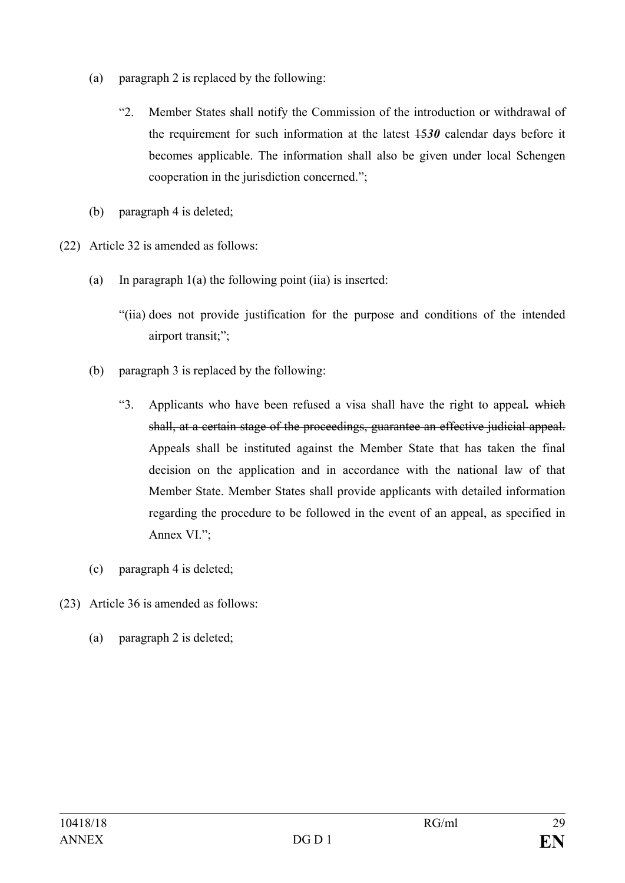(a) paragraph 2 is replaced by the following:

"2. Member States shall notify the Commission of the introduction or withdrawal of the requirement for such information at the latest ~~15~~***30*** calendar days before it becomes applicable. The information shall also be given under local Schengen cooperation in the jurisdiction concerned.";

(b) paragraph 4 is deleted;

(22) Article 32 is amended as follows:

(a) In paragraph 1(a) the following point (iia) is inserted:

"(iia) does not provide justification for the purpose and conditions of the intended airport transit;";

(b) paragraph 3 is replaced by the following:

"3. Applicants who have been refused a visa shall have the right to appeal**.** ~~which shall, at a certain stage of the proceedings, guarantee an effective judicial appeal.~~ Appeals shall be instituted against the Member State that has taken the final decision on the application and in accordance with the national law of that Member State. Member States shall provide applicants with detailed information regarding the procedure to be followed in the event of an appeal, as specified in Annex VI.";

(c) paragraph 4 is deleted;

(23) Article 36 is amended as follows:

(a) paragraph 2 is deleted;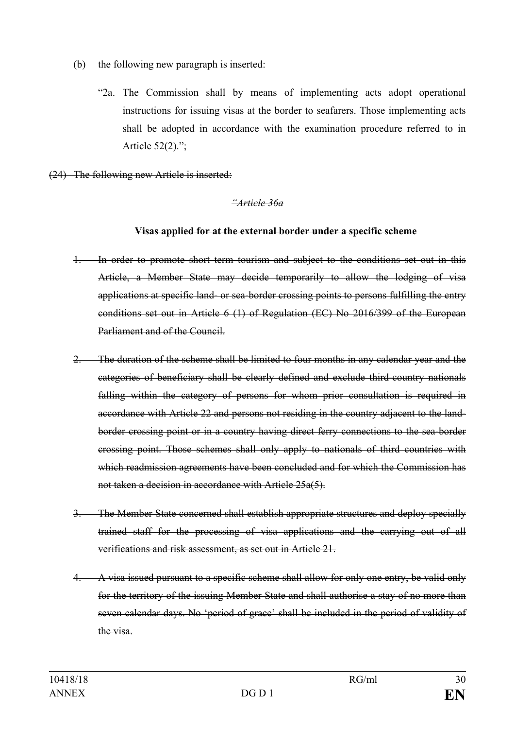(b) the following new paragraph is inserted:

"2a. The Commission shall by means of implementing acts adopt operational instructions for issuing visas at the border to seafarers. Those implementing acts shall be adopted in accordance with the examination procedure referred to in Article 52(2).";

~~(24) The following new Article is inserted:~~

~~*"Article 36a*~~

~~**Visas applied for at the external border under a specific scheme**~~

~~1. In order to promote short term tourism and subject to the conditions set out in this Article, a Member State may decide temporarily to allow the lodging of visa applications at specific land- or sea-border crossing points to persons fulfilling the entry conditions set out in Article 6 (1) of Regulation (EC) No 2016/399 of the European Parliament and of the Council.~~

~~2. The duration of the scheme shall be limited to four months in any calendar year and the categories of beneficiary shall be clearly defined and exclude third-country nationals falling within the category of persons for whom prior consultation is required in accordance with Article 22 and persons not residing in the country adjacent to the land-border crossing point or in a country having direct ferry connections to the sea-border crossing point. Those schemes shall only apply to nationals of third countries with which readmission agreements have been concluded and for which the Commission has not taken a decision in accordance with Article 25a(5).~~

~~3. The Member State concerned shall establish appropriate structures and deploy specially trained staff for the processing of visa applications and the carrying out of all verifications and risk assessment, as set out in Article 21.~~

~~4. A visa issued pursuant to a specific scheme shall allow for only one entry, be valid only for the territory of the issuing Member State and shall authorise a stay of no more than seven calendar days. No 'period of grace' shall be included in the period of validity of the visa.~~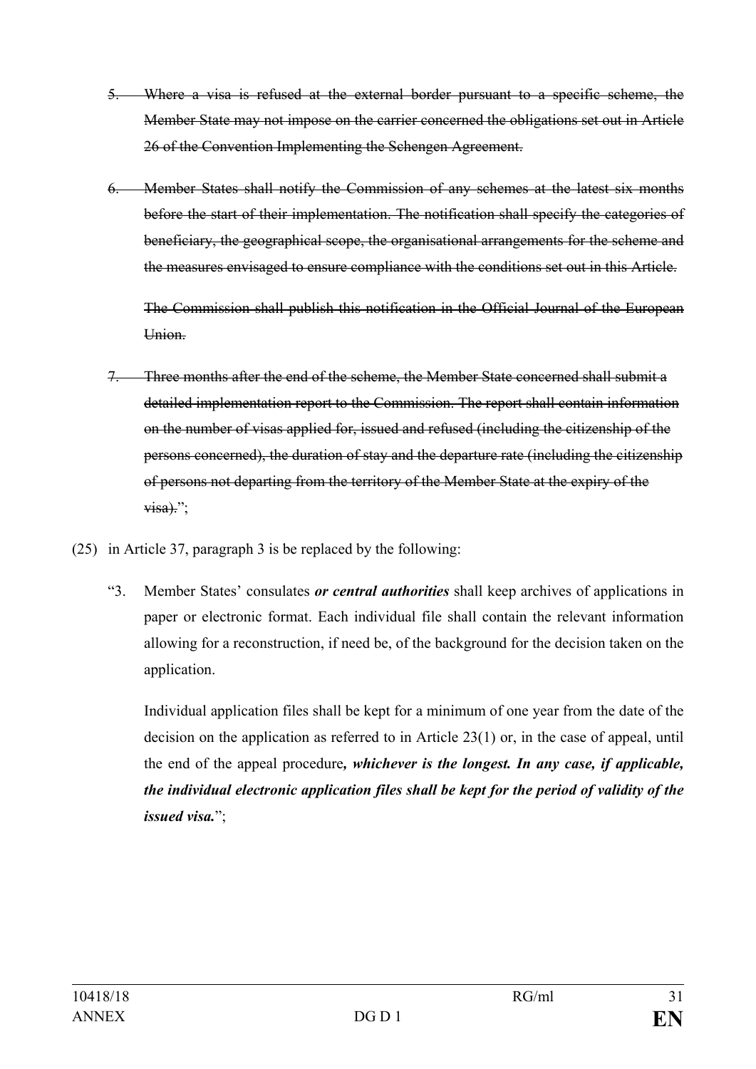5. ~~Where a visa is refused at the external border pursuant to a specific scheme, the Member State may not impose on the carrier concerned the obligations set out in Article 26 of the Convention Implementing the Schengen Agreement.~~

6. ~~Member States shall notify the Commission of any schemes at the latest six months before the start of their implementation. The notification shall specify the categories of beneficiary, the geographical scope, the organisational arrangements for the scheme and the measures envisaged to ensure compliance with the conditions set out in this Article.~~

   ~~The Commission shall publish this notification in the Official Journal of the European Union.~~

7. ~~Three months after the end of the scheme, the Member State concerned shall submit a detailed implementation report to the Commission. The report shall contain information on the number of visas applied for, issued and refused (including the citizenship of the persons concerned), the duration of stay and the departure rate (including the citizenship of persons not departing from the territory of the Member State at the expiry of the visa).~~";

(25) in Article 37, paragraph 3 is be replaced by the following:

"3. Member States' consulates ***or central authorities*** shall keep archives of applications in paper or electronic format. Each individual file shall contain the relevant information allowing for a reconstruction, if need be, of the background for the decision taken on the application.

Individual application files shall be kept for a minimum of one year from the date of the decision on the application as referred to in Article 23(1) or, in the case of appeal, until the end of the appeal procedure***, whichever is the longest. In any case, if applicable, the individual electronic application files shall be kept for the period of validity of the issued visa.***";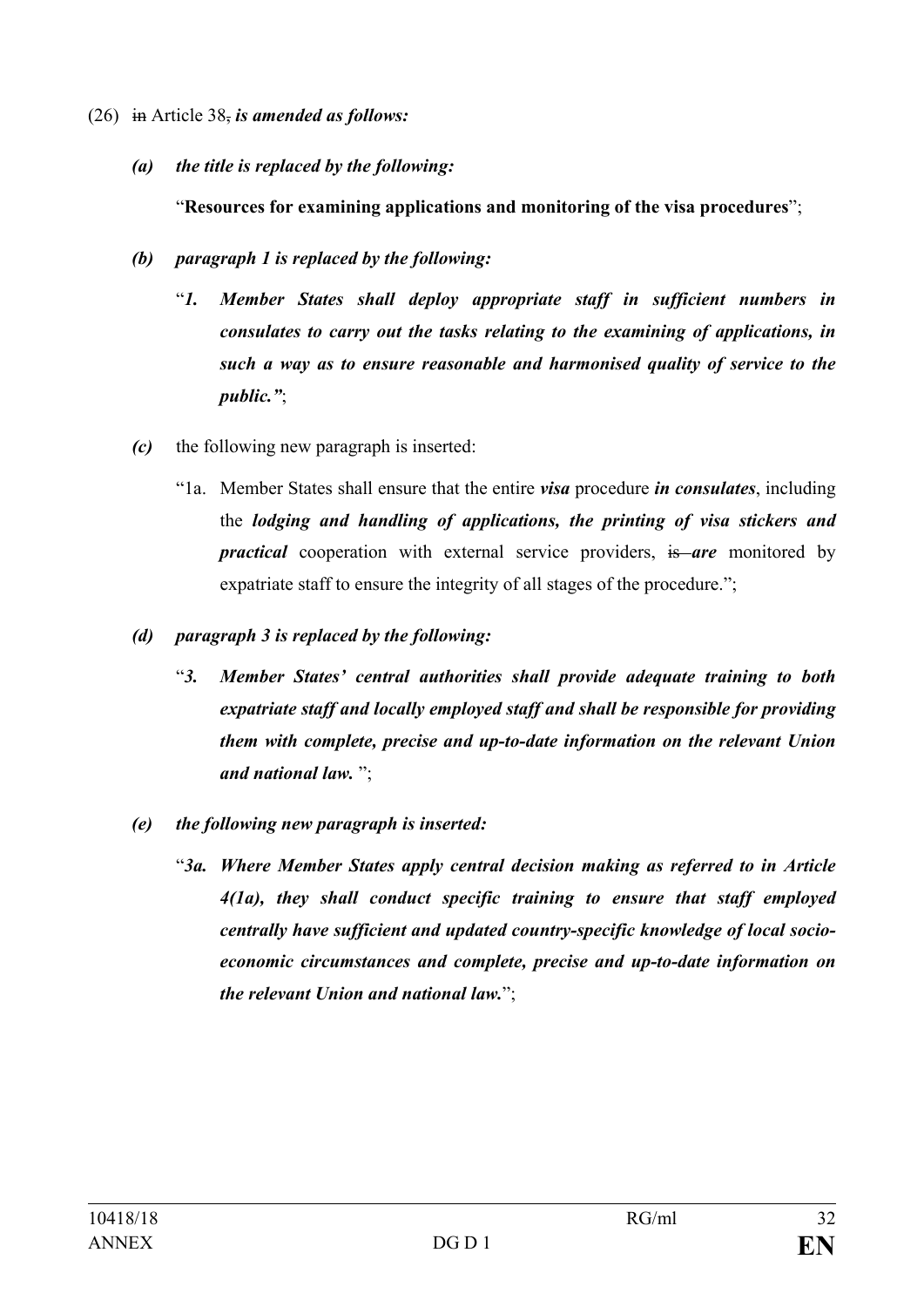(26) ~~in~~ Article 38~~,~~ ***is amended as follows:***

***(a) the title is replaced by the following:***

"**Resources for examining applications and monitoring of the visa procedures**";

***(b) paragraph 1 is replaced by the following:***

"***1. Member States shall deploy appropriate staff in sufficient numbers in consulates to carry out the tasks relating to the examining of applications, in such a way as to ensure reasonable and harmonised quality of service to the public."***;

***(c)*** the following new paragraph is inserted:

"1a. Member States shall ensure that the entire ***visa*** procedure ***in consulates***, including the ***lodging and handling of applications, the printing of visa stickers and practical*** cooperation with external service providers, ~~is~~ ***are*** monitored by expatriate staff to ensure the integrity of all stages of the procedure.";

***(d) paragraph 3 is replaced by the following:***

"***3. Member States' central authorities shall provide adequate training to both expatriate staff and locally employed staff and shall be responsible for providing them with complete, precise and up-to-date information on the relevant Union and national law.*** ";

***(e) the following new paragraph is inserted:***

"***3a. Where Member States apply central decision making as referred to in Article 4(1a), they shall conduct specific training to ensure that staff employed centrally have sufficient and updated country-specific knowledge of local socio-economic circumstances and complete, precise and up-to-date information on the relevant Union and national law.***";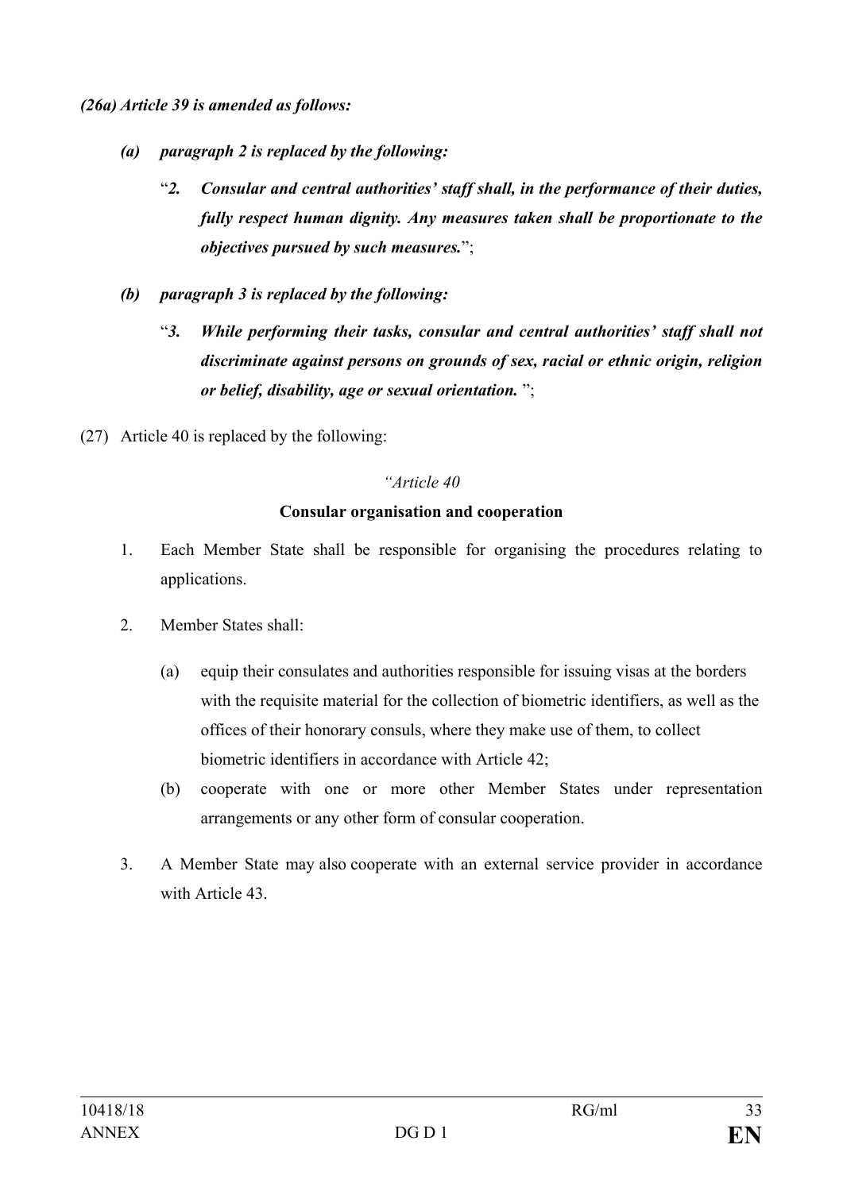***(26a) Article 39 is amended as follows:***

- ***(a) paragraph 2 is replaced by the following:***

  "***2. Consular and central authorities' staff shall, in the performance of their duties, fully respect human dignity. Any measures taken shall be proportionate to the objectives pursued by such measures.***";

- ***(b) paragraph 3 is replaced by the following:***

  "***3. While performing their tasks, consular and central authorities' staff shall not discriminate against persons on grounds of sex, racial or ethnic origin, religion or belief, disability, age or sexual orientation.*** ";

(27) Article 40 is replaced by the following:

*"Article 40*

**Consular organisation and cooperation**

1. Each Member State shall be responsible for organising the procedures relating to applications.

2. Member States shall:

   (a) equip their consulates and authorities responsible for issuing visas at the borders with the requisite material for the collection of biometric identifiers, as well as the offices of their honorary consuls, where they make use of them, to collect biometric identifiers in accordance with Article 42;

   (b) cooperate with one or more other Member States under representation arrangements or any other form of consular cooperation.

3. A Member State may also cooperate with an external service provider in accordance with Article 43.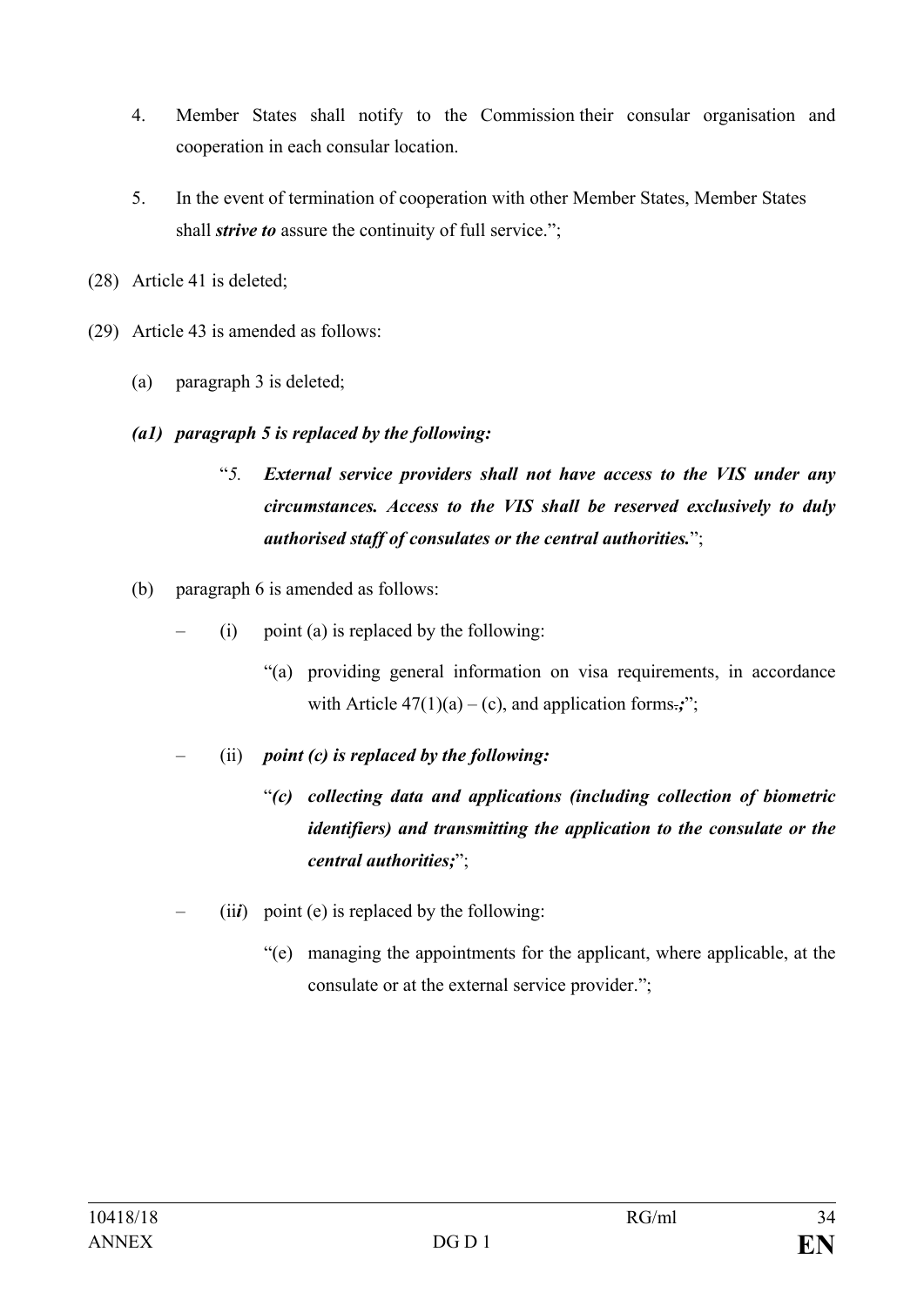4. Member States shall notify to the Commission their consular organisation and cooperation in each consular location.

5. In the event of termination of cooperation with other Member States, Member States shall ***strive to*** assure the continuity of full service.";

(28) Article 41 is deleted;

(29) Article 43 is amended as follows:

(a) paragraph 3 is deleted;

***(a1) paragraph 5 is replaced by the following:***

"*5.* ***External service providers shall not have access to the VIS under any circumstances. Access to the VIS shall be reserved exclusively to duly authorised staff of consulates or the central authorities.***";

(b) paragraph 6 is amended as follows:

– (i) point (a) is replaced by the following:

"(a) providing general information on visa requirements, in accordance with Article 47(1)(a) – (c), and application forms~~.~~***;***";

– (ii) ***point (c) is replaced by the following:***

"***(c) collecting data and applications (including collection of biometric identifiers) and transmitting the application to the consulate or the central authorities;***";

– (ii***i***) point (e) is replaced by the following:

"(e) managing the appointments for the applicant, where applicable, at the consulate or at the external service provider.";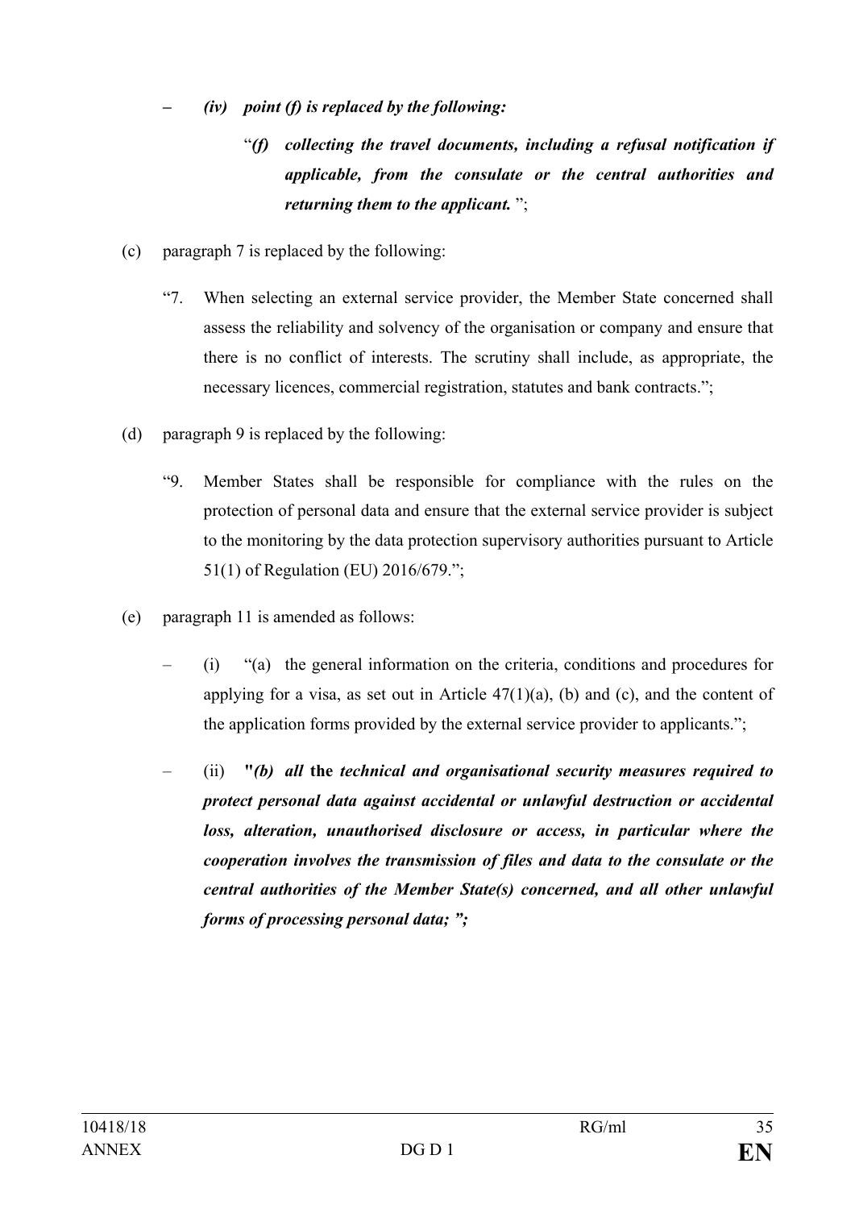– ***(iv) point (f) is replaced by the following:***

“***(f) collecting the travel documents, including a refusal notification if applicable, from the consulate or the central authorities and returning them to the applicant.*** ”;

(c) paragraph 7 is replaced by the following:

“7. When selecting an external service provider, the Member State concerned shall assess the reliability and solvency of the organisation or company and ensure that there is no conflict of interests. The scrutiny shall include, as appropriate, the necessary licences, commercial registration, statutes and bank contracts.”;

(d) paragraph 9 is replaced by the following:

“9. Member States shall be responsible for compliance with the rules on the protection of personal data and ensure that the external service provider is subject to the monitoring by the data protection supervisory authorities pursuant to Article 51(1) of Regulation (EU) 2016/679.”;

(e) paragraph 11 is amended as follows:

– (i) “(a) the general information on the criteria, conditions and procedures for applying for a visa, as set out in Article 47(1)(a), (b) and (c), and the content of the application forms provided by the external service provider to applicants.”;

– (ii) **"*(b) all* the *technical and organisational security measures required to protect personal data against accidental or unlawful destruction or accidental loss, alteration, unauthorised disclosure or access, in particular where the cooperation involves the transmission of files and data to the consulate or the central authorities of the Member State(s) concerned, and all other unlawful forms of processing personal data; ";***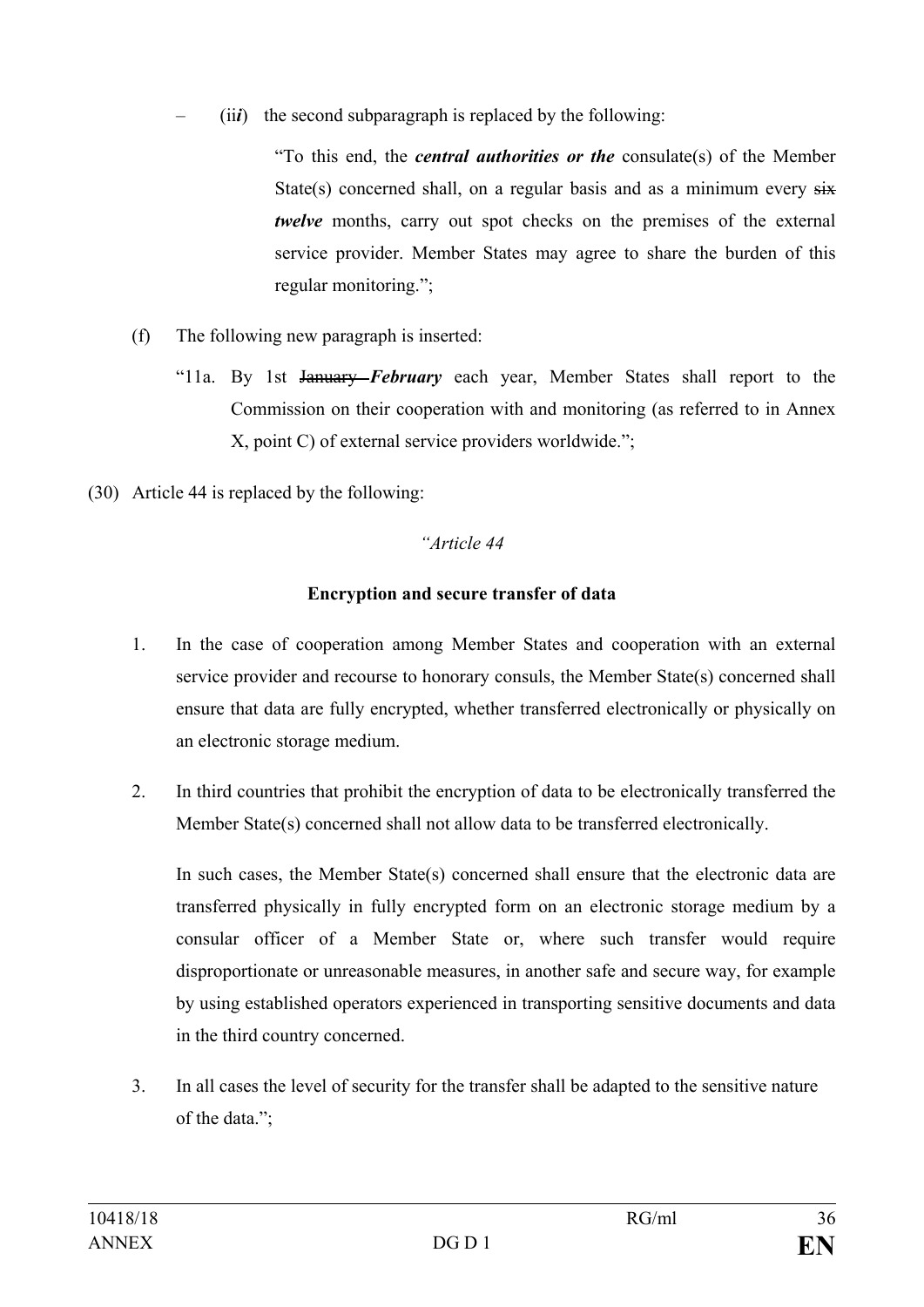– (ii*i*) the second subparagraph is replaced by the following:

"To this end, the ***central authorities or the*** consulate(s) of the Member State(s) concerned shall, on a regular basis and as a minimum every ~~six~~ ***twelve*** months, carry out spot checks on the premises of the external service provider. Member States may agree to share the burden of this regular monitoring.";

(f) The following new paragraph is inserted:

"11a. By 1st ~~January~~ ***February*** each year, Member States shall report to the Commission on their cooperation with and monitoring (as referred to in Annex X, point C) of external service providers worldwide.";

(30) Article 44 is replaced by the following:

*"Article 44*

**Encryption and secure transfer of data**

1. In the case of cooperation among Member States and cooperation with an external service provider and recourse to honorary consuls, the Member State(s) concerned shall ensure that data are fully encrypted, whether transferred electronically or physically on an electronic storage medium.

2. In third countries that prohibit the encryption of data to be electronically transferred the Member State(s) concerned shall not allow data to be transferred electronically.

   In such cases, the Member State(s) concerned shall ensure that the electronic data are transferred physically in fully encrypted form on an electronic storage medium by a consular officer of a Member State or, where such transfer would require disproportionate or unreasonable measures, in another safe and secure way, for example by using established operators experienced in transporting sensitive documents and data in the third country concerned.

3. In all cases the level of security for the transfer shall be adapted to the sensitive nature of the data.";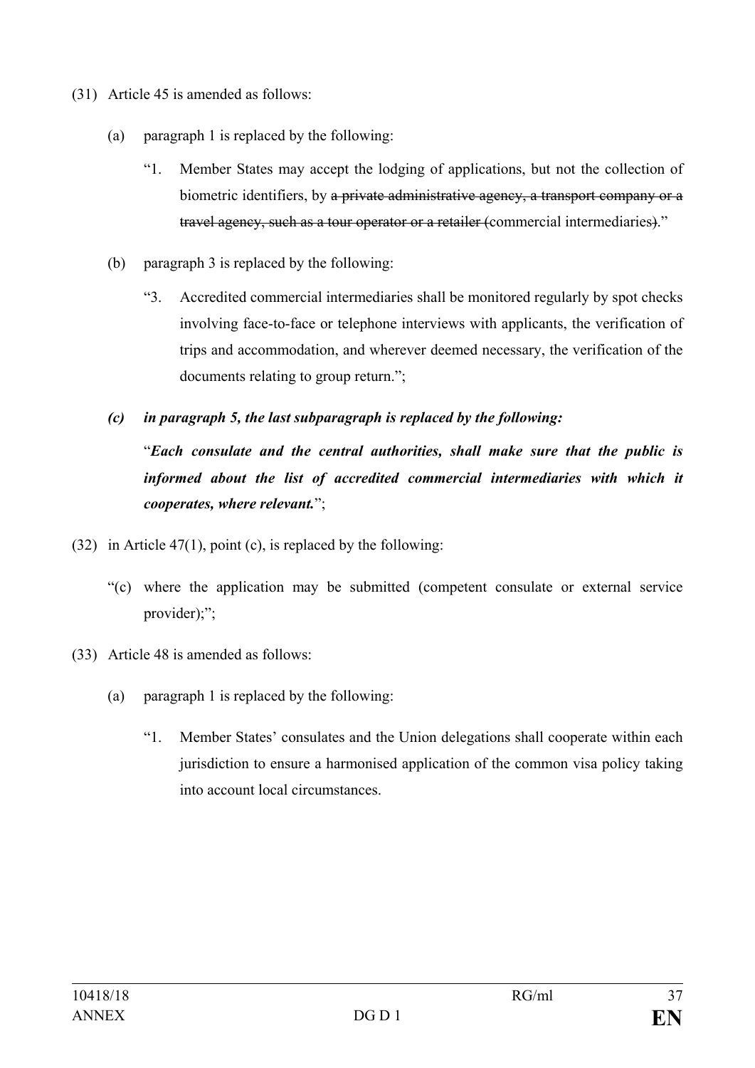(31) Article 45 is amended as follows:

(a) paragraph 1 is replaced by the following:

"1. Member States may accept the lodging of applications, but not the collection of biometric identifiers, by ~~a private administrative agency, a transport company or a travel agency, such as a tour operator or a retailer (~~commercial intermediaries~~)~~."

(b) paragraph 3 is replaced by the following:

"3. Accredited commercial intermediaries shall be monitored regularly by spot checks involving face-to-face or telephone interviews with applicants, the verification of trips and accommodation, and wherever deemed necessary, the verification of the documents relating to group return.";

***(c) in paragraph 5, the last subparagraph is replaced by the following:***

"***Each consulate and the central authorities, shall make sure that the public is informed about the list of accredited commercial intermediaries with which it cooperates, where relevant.***";

(32) in Article 47(1), point (c), is replaced by the following:

"(c) where the application may be submitted (competent consulate or external service provider);";

(33) Article 48 is amended as follows:

(a) paragraph 1 is replaced by the following:

"1. Member States' consulates and the Union delegations shall cooperate within each jurisdiction to ensure a harmonised application of the common visa policy taking into account local circumstances.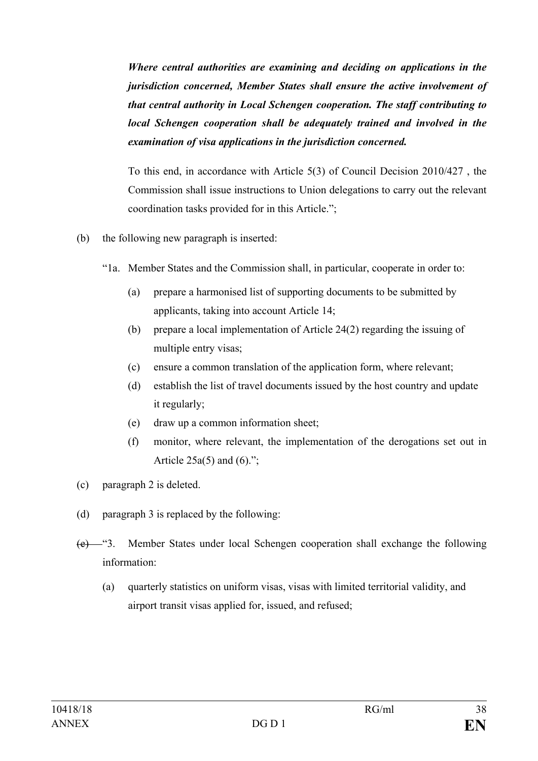***Where central authorities are examining and deciding on applications in the jurisdiction concerned, Member States shall ensure the active involvement of that central authority in Local Schengen cooperation. The staff contributing to local Schengen cooperation shall be adequately trained and involved in the examination of visa applications in the jurisdiction concerned.***

To this end, in accordance with Article 5(3) of Council Decision 2010/427 , the Commission shall issue instructions to Union delegations to carry out the relevant coordination tasks provided for in this Article.";

(b) the following new paragraph is inserted:

"1a. Member States and the Commission shall, in particular, cooperate in order to:

(a) prepare a harmonised list of supporting documents to be submitted by applicants, taking into account Article 14;

(b) prepare a local implementation of Article 24(2) regarding the issuing of multiple entry visas;

(c) ensure a common translation of the application form, where relevant;

(d) establish the list of travel documents issued by the host country and update it regularly;

(e) draw up a common information sheet;

(f) monitor, where relevant, the implementation of the derogations set out in Article 25a(5) and (6).";

(c) paragraph 2 is deleted.

(d) paragraph 3 is replaced by the following:

~~(e)~~ "3. Member States under local Schengen cooperation shall exchange the following information:

(a) quarterly statistics on uniform visas, visas with limited territorial validity, and airport transit visas applied for, issued, and refused;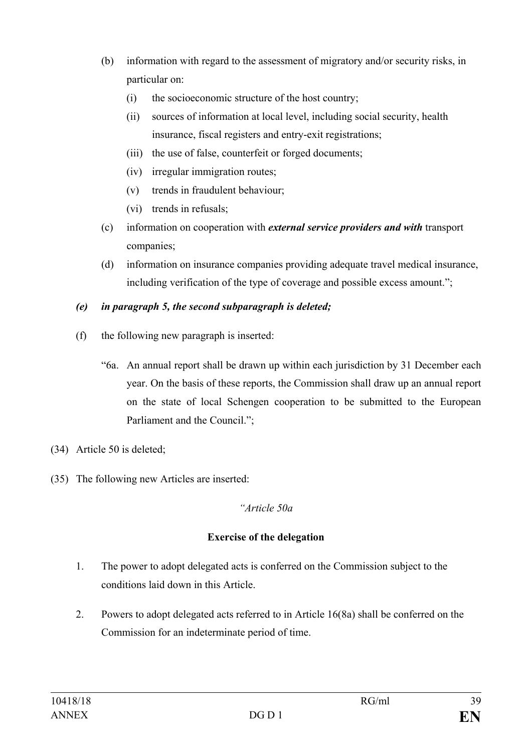(b) information with regard to the assessment of migratory and/or security risks, in particular on:

   (i) the socioeconomic structure of the host country;

   (ii) sources of information at local level, including social security, health insurance, fiscal registers and entry-exit registrations;

   (iii) the use of false, counterfeit or forged documents;

   (iv) irregular immigration routes;

   (v) trends in fraudulent behaviour;

   (vi) trends in refusals;

(c) information on cooperation with ***external service providers and with*** transport companies;

(d) information on insurance companies providing adequate travel medical insurance, including verification of the type of coverage and possible excess amount.";

***(e) in paragraph 5, the second subparagraph is deleted;***

(f) the following new paragraph is inserted:

"6a. An annual report shall be drawn up within each jurisdiction by 31 December each year. On the basis of these reports, the Commission shall draw up an annual report on the state of local Schengen cooperation to be submitted to the European Parliament and the Council.";

(34) Article 50 is deleted;

(35) The following new Articles are inserted:

*"Article 50a*

**Exercise of the delegation**

1. The power to adopt delegated acts is conferred on the Commission subject to the conditions laid down in this Article.

2. Powers to adopt delegated acts referred to in Article 16(8a) shall be conferred on the Commission for an indeterminate period of time.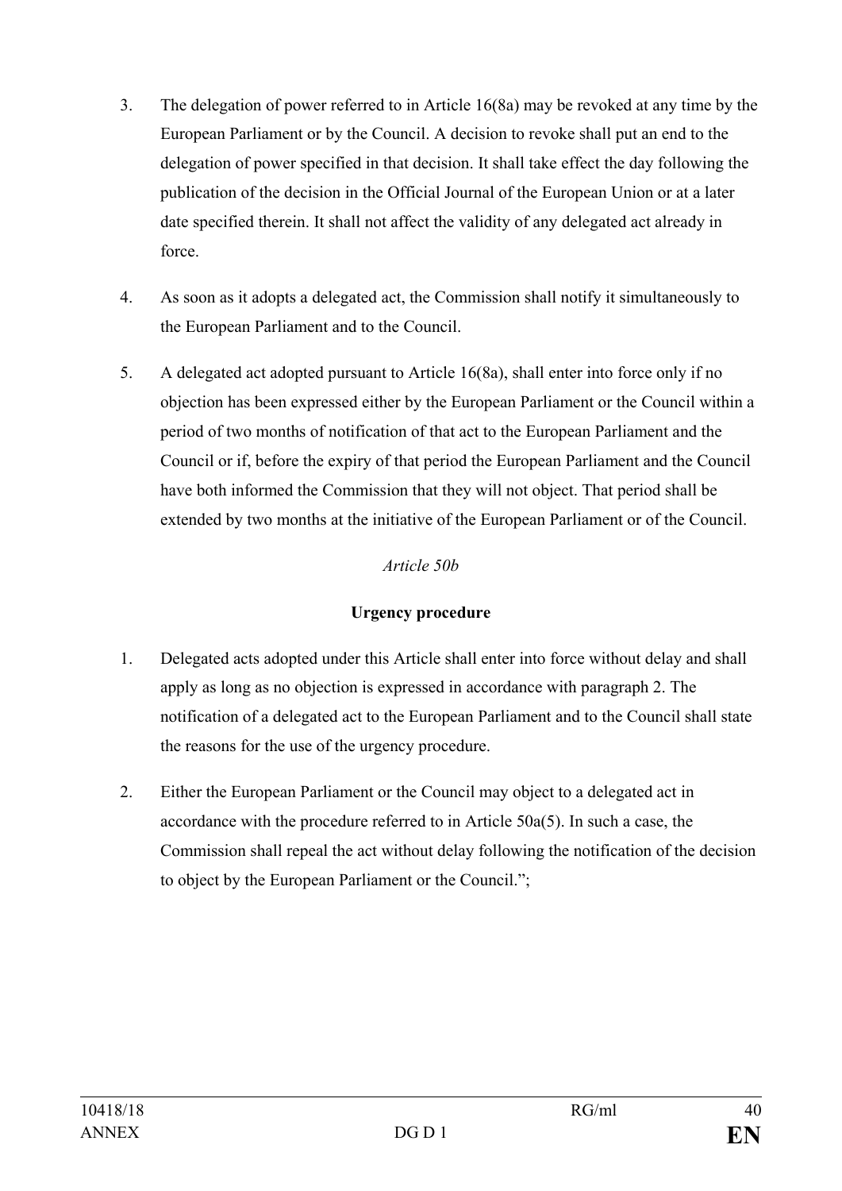3. The delegation of power referred to in Article 16(8a) may be revoked at any time by the European Parliament or by the Council. A decision to revoke shall put an end to the delegation of power specified in that decision. It shall take effect the day following the publication of the decision in the Official Journal of the European Union or at a later date specified therein. It shall not affect the validity of any delegated act already in force.

4. As soon as it adopts a delegated act, the Commission shall notify it simultaneously to the European Parliament and to the Council.

5. A delegated act adopted pursuant to Article 16(8a), shall enter into force only if no objection has been expressed either by the European Parliament or the Council within a period of two months of notification of that act to the European Parliament and the Council or if, before the expiry of that period the European Parliament and the Council have both informed the Commission that they will not object. That period shall be extended by two months at the initiative of the European Parliament or of the Council.

*Article 50b*

**Urgency procedure**

1. Delegated acts adopted under this Article shall enter into force without delay and shall apply as long as no objection is expressed in accordance with paragraph 2. The notification of a delegated act to the European Parliament and to the Council shall state the reasons for the use of the urgency procedure.

2. Either the European Parliament or the Council may object to a delegated act in accordance with the procedure referred to in Article 50a(5). In such a case, the Commission shall repeal the act without delay following the notification of the decision to object by the European Parliament or the Council.";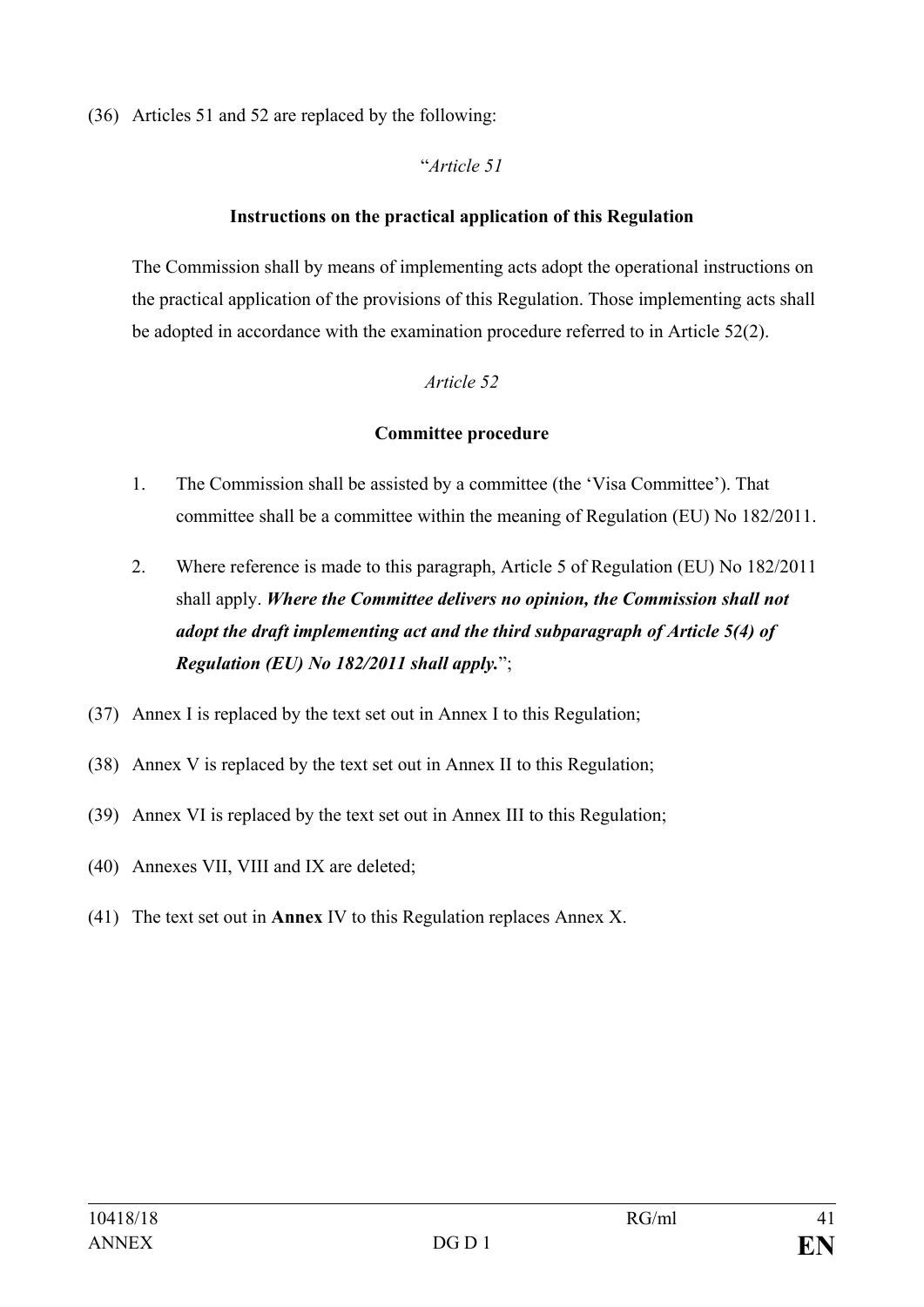(36) Articles 51 and 52 are replaced by the following:

"*Article 51*

**Instructions on the practical application of this Regulation**

The Commission shall by means of implementing acts adopt the operational instructions on the practical application of the provisions of this Regulation. Those implementing acts shall be adopted in accordance with the examination procedure referred to in Article 52(2).

*Article 52*

**Committee procedure**

1. The Commission shall be assisted by a committee (the 'Visa Committee'). That committee shall be a committee within the meaning of Regulation (EU) No 182/2011.

2. Where reference is made to this paragraph, Article 5 of Regulation (EU) No 182/2011 shall apply. ***Where the Committee delivers no opinion, the Commission shall not adopt the draft implementing act and the third subparagraph of Article 5(4) of Regulation (EU) No 182/2011 shall apply.***";

(37) Annex I is replaced by the text set out in Annex I to this Regulation;

(38) Annex V is replaced by the text set out in Annex II to this Regulation;

(39) Annex VI is replaced by the text set out in Annex III to this Regulation;

(40) Annexes VII, VIII and IX are deleted;

(41) The text set out in **Annex** IV to this Regulation replaces Annex X.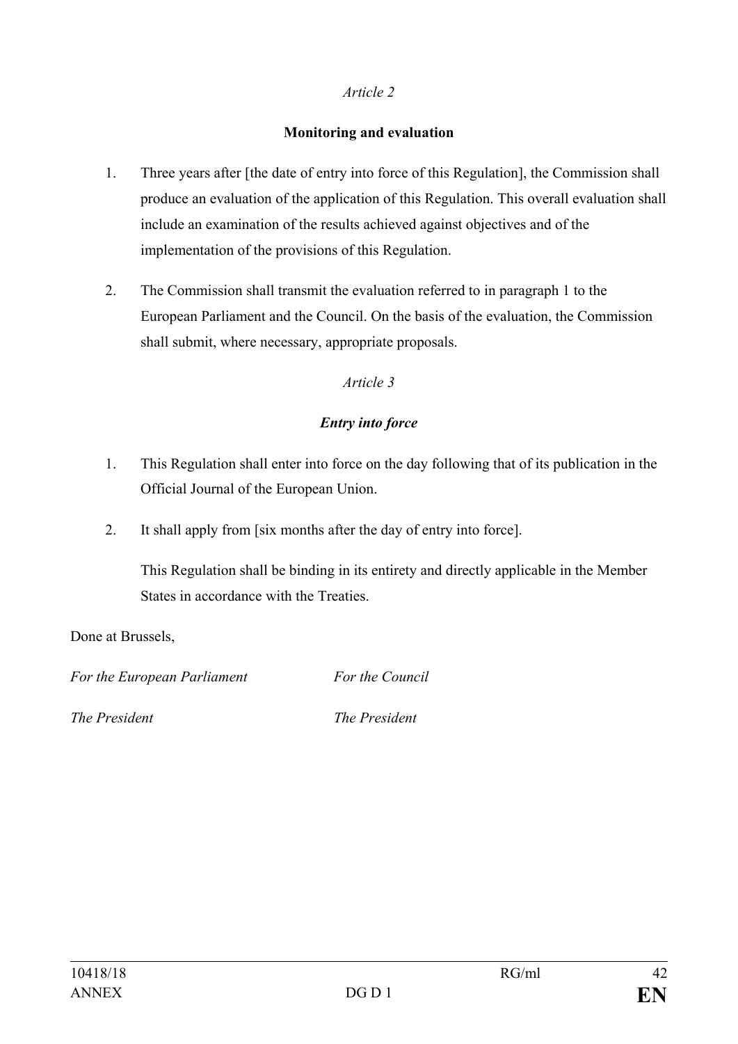*Article 2*

**Monitoring and evaluation**

1. Three years after [the date of entry into force of this Regulation], the Commission shall produce an evaluation of the application of this Regulation. This overall evaluation shall include an examination of the results achieved against objectives and of the implementation of the provisions of this Regulation.

2. The Commission shall transmit the evaluation referred to in paragraph 1 to the European Parliament and the Council. On the basis of the evaluation, the Commission shall submit, where necessary, appropriate proposals.

*Article 3*

***Entry into force***

1. This Regulation shall enter into force on the day following that of its publication in the Official Journal of the European Union.

2. It shall apply from [six months after the day of entry into force].

   This Regulation shall be binding in its entirety and directly applicable in the Member States in accordance with the Treaties.

Done at Brussels,

*For the European Parliament* *For the Council*

*The President* *The President*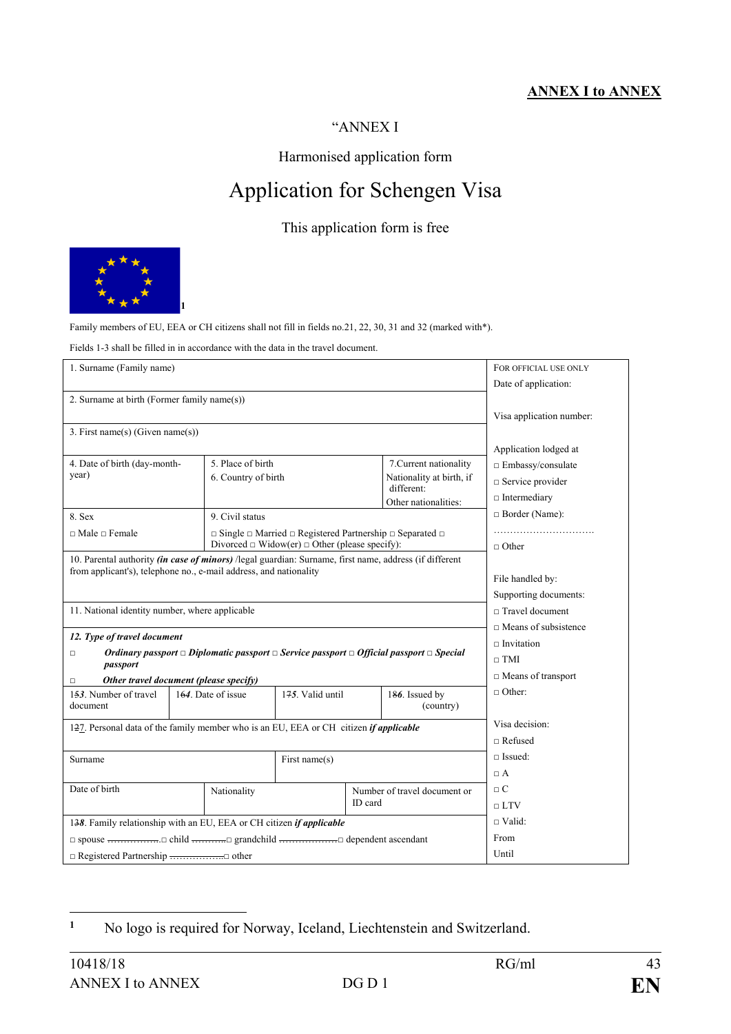**ANNEX I to ANNEX**

"ANNEX I

Harmonised application form

# Application for Schengen Visa

This application form is free

[1]

Family members of EU, EEA or CH citizens shall not fill in fields no.21, 22, 30, 31 and 32 (marked with*).

Fields 1-3 shall be filled in in accordance with the data in the travel document.

| | | | | FOR OFFICIAL USE ONLY |
|---|---|---|---|---|
| 1. Surname (Family name) | | | | Date of application: |
| 2. Surname at birth (Former family name(s)) | | | | Visa application number: |
| 3. First name(s) (Given name(s)) | | | | Application lodged at |
| 4. Date of birth (day-month-year) | 5. Place of birth<br>6. Country of birth | | 7.Current nationality<br>Nationality at birth, if different:<br>Other nationalities: | □ Embassy/consulate<br>□ Service provider<br>□ Intermediary |
| 8. Sex<br>□ Male □ Female | 9. Civil status<br>□ Single □ Married □ Registered Partnership □ Separated □ Divorced □ Widow(er) □ Other (please specify): | | | □ Border (Name):<br>…………………………<br>□ Other |
| 10. Parental authority *(in case of minors)* /legal guardian: Surname, first name, address (if different from applicant's), telephone no., e-mail address, and nationality | | | | File handled by: |
| 11. National identity number, where applicable | | | | Supporting documents:<br>□ Travel document |
| ***12. Type of travel document***<br>□ ***Ordinary passport*** □ ***Diplomatic passport*** □ ***Service passport*** □ ***Official passport*** □ ***Special passport***<br>□ ***Other travel document (please specify)*** | | | | □ Means of subsistence<br>□ Invitation<br>□ TMI<br>□ Means of transport |
| 1~~5~~3. Number of travel document | 1~~6~~4. Date of issue | 1~~7~~5. Valid until | 1~~8~~6. Issued by (country) | □ Other: |
| 1~~2~~7. Personal data of the family member who is an EU, EEA or CH citizen ***if applicable*** | | | | Visa decision:<br>□ Refused |
| Surname | | First name(s) | | □ Issued:<br>□ A |
| Date of birth | Nationality | | Number of travel document or ID card | □ C<br>□ LTV |
| 1~~3~~8. Family relationship with an EU, EEA or CH citizen ***if applicable***<br>□ spouse □ child □ grandchild □ dependent ascendant<br>□ Registered Partnership □ other | | | | □ Valid:<br>From<br>Until |

[1] No logo is required for Norway, Iceland, Liechtenstein and Switzerland.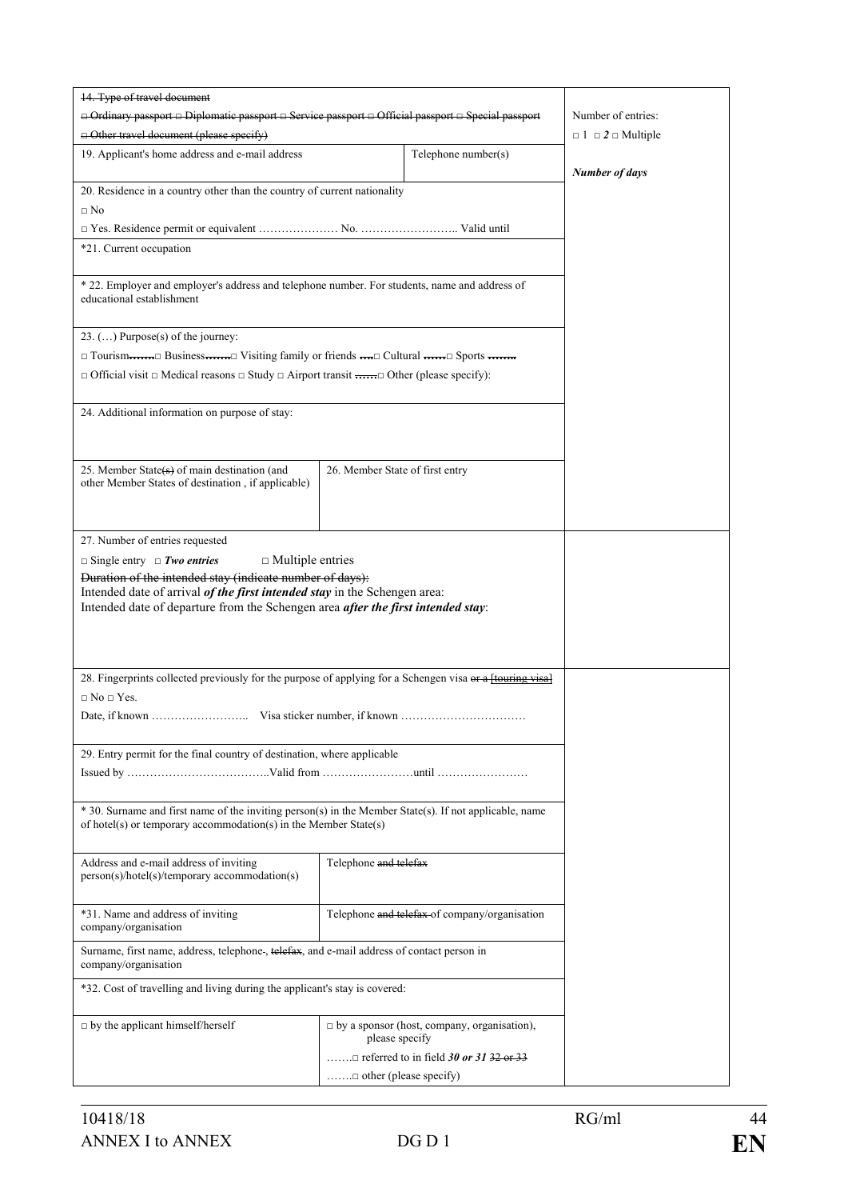| 14. Type of travel document<br>~~□ Ordinary passport □ Diplomatic passport □ Service passport □ Official passport □ Special passport~~<br>~~□ Other travel document (please specify)~~ | | | Number of entries:<br>□ 1 □ ***2*** □ Multiple<br><br>***Number of days*** |
|---|---|---|---|
| 19. Applicant's home address and e-mail address | | Telephone number(s) | |
| 20. Residence in a country other than the country of current nationality<br>□ No<br>□ Yes. Residence permit or equivalent ………………… No. …………………….. Valid until | | | |
| *21. Current occupation | | | |
| * 22. Employer and employer's address and telephone number. For students, name and address of educational establishment | | | |
| 23. (…) Purpose(s) of the journey:<br>□ Tourism~~……..~~□ Business~~……..~~□ Visiting family or friends ~~….~~□ Cultural ~~…….~~□ Sports ~~……..~~<br>□ Official visit □ Medical reasons □ Study □ Airport transit ~~…….~~□ Other (please specify): | | | |
| 24. Additional information on purpose of stay: | | | |
| 25. Member State~~(s)~~ of main destination (and other Member States of destination , if applicable) | 26. Member State of first entry | | |
| 27. Number of entries requested<br>□ Single entry □ ***Two entries*** □ Multiple entries<br>~~Duration of the intended stay (indicate number of days):~~<br>Intended date of arrival ***of the first intended stay*** in the Schengen area:<br>Intended date of departure from the Schengen area ***after the first intended stay***: | | | |
| 28. Fingerprints collected previously for the purpose of applying for a Schengen visa ~~or a [touring visa]~~<br>□ No □ Yes.<br>Date, if known …………………….. Visa sticker number, if known …………………………… | | | |
| 29. Entry permit for the final country of destination, where applicable<br>Issued by ………………………………..Valid from ……………………until …………………… | | | |
| * 30. Surname and first name of the inviting person(s) in the Member State(s). If not applicable, name of hotel(s) or temporary accommodation(s) in the Member State(s) | | | |
| Address and e-mail address of inviting person(s)/hotel(s)/temporary accommodation(s) | Telephone ~~and telefax~~ | | |
| *31. Name and address of inviting company/organisation | Telephone ~~and telefax~~ of company/organisation | | |
| Surname, first name, address, telephone~~-~~, ~~telefax~~, and e-mail address of contact person in company/organisation | | | |
| *32. Cost of travelling and living during the applicant's stay is covered: | | | |
| □ by the applicant himself/herself | □ by a sponsor (host, company, organisation), please specify<br>…….□ referred to in field ***30 or 31*** ~~32 or 33~~<br>…….□ other (please specify) | | |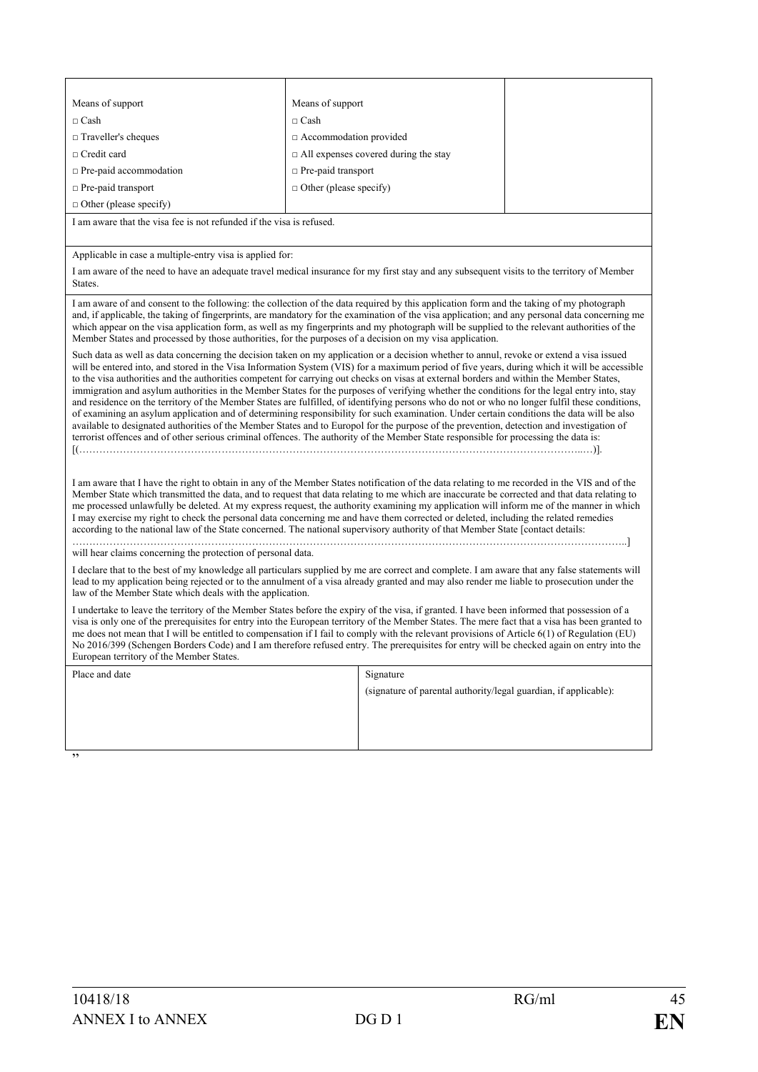| Means of support<br>□ Cash<br>□ Traveller's cheques<br>□ Credit card<br>□ Pre-paid accommodation<br>□ Pre-paid transport<br>□ Other (please specify) | Means of support<br>□ Cash<br>□ Accommodation provided<br>□ All expenses covered during the stay<br>□ Pre-paid transport<br>□ Other (please specify) | |
|---|---|---|

I am aware that the visa fee is not refunded if the visa is refused.

Applicable in case a multiple-entry visa is applied for:

I am aware of the need to have an adequate travel medical insurance for my first stay and any subsequent visits to the territory of Member States.

I am aware of and consent to the following: the collection of the data required by this application form and the taking of my photograph and, if applicable, the taking of fingerprints, are mandatory for the examination of the visa application; and any personal data concerning me which appear on the visa application form, as well as my fingerprints and my photograph will be supplied to the relevant authorities of the Member States and processed by those authorities, for the purposes of a decision on my visa application.

Such data as well as data concerning the decision taken on my application or a decision whether to annul, revoke or extend a visa issued will be entered into, and stored in the Visa Information System (VIS) for a maximum period of five years, during which it will be accessible to the visa authorities and the authorities competent for carrying out checks on visas at external borders and within the Member States, immigration and asylum authorities in the Member States for the purposes of verifying whether the conditions for the legal entry into, stay and residence on the territory of the Member States are fulfilled, of identifying persons who do not or who no longer fulfil these conditions, of examining an asylum application and of determining responsibility for such examination. Under certain conditions the data will be also available to designated authorities of the Member States and to Europol for the purpose of the prevention, detection and investigation of terrorist offences and of other serious criminal offences. The authority of the Member State responsible for processing the data is: [(…………………………………………………………………………………………………………………………….…)].

I am aware that I have the right to obtain in any of the Member States notification of the data relating to me recorded in the VIS and of the Member State which transmitted the data, and to request that data relating to me which are inaccurate be corrected and that data relating to me processed unlawfully be deleted. At my express request, the authority examining my application will inform me of the manner in which I may exercise my right to check the personal data concerning me and have them corrected or deleted, including the related remedies according to the national law of the State concerned. The national supervisory authority of that Member State [contact details: ……………………………………………………………………………………………………………………………………..] will hear claims concerning the protection of personal data.

I declare that to the best of my knowledge all particulars supplied by me are correct and complete. I am aware that any false statements will lead to my application being rejected or to the annulment of a visa already granted and may also render me liable to prosecution under the law of the Member State which deals with the application.

I undertake to leave the territory of the Member States before the expiry of the visa, if granted. I have been informed that possession of a visa is only one of the prerequisites for entry into the European territory of the Member States. The mere fact that a visa has been granted to me does not mean that I will be entitled to compensation if I fail to comply with the relevant provisions of Article 6(1) of Regulation (EU) No 2016/399 (Schengen Borders Code) and I am therefore refused entry. The prerequisites for entry will be checked again on entry into the European territory of the Member States.

| Place and date | Signature<br>(signature of parental authority/legal guardian, if applicable): |
|---|---|

"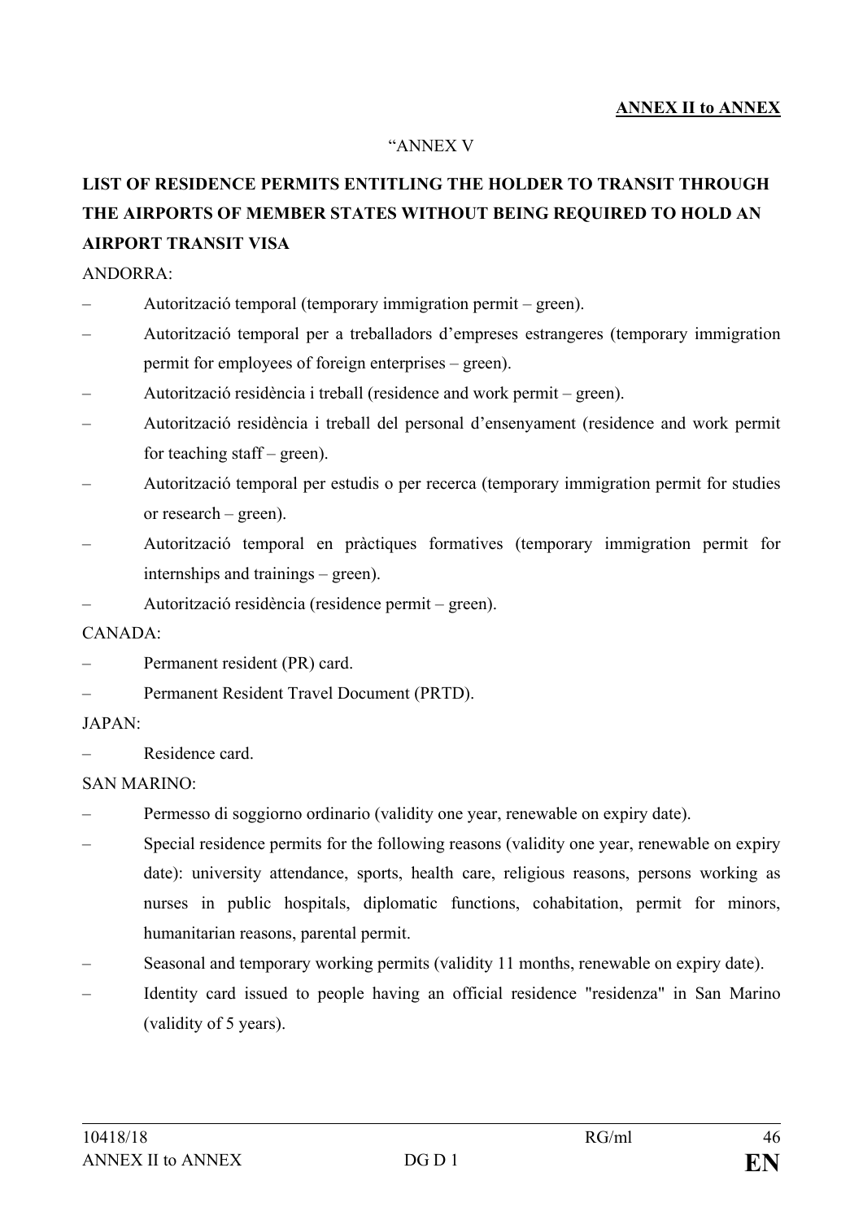**ANNEX II to ANNEX**

"ANNEX V

## LIST OF RESIDENCE PERMITS ENTITLING THE HOLDER TO TRANSIT THROUGH THE AIRPORTS OF MEMBER STATES WITHOUT BEING REQUIRED TO HOLD AN AIRPORT TRANSIT VISA

ANDORRA:

– Autorització temporal (temporary immigration permit – green).
– Autorització temporal per a treballadors d'empreses estrangeres (temporary immigration permit for employees of foreign enterprises – green).
– Autorització residència i treball (residence and work permit – green).
– Autorització residència i treball del personal d'ensenyament (residence and work permit for teaching staff – green).
– Autorització temporal per estudis o per recerca (temporary immigration permit for studies or research – green).
– Autorització temporal en pràctiques formatives (temporary immigration permit for internships and trainings – green).
– Autorització residència (residence permit – green).

CANADA:

– Permanent resident (PR) card.
– Permanent Resident Travel Document (PRTD).

JAPAN:

– Residence card.

SAN MARINO:

– Permesso di soggiorno ordinario (validity one year, renewable on expiry date).
– Special residence permits for the following reasons (validity one year, renewable on expiry date): university attendance, sports, health care, religious reasons, persons working as nurses in public hospitals, diplomatic functions, cohabitation, permit for minors, humanitarian reasons, parental permit.
– Seasonal and temporary working permits (validity 11 months, renewable on expiry date).
– Identity card issued to people having an official residence "residenza" in San Marino (validity of 5 years).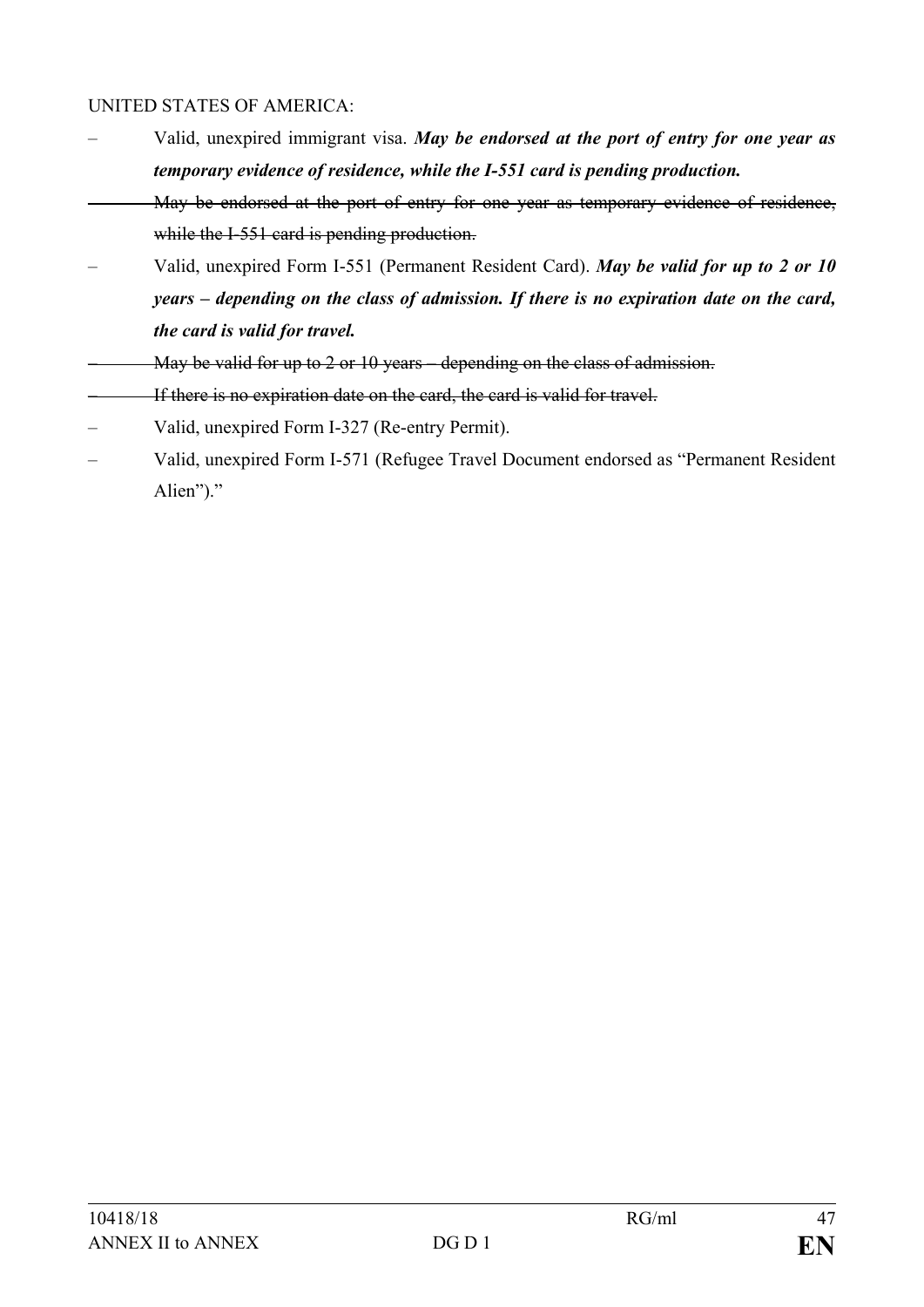UNITED STATES OF AMERICA:

- Valid, unexpired immigrant visa. ***May be endorsed at the port of entry for one year as temporary evidence of residence, while the I-551 card is pending production.***
- ~~May be endorsed at the port of entry for one year as temporary evidence of residence, while the I-551 card is pending production.~~
- Valid, unexpired Form I-551 (Permanent Resident Card). ***May be valid for up to 2 or 10 years – depending on the class of admission. If there is no expiration date on the card, the card is valid for travel.***
- ~~May be valid for up to 2 or 10 years – depending on the class of admission.~~
- ~~If there is no expiration date on the card, the card is valid for travel.~~
- Valid, unexpired Form I-327 (Re-entry Permit).
- Valid, unexpired Form I-571 (Refugee Travel Document endorsed as "Permanent Resident Alien")."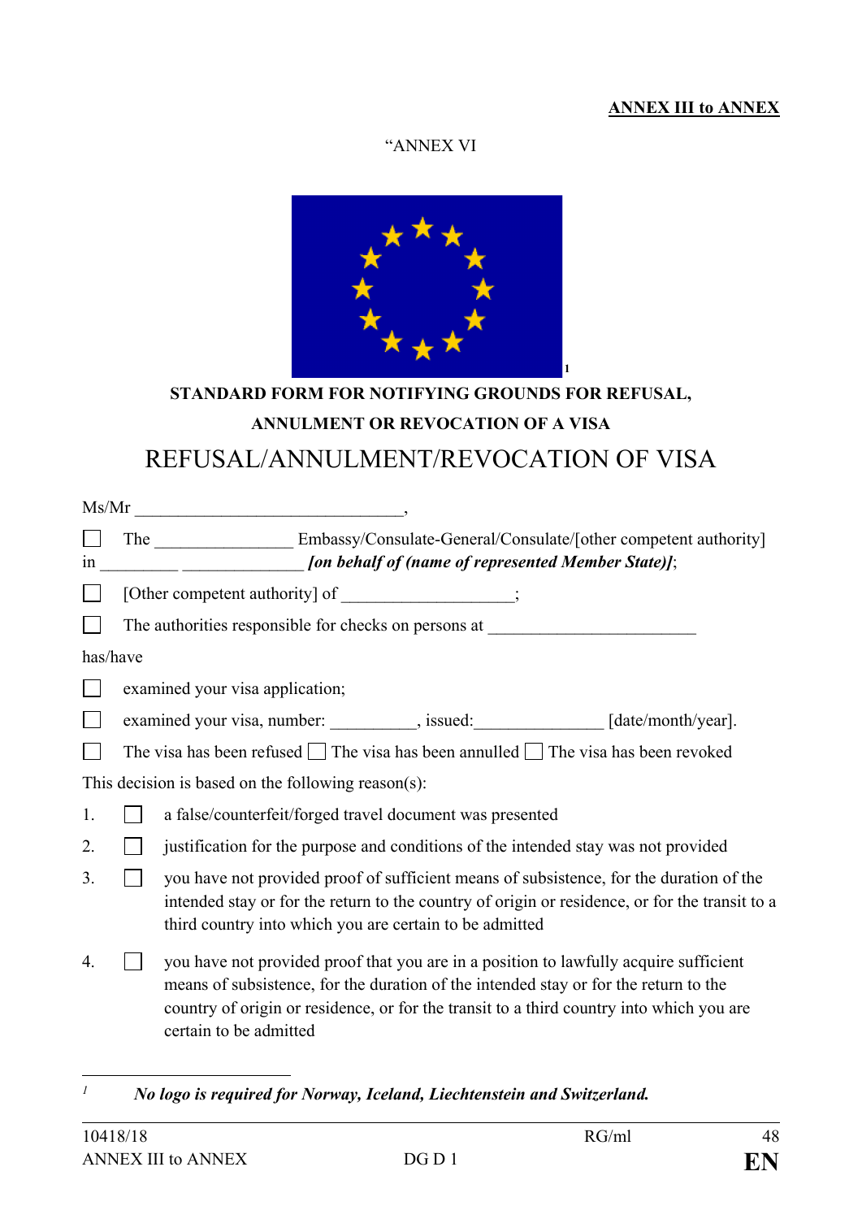**ANNEX III to ANNEX**

"ANNEX VI

[1]

**STANDARD FORM FOR NOTIFYING GROUNDS FOR REFUSAL, ANNULMENT OR REVOCATION OF A VISA**

# REFUSAL/ANNULMENT/REVOCATION OF VISA

Ms/Mr _______________________________,

☐ The ________________ Embassy/Consulate-General/Consulate/[other competent authority] in _________ ______________ ***[on behalf of (name of represented Member State)]***;

☐ [Other competent authority] of ___________________;

☐ The authorities responsible for checks on persons at ________________________

has/have

☐ examined your visa application;

☐ examined your visa, number: __________, issued:_______________ [date/month/year].

☐ The visa has been refused ☐ The visa has been annulled ☐ The visa has been revoked

This decision is based on the following reason(s):

1. ☐ a false/counterfeit/forged travel document was presented
2. ☐ justification for the purpose and conditions of the intended stay was not provided
3. ☐ you have not provided proof of sufficient means of subsistence, for the duration of the intended stay or for the return to the country of origin or residence, or for the transit to a third country into which you are certain to be admitted
4. ☐ you have not provided proof that you are in a position to lawfully acquire sufficient means of subsistence, for the duration of the intended stay or for the return to the country of origin or residence, or for the transit to a third country into which you are certain to be admitted

---

[1] ***No logo is required for Norway, Iceland, Liechtenstein and Switzerland.***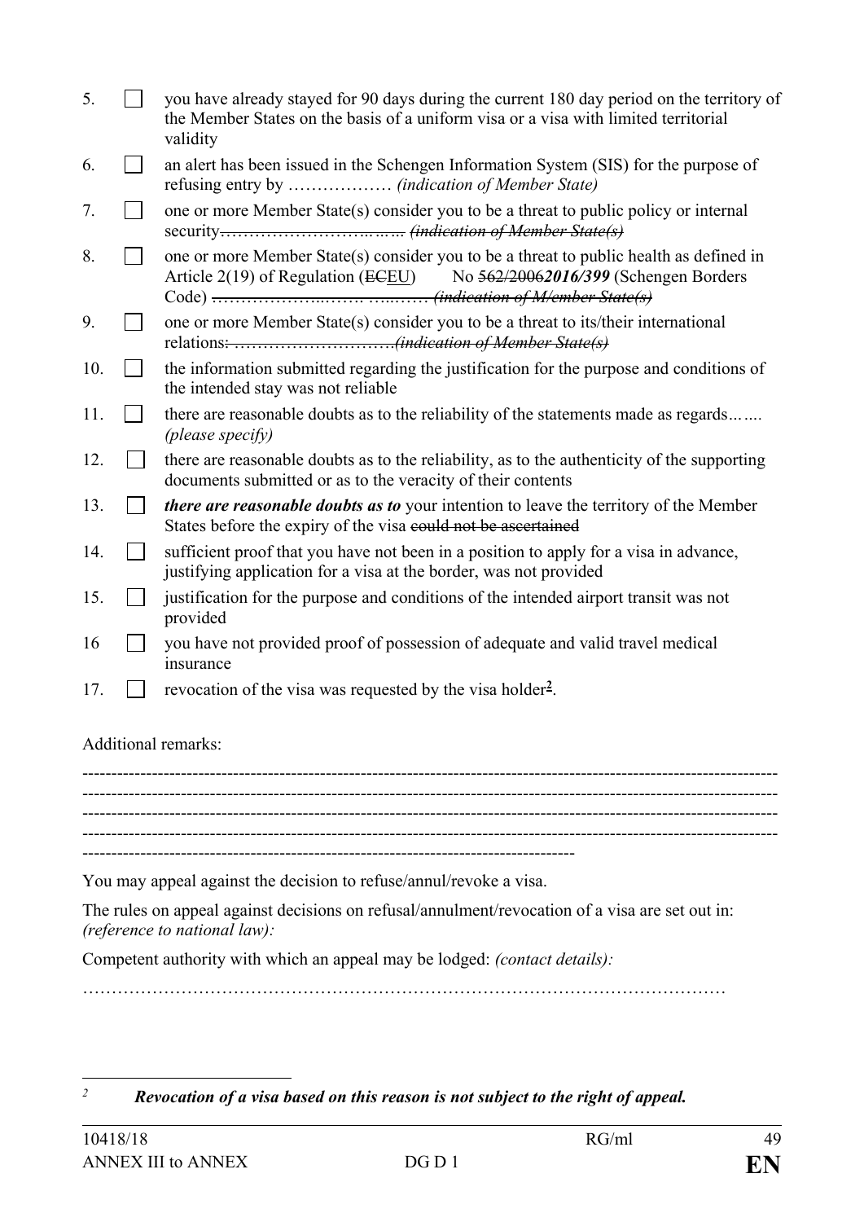5. ☐ you have already stayed for 90 days during the current 180 day period on the territory of the Member States on the basis of a uniform visa or a visa with limited territorial validity
6. ☐ an alert has been issued in the Schengen Information System (SIS) for the purpose of refusing entry by ……………… *(indication of Member State)*
7. ☐ one or more Member State(s) consider you to be a threat to public policy or internal security~~………………………..….. *(indication of Member State(s)*~~
8. ☐ one or more Member State(s) consider you to be a threat to public health as defined in Article 2(19) of Regulation (~~EC~~EU) No ~~562/2006~~***2016/399*** (Schengen Borders Code) ~~……………………..……. …..…… *(indication of M/ember State(s)*~~
9. ☐ one or more Member State(s) consider you to be a threat to its/their international relations~~: ……………………….*(indication of Member State(s)*~~
10. ☐ the information submitted regarding the justification for the purpose and conditions of the intended stay was not reliable
11. ☐ there are reasonable doubts as to the reliability of the statements made as regards…….. *(please specify)*
12. ☐ there are reasonable doubts as to the reliability, as to the authenticity of the supporting documents submitted or as to the veracity of their contents
13. ☐ ***there are reasonable doubts as to*** your intention to leave the territory of the Member States before the expiry of the visa ~~could not be ascertained~~
14. ☐ sufficient proof that you have not been in a position to apply for a visa in advance, justifying application for a visa at the border, was not provided
15. ☐ justification for the purpose and conditions of the intended airport transit was not provided
16. ☐ you have not provided proof of possession of adequate and valid travel medical insurance
17. ☐ revocation of the visa was requested by the visa holder[2].

Additional remarks:

------------------------------------------------------------------------------------------------------------------------
------------------------------------------------------------------------------------------------------------------------
------------------------------------------------------------------------------------------------------------------------
------------------------------------------------------------------------------------------------------------------------
-------------------------------------------------------------------------------------

You may appeal against the decision to refuse/annul/revoke a visa.

The rules on appeal against decisions on refusal/annulment/revocation of a visa are set out in: *(reference to national law):*

Competent authority with which an appeal may be lodged: *(contact details):*

…………………………………………………………………………………………………

[2] ***Revocation of a visa based on this reason is not subject to the right of appeal.***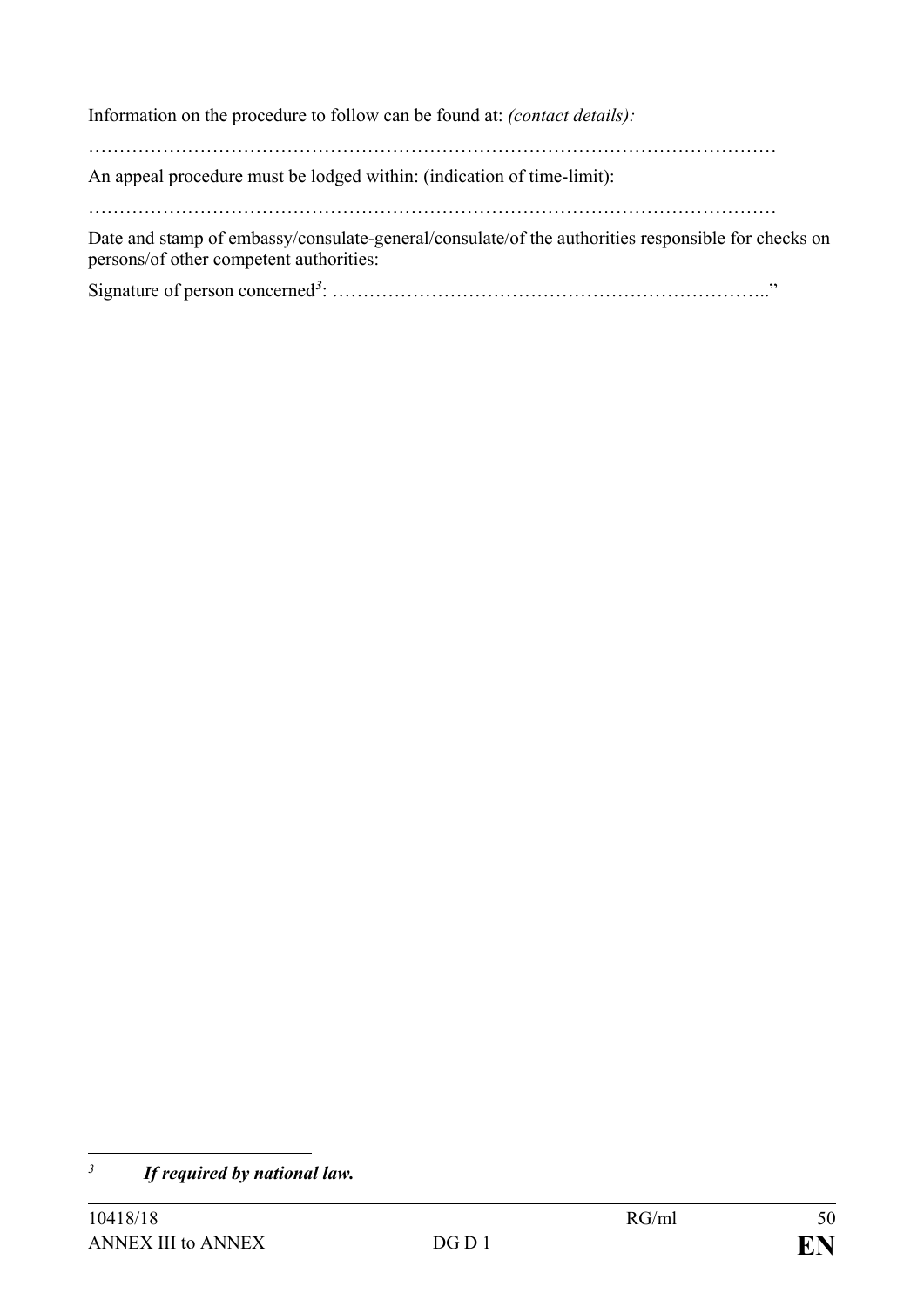Information on the procedure to follow can be found at: *(contact details):*

…………………………………………………………………………………………………

An appeal procedure must be lodged within: (indication of time-limit):

…………………………………………………………………………………………………

Date and stamp of embassy/consulate-general/consulate/of the authorities responsible for checks on persons/of other competent authorities:

Signature of person concerned[3]: ……………………………………………………………..."

---

[3] ***If required by national law.***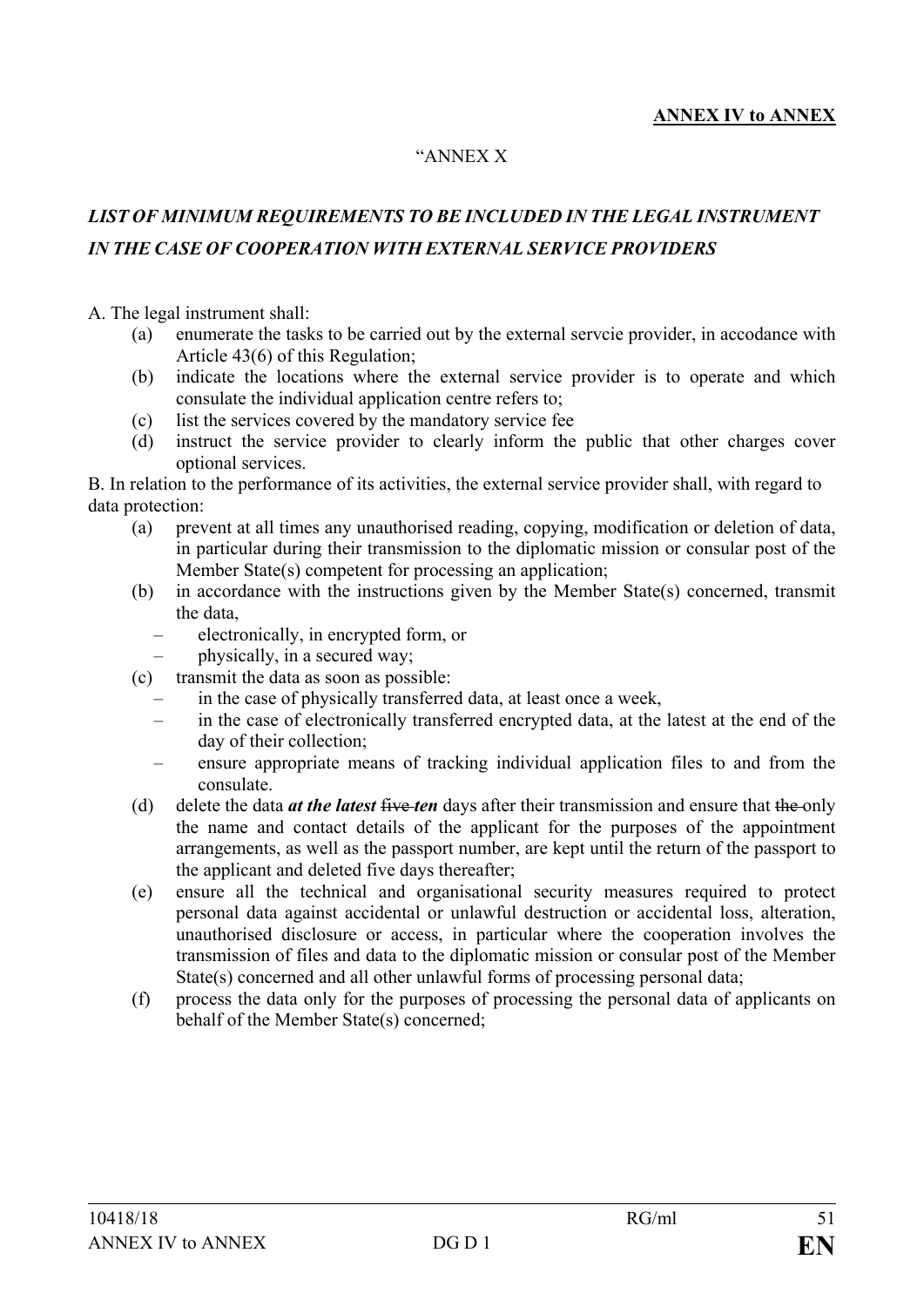**ANNEX IV to ANNEX**

"ANNEX X

***LIST OF MINIMUM REQUIREMENTS TO BE INCLUDED IN THE LEGAL INSTRUMENT IN THE CASE OF COOPERATION WITH EXTERNAL SERVICE PROVIDERS***

A. The legal instrument shall:

(a) enumerate the tasks to be carried out by the external servcie provider, in accodance with Article 43(6) of this Regulation;

(b) indicate the locations where the external service provider is to operate and which consulate the individual application centre refers to;

(c) list the services covered by the mandatory service fee

(d) instruct the service provider to clearly inform the public that other charges cover optional services.

B. In relation to the performance of its activities, the external service provider shall, with regard to data protection:

(a) prevent at all times any unauthorised reading, copying, modification or deletion of data, in particular during their transmission to the diplomatic mission or consular post of the Member State(s) competent for processing an application;

(b) in accordance with the instructions given by the Member State(s) concerned, transmit the data,

– electronically, in encrypted form, or

– physically, in a secured way;

(c) transmit the data as soon as possible:

– in the case of physically transferred data, at least once a week,

– in the case of electronically transferred encrypted data, at the latest at the end of the day of their collection;

– ensure appropriate means of tracking individual application files to and from the consulate.

(d) delete the data ***at the latest*** ~~five~~ ***ten*** days after their transmission and ensure that ~~the~~ only the name and contact details of the applicant for the purposes of the appointment arrangements, as well as the passport number, are kept until the return of the passport to the applicant and deleted five days thereafter;

(e) ensure all the technical and organisational security measures required to protect personal data against accidental or unlawful destruction or accidental loss, alteration, unauthorised disclosure or access, in particular where the cooperation involves the transmission of files and data to the diplomatic mission or consular post of the Member State(s) concerned and all other unlawful forms of processing personal data;

(f) process the data only for the purposes of processing the personal data of applicants on behalf of the Member State(s) concerned;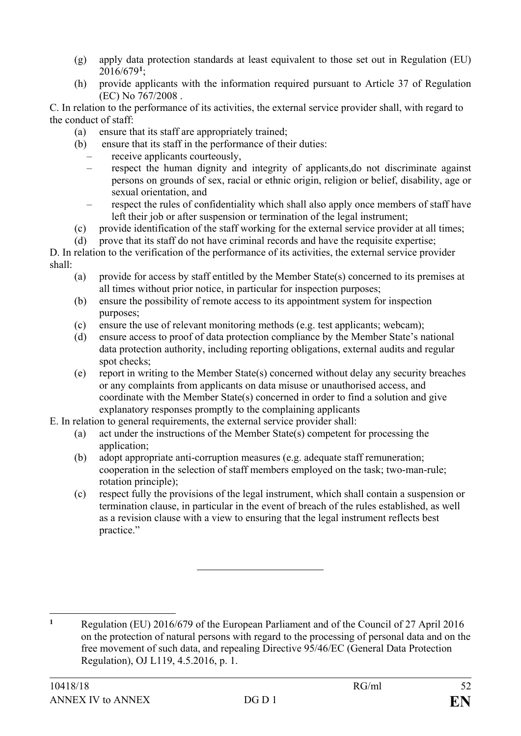(g) apply data protection standards at least equivalent to those set out in Regulation (EU) 2016/679[1];

(h) provide applicants with the information required pursuant to Article 37 of Regulation (EC) No 767/2008 .

C. In relation to the performance of its activities, the external service provider shall, with regard to the conduct of staff:

(a) ensure that its staff are appropriately trained;

(b) ensure that its staff in the performance of their duties:

– receive applicants courteously,

– respect the human dignity and integrity of applicants,do not discriminate against persons on grounds of sex, racial or ethnic origin, religion or belief, disability, age or sexual orientation, and

– respect the rules of confidentiality which shall also apply once members of staff have left their job or after suspension or termination of the legal instrument;

(c) provide identification of the staff working for the external service provider at all times;

(d) prove that its staff do not have criminal records and have the requisite expertise;

D. In relation to the verification of the performance of its activities, the external service provider shall:

(a) provide for access by staff entitled by the Member State(s) concerned to its premises at all times without prior notice, in particular for inspection purposes;

(b) ensure the possibility of remote access to its appointment system for inspection purposes;

(c) ensure the use of relevant monitoring methods (e.g. test applicants; webcam);

(d) ensure access to proof of data protection compliance by the Member State's national data protection authority, including reporting obligations, external audits and regular spot checks;

(e) report in writing to the Member State(s) concerned without delay any security breaches or any complaints from applicants on data misuse or unauthorised access, and coordinate with the Member State(s) concerned in order to find a solution and give explanatory responses promptly to the complaining applicants

E. In relation to general requirements, the external service provider shall:

(a) act under the instructions of the Member State(s) competent for processing the application;

(b) adopt appropriate anti-corruption measures (e.g. adequate staff remuneration; cooperation in the selection of staff members employed on the task; two-man-rule; rotation principle);

(c) respect fully the provisions of the legal instrument, which shall contain a suspension or termination clause, in particular in the event of breach of the rules established, as well as a revision clause with a view to ensuring that the legal instrument reflects best practice."

---

[1] Regulation (EU) 2016/679 of the European Parliament and of the Council of 27 April 2016 on the protection of natural persons with regard to the processing of personal data and on the free movement of such data, and repealing Directive 95/46/EC (General Data Protection Regulation), OJ L119, 4.5.2016, p. 1.